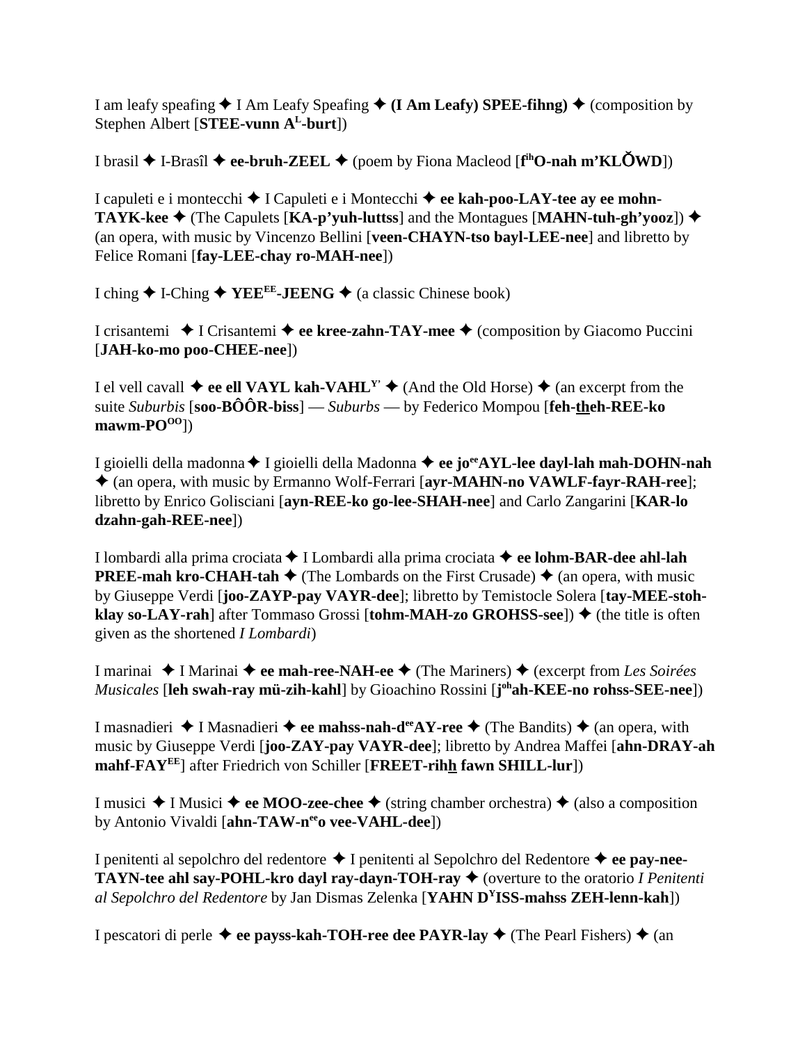I am leafy speafing ✦ I Am Leafy Speafing ✦ **(I Am Leafy) SPEE-fihng)** ✦ (composition by Stephen Albert [**STEE-vunn A[L]-burt**])

I brasil ✦ I-Brasîl ✦ **ee-bruh-ZEEL** ✦ (poem by Fiona Macleod [**f[ih]O-nah m'KLŎWD**])

I capuleti e i montecchi ✦ I Capuleti e i Montecchi ✦ **ee kah-poo-LAY-tee ay ee mohn-TAYK-kee** ✦ (The Capulets [**KA-p'yuh-luttss**] and the Montagues [**MAHN-tuh-gh'yooz**]) ✦ (an opera, with music by Vincenzo Bellini [**veen-CHAYN-tso bayl-LEE-nee**] and libretto by Felice Romani [**fay-LEE-chay ro-MAH-nee**])

I ching ✦ I-Ching ✦ **YEE[EE]-JEENG** ✦ (a classic Chinese book)

I crisantemi ✦ I Crisantemi ✦ **ee kree-zahn-TAY-mee** ✦ (composition by Giacomo Puccini [**JAH-ko-mo poo-CHEE-nee**])

I el vell cavall ✦ **ee ell VAYL kah-VAHL[Y']** ✦ (And the Old Horse) ✦ (an excerpt from the suite *Suburbis* [**soo-BÔÔR-biss**] — *Suburbs* — by Federico Mompou [**feh-theh-REE-ko mawm-PO[OO]**])

I gioielli della madonna ✦ I gioielli della Madonna ✦ **ee jo[ee]AYL-lee dayl-lah mah-DOHN-nah** ✦ (an opera, with music by Ermanno Wolf-Ferrari [**ayr-MAHN-no VAWLF-fayr-RAH-ree**]; libretto by Enrico Golisciani [**ayn-REE-ko go-lee-SHAH-nee**] and Carlo Zangarini [**KAR-lo dzahn-gah-REE-nee**])

I lombardi alla prima crociata ✦ I Lombardi alla prima crociata ✦ **ee lohm-BAR-dee ahl-lah PREE-mah kro-CHAH-tah** ✦ (The Lombards on the First Crusade) ✦ (an opera, with music by Giuseppe Verdi [**joo-ZAYP-pay VAYR-dee**]; libretto by Temistocle Solera [**tay-MEE-stoh-klay so-LAY-rah**] after Tommaso Grossi [**tohm-MAH-zo GROHSS-see**]) ✦ (the title is often given as the shortened *I Lombardi*)

I marinai ✦ I Marinai ✦ **ee mah-ree-NAH-ee** ✦ (The Mariners) ✦ (excerpt from *Les Soirées Musicales* [**leh swah-ray mü-zih-kahl**] by Gioachino Rossini [**j[oh]ah-KEE-no rohss-SEE-nee**])

I masnadieri ✦ I Masnadieri ✦ **ee mahss-nah-d[ee]AY-ree** ✦ (The Bandits) ✦ (an opera, with music by Giuseppe Verdi [**joo-ZAY-pay VAYR-dee**]; libretto by Andrea Maffei [**ahn-DRAY-ah mahf-FAY[EE]**] after Friedrich von Schiller [**FREET-rihh fawn SHILL-lur**])

I musici ✦ I Musici ✦ **ee MOO-zee-chee** ✦ (string chamber orchestra) ✦ (also a composition by Antonio Vivaldi [**ahn-TAW-n[ee]o vee-VAHL-dee**])

I penitenti al sepolchro del redentore ✦ I penitenti al Sepolchro del Redentore ✦ **ee pay-nee-TAYN-tee ahl say-POHL-kro dayl ray-dayn-TOH-ray** ✦ (overture to the oratorio *I Penitenti al Sepolchro del Redentore* by Jan Dismas Zelenka [**YAHN D[Y]ISS-mahss ZEH-lenn-kah**])

I pescatori di perle ✦ **ee payss-kah-TOH-ree dee PAYR-lay** ✦ (The Pearl Fishers) ✦ (an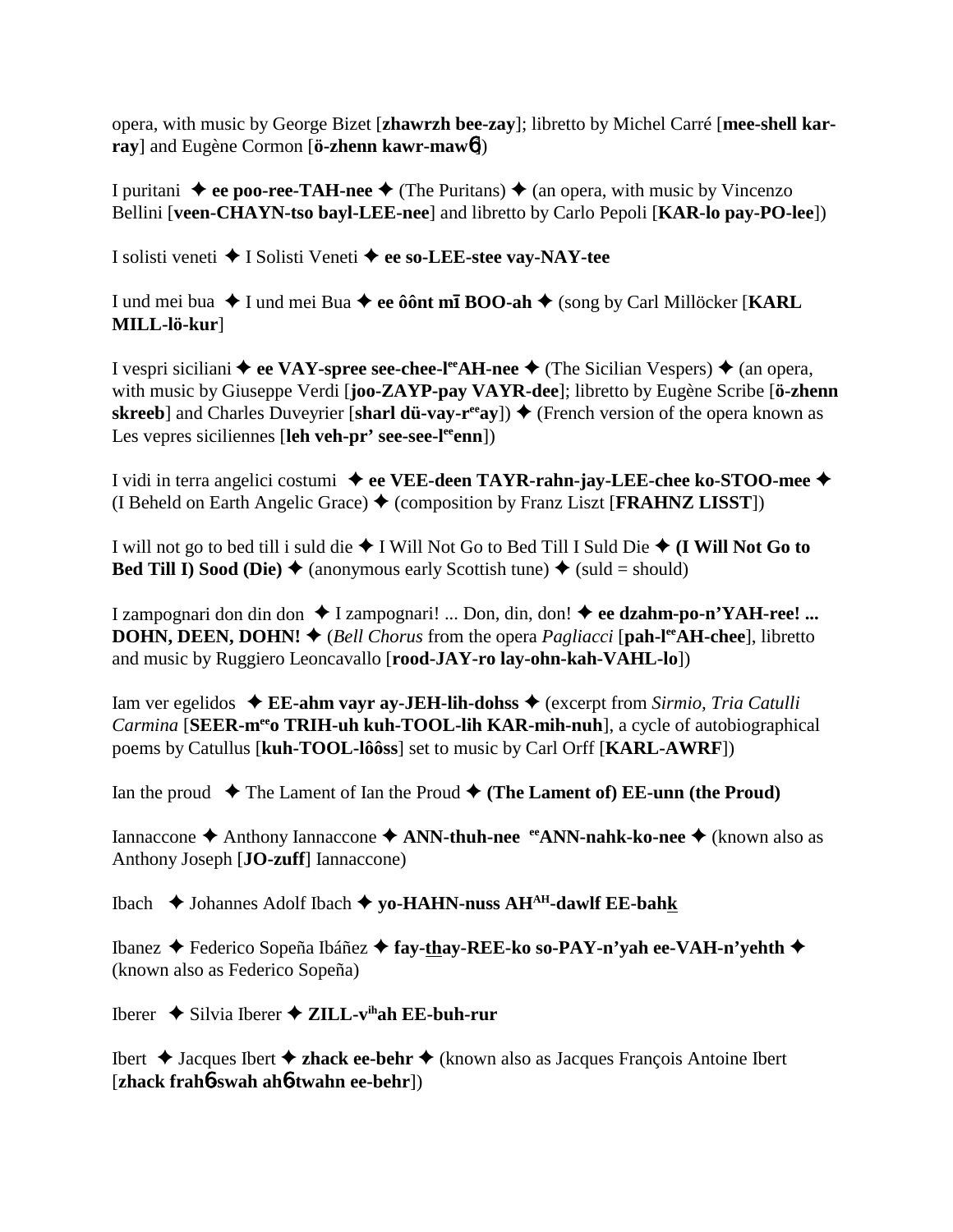opera, with music by George Bizet [**zhawrzh bee-zay**]; libretto by Michel Carré [**mee-shell kar-ray**] and Eugène Cormon [**ö-zhenn kawr-maw6**])

I puritani ✦ **ee poo-ree-TAH-nee** ✦ (The Puritans) ✦ (an opera, with music by Vincenzo Bellini [**veen-CHAYN-tso bayl-LEE-nee**] and libretto by Carlo Pepoli [**KAR-lo pay-PO-lee**])

I solisti veneti ✦ I Solisti Veneti ✦ **ee so-LEE-stee vay-NAY-tee**

I und mei bua ✦ I und mei Bua ✦ **ee ôônt mī BOO-ah** ✦ (song by Carl Millöcker [**KARL MILL-lö-kur**]

I vespri siciliani ✦ **ee VAY-spree see-chee-l^ee AH-nee** ✦ (The Sicilian Vespers) ✦ (an opera, with music by Giuseppe Verdi [**joo-ZAYP-pay VAYR-dee**]; libretto by Eugène Scribe [**ö-zhenn skreeb**] and Charles Duveyrier [**sharl dü-vay-r^ee ay**]) ✦ (French version of the opera known as Les vepres siciliennes [**leh veh-pr' see-see-l^ee enn**])

I vidi in terra angelici costumi ✦ **ee VEE-deen TAYR-rahn-jay-LEE-chee ko-STOO-mee** ✦ (I Beheld on Earth Angelic Grace) ✦ (composition by Franz Liszt [**FRAHNZ LISST**])

I will not go to bed till i suld die ✦ I Will Not Go to Bed Till I Suld Die ✦ **(I Will Not Go to Bed Till I) Sood (Die)** ✦ (anonymous early Scottish tune) ✦ (suld = should)

I zampognari don din don ✦ I zampognari! ... Don, din, don! ✦ **ee dzahm-po-n'YAH-ree! ... DOHN, DEEN, DOHN!** ✦ (*Bell Chorus* from the opera *Pagliacci* [**pah-l^ee AH-chee**], libretto and music by Ruggiero Leoncavallo [**rood-JAY-ro lay-ohn-kah-VAHL-lo**])

Iam ver egelidos ✦ **EE-ahm vayr ay-JEH-lih-dohss** ✦ (excerpt from *Sirmio*, *Tria Catulli Carmina* [**SEER-m^ee o TRIH-uh kuh-TOOL-lih KAR-mih-nuh**], a cycle of autobiographical poems by Catullus [**kuh-TOOL-lôôss**] set to music by Carl Orff [**KARL-AWRF**])

Ian the proud ✦ The Lament of Ian the Proud ✦ **(The Lament of) EE-unn (the Proud)**

Iannaccone ✦ Anthony Iannaccone ✦ **ANN-thuh-nee ^ee ANN-nahk-ko-nee** ✦ (known also as Anthony Joseph [**JO-zuff**] Iannaccone)

Ibach ✦ Johannes Adolf Ibach ✦ **yo-HAHN-nuss AH^AH-dawlf EE-bahk**

Ibanez ✦ Federico Sopeña Ibáñez ✦ **fay-thay-REE-ko so-PAY-n'yah ee-VAH-n'yehth** ✦ (known also as Federico Sopeña)

Iberer ✦ Silvia Iberer ✦ **ZILL-v^ih ah EE-buh-rur**

Ibert ✦ Jacques Ibert ✦ **zhack ee-behr** ✦ (known also as Jacques François Antoine Ibert [**zhack frah6-swah ah6-twahn ee-behr**])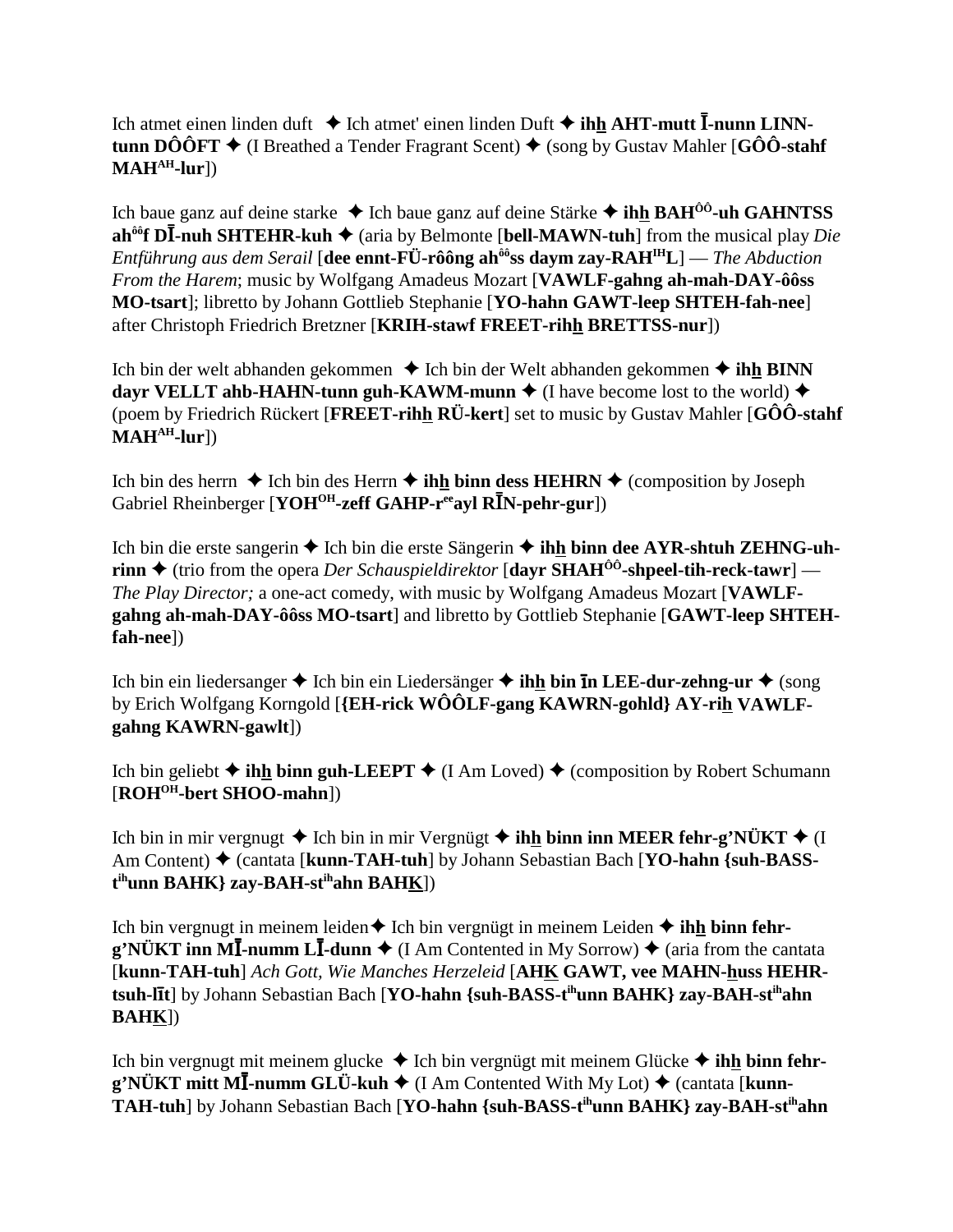Ich atmet einen linden duft ✦ Ich atmet' einen linden Duft ✦ **ihh AHT-mutt Ī-nunn LINN-tunn DÔÔFT** ✦ (I Breathed a Tender Fragrant Scent) ✦ (song by Gustav Mahler [**GÔÔ-stahf MAH^AH-lur**])

Ich baue ganz auf deine starke ✦ Ich baue ganz auf deine Stärke ✦ **ihh BAH^ÔÔ-uh GAHNTSS ah^ôôf DĪ-nuh SHTEHR-kuh** ✦ (aria by Belmonte [**bell-MAWN-tuh**] from the musical play *Die Entführung aus dem Serail* [**dee ennt-FÜ-rôông ah^ôôss daym zay-RAH^IHL**] — *The Abduction From the Harem*; music by Wolfgang Amadeus Mozart [**VAWLF-gahng ah-mah-DAY-ôôss MO-tsart**]; libretto by Johann Gottlieb Stephanie [**YO-hahn GAWT-leep SHTEH-fah-nee**] after Christoph Friedrich Bretzner [**KRIH-stawf FREET-rihh BRETTSS-nur**])

Ich bin der welt abhanden gekommen ✦ Ich bin der Welt abhanden gekommen ✦ **ihh BINN dayr VELLT ahb-HAHN-tunn guh-KAWM-munn** ✦ (I have become lost to the world) ✦ (poem by Friedrich Rückert [**FREET-rihh RÜ-kert**] set to music by Gustav Mahler [**GÔÔ-stahf MAH^AH-lur**])

Ich bin des herrn ✦ Ich bin des Herrn ✦ **ihh binn dess HEHRN** ✦ (composition by Joseph Gabriel Rheinberger [**YOH^OH-zeff GAHP-r^ee ayl RĪN-pehr-gur**])

Ich bin die erste sangerin ✦ Ich bin die erste Sängerin ✦ **ihh binn dee AYR-shtuh ZEHNG-uh-rinn** ✦ (trio from the opera *Der Schauspieldirektor* [**dayr SHAH^ÔÔ-shpeel-tih-reck-tawr**] — *The Play Director;* a one-act comedy, with music by Wolfgang Amadeus Mozart [**VAWLF-gahng ah-mah-DAY-ôôss MO-tsart**] and libretto by Gottlieb Stephanie [**GAWT-leep SHTEH-fah-nee**])

Ich bin ein liedersanger ✦ Ich bin ein Liedersänger ✦ **ihh bin īn LEE-dur-zehng-ur** ✦ (song by Erich Wolfgang Korngold [**{EH-rick WÔÔLF-gang KAWRN-gohld} AY-rih VAWLF-gahng KAWRN-gawlt**])

Ich bin geliebt ✦ **ihh binn guh-LEEPT** ✦ (I Am Loved) ✦ (composition by Robert Schumann [**ROH^OH-bert SHOO-mahn**])

Ich bin in mir vergnugt ✦ Ich bin in mir Vergnügt ✦ **ihh binn inn MEER fehr-g'NÜKT** ✦ (I Am Content) ✦ (cantata [**kunn-TAH-tuh**] by Johann Sebastian Bach [**YO-hahn {suh-BASS-t^ihunn BAHK} zay-BAH-st^ihahn BAHK**])

Ich bin vergnugt in meinem leiden✦ Ich bin vergnügt in meinem Leiden ✦ **ihh binn fehr-g'NÜKT inn MĪ-numm LĪ-dunn** ✦ (I Am Contented in My Sorrow) ✦ (aria from the cantata [**kunn-TAH-tuh**] *Ach Gott, Wie Manches Herzeleid* [**AHK GAWT, vee MAHN-huss HEHR-tsuh-līt**] by Johann Sebastian Bach [**YO-hahn {suh-BASS-t^ihunn BAHK} zay-BAH-st^ihahn BAHK**])

Ich bin vergnugt mit meinem glucke ✦ Ich bin vergnügt mit meinem Glücke ✦ **ihh binn fehr-g'NÜKT mitt MĪ-numm GLÜ-kuh** ✦ (I Am Contented With My Lot) ✦ (cantata [**kunn-TAH-tuh**] by Johann Sebastian Bach [**YO-hahn {suh-BASS-t^ihunn BAHK} zay-BAH-st^ihahn**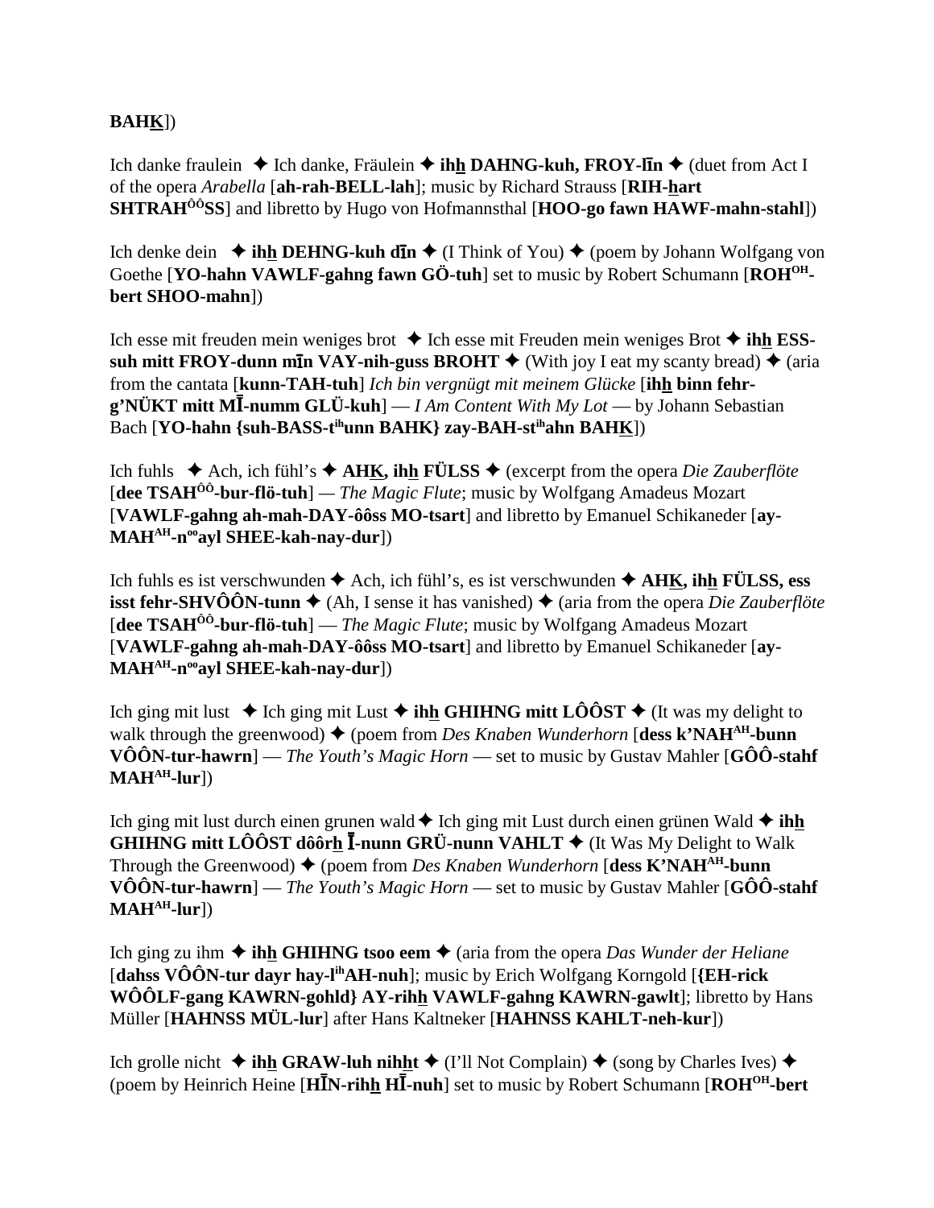**BAHK**])

Ich danke fraulein ✦ Ich danke, Fräulein ✦ **ihh DAHNG-kuh, FROY-līn** ✦ (duet from Act I of the opera *Arabella* [**ah-rah-BELL-lah**]; music by Richard Strauss [**RIH-hart SHTRAH$^{ÔÔ}$SS**] and libretto by Hugo von Hofmannsthal [**HOO-go fawn HAWF-mahn-stahl**])

Ich denke dein ✦ **ihh DEHNG-kuh dīn** ✦ (I Think of You) ✦ (poem by Johann Wolfgang von Goethe [**YO-hahn VAWLF-gahng fawn GÖ-tuh**] set to music by Robert Schumann [**ROH$^{OH}$-bert SHOO-mahn**])

Ich esse mit freuden mein weniges brot ✦ Ich esse mit Freuden mein weniges Brot ✦ **ihh ESS-suh mitt FROY-dunn mīn VAY-nih-guss BROHT** ✦ (With joy I eat my scanty bread) ✦ (aria from the cantata [**kunn-TAH-tuh**] *Ich bin vergnügt mit meinem Glücke* [**ihh binn fehr-g'NÜKT mitt MĪ-numm GLÜ-kuh**] — *I Am Content With My Lot* — by Johann Sebastian Bach [**YO-hahn {suh-BASS-t$^{ih}$unn BAHK} zay-BAH-st$^{ih}$ahn BAHK**])

Ich fuhls ✦ Ach, ich fühl's ✦ **AHK, ihh FÜLSS** ✦ (excerpt from the opera *Die Zauberflöte* [**dee TSAH$^{ÔÔ}$-bur-flö-tuh**] — *The Magic Flute*; music by Wolfgang Amadeus Mozart [**VAWLF-gahng ah-mah-DAY-ôôss MO-tsart**] and libretto by Emanuel Schikaneder [**ay-MAH$^{AH}$-n$^{oo}$ayl SHEE-kah-nay-dur**])

Ich fuhls es ist verschwunden ✦ Ach, ich fühl's, es ist verschwunden ✦ **AHK, ihh FÜLSS, ess isst fehr-SHVÔÔN-tunn** ✦ (Ah, I sense it has vanished) ✦ (aria from the opera *Die Zauberflöte* [**dee TSAH$^{ÔÔ}$-bur-flö-tuh**] — *The Magic Flute*; music by Wolfgang Amadeus Mozart [**VAWLF-gahng ah-mah-DAY-ôôss MO-tsart**] and libretto by Emanuel Schikaneder [**ay-MAH$^{AH}$-n$^{oo}$ayl SHEE-kah-nay-dur**])

Ich ging mit lust ✦ Ich ging mit Lust ✦ **ihh GHIHNG mitt LÔÔST** ✦ (It was my delight to walk through the greenwood) ✦ (poem from *Des Knaben Wunderhorn* [**dess k'NAH$^{AH}$-bunn VÔÔN-tur-hawrn**] — *The Youth's Magic Horn* — set to music by Gustav Mahler [**GÔÔ-stahf MAH$^{AH}$-lur**])

Ich ging mit lust durch einen grunen wald ✦ Ich ging mit Lust durch einen grünen Wald ✦ **ihh GHIHNG mitt LÔÔST dôôrh Ī-nunn GRÜ-nunn VAHLT** ✦ (It Was My Delight to Walk Through the Greenwood) ✦ (poem from *Des Knaben Wunderhorn* [**dess K'NAH$^{AH}$-bunn VÔÔN-tur-hawrn**] — *The Youth's Magic Horn* — set to music by Gustav Mahler [**GÔÔ-stahf MAH$^{AH}$-lur**])

Ich ging zu ihm ✦ **ihh GHIHNG tsoo eem** ✦ (aria from the opera *Das Wunder der Heliane* [**dahss VÔÔN-tur dayr hay-l$^{ih}$AH-nuh**]; music by Erich Wolfgang Korngold [**{EH-rick WÔÔLF-gang KAWRN-gohld} AY-rihh VAWLF-gahng KAWRN-gawlt**]; libretto by Hans Müller [**HAHNSS MÜL-lur**] after Hans Kaltneker [**HAHNSS KAHLT-neh-kur**])

Ich grolle nicht ✦ **ihh GRAW-luh nihht** ✦ (I'll Not Complain) ✦ (song by Charles Ives) ✦ (poem by Heinrich Heine [**HĪN-rihh HĪ-nuh**] set to music by Robert Schumann [**ROH$^{OH}$-bert**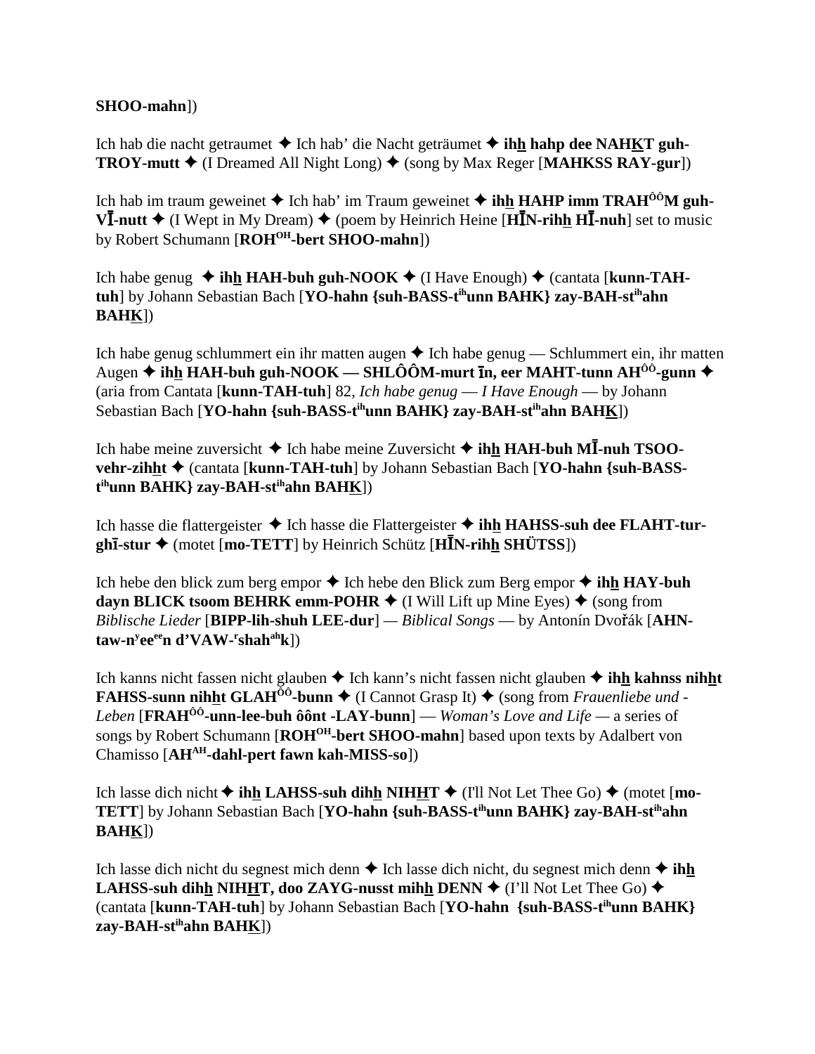**SHOO-mahn**])

Ich hab die nacht getraumet ✦ Ich hab' die Nacht geträumet ✦ **ihh hahp dee NAHKT guh-TROY-mutt** ✦ (I Dreamed All Night Long) ✦ (song by Max Reger [**MAHKSS RAY-gur**])

Ich hab im traum geweinet ✦ Ich hab' im Traum geweinet ✦ **ihh HAHP imm TRAH$^{ÔÔ}$M guh-VĪ-nutt** ✦ (I Wept in My Dream) ✦ (poem by Heinrich Heine [**HĪN-rihh HĪ-nuh**] set to music by Robert Schumann [**ROH$^{OH}$-bert SHOO-mahn**])

Ich habe genug ✦ **ihh HAH-buh guh-NOOK** ✦ (I Have Enough) ✦ (cantata [**kunn-TAH-tuh**] by Johann Sebastian Bach [**YO-hahn {suh-BASS-t$^{ih}$unn BAHK} zay-BAH-st$^{ih}$ahn BAHK**])

Ich habe genug schlummert ein ihr matten augen ✦ Ich habe genug — Schlummert ein, ihr matten Augen ✦ **ihh HAH-buh guh-NOOK — SHLÔÔM-murt īn, eer MAHT-tunn AH$^{ÔÔ}$-gunn** ✦ (aria from Cantata [**kunn-TAH-tuh**] 82, *Ich habe genug — I Have Enough* — by Johann Sebastian Bach [**YO-hahn {suh-BASS-t$^{ih}$unn BAHK} zay-BAH-st$^{ih}$ahn BAHK**])

Ich habe meine zuversicht ✦ Ich habe meine Zuversicht ✦ **ihh HAH-buh MĪ-nuh TSOO-vehr-zihht** ✦ (cantata [**kunn-TAH-tuh**] by Johann Sebastian Bach [**YO-hahn {suh-BASS-t$^{ih}$unn BAHK} zay-BAH-st$^{ih}$ahn BAHK**])

Ich hasse die flattergeister ✦ Ich hasse die Flattergeister ✦ **ihh HAHSS-suh dee FLAHT-tur-ghī-stur** ✦ (motet [**mo-TETT**] by Heinrich Schütz [**HĪN-rihh SHÜTSS**])

Ich hebe den blick zum berg empor ✦ Ich hebe den Blick zum Berg empor ✦ **ihh HAY-buh dayn BLICK tsoom BEHRK emm-POHR** ✦ (I Will Lift up Mine Eyes) ✦ (song from *Biblische Lieder* [**BIPP-lih-shuh LEE-dur**] — *Biblical Songs* — by Antonín Dvořák [**AHN-taw-n$^{y}$ee$^{ee}$n d'VAW-$^{r}$shah$^{ah}$k**])

Ich kanns nicht fassen nicht glauben ✦ Ich kann's nicht fassen nicht glauben ✦ **ihh kahnss nihht FAHSS-sunn nihht GLAH$^{ÔÔ}$-bunn** ✦ (I Cannot Grasp It) ✦ (song from *Frauenliebe und -Leben* [**FRAH$^{ÔÔ}$-unn-lee-buh ôônt -LAY-bunn**] — *Woman's Love and Life* — a series of songs by Robert Schumann [**ROH$^{OH}$-bert SHOO-mahn**] based upon texts by Adalbert von Chamisso [**AH$^{AH}$-dahl-pert fawn kah-MISS-so**])

Ich lasse dich nicht ✦ **ihh LAHSS-suh dihh NIHHT** ✦ (I'll Not Let Thee Go) ✦ (motet [**mo-TETT**] by Johann Sebastian Bach [**YO-hahn {suh-BASS-t$^{ih}$unn BAHK} zay-BAH-st$^{ih}$ahn BAHK**])

Ich lasse dich nicht du segnest mich denn ✦ Ich lasse dich nicht, du segnest mich denn ✦ **ihh LAHSS-suh dihh NIHHT, doo ZAYG-nusst mihh DENN** ✦ (I'll Not Let Thee Go) ✦ (cantata [**kunn-TAH-tuh**] by Johann Sebastian Bach [**YO-hahn {suh-BASS-t$^{ih}$unn BAHK} zay-BAH-st$^{ih}$ahn BAHK**])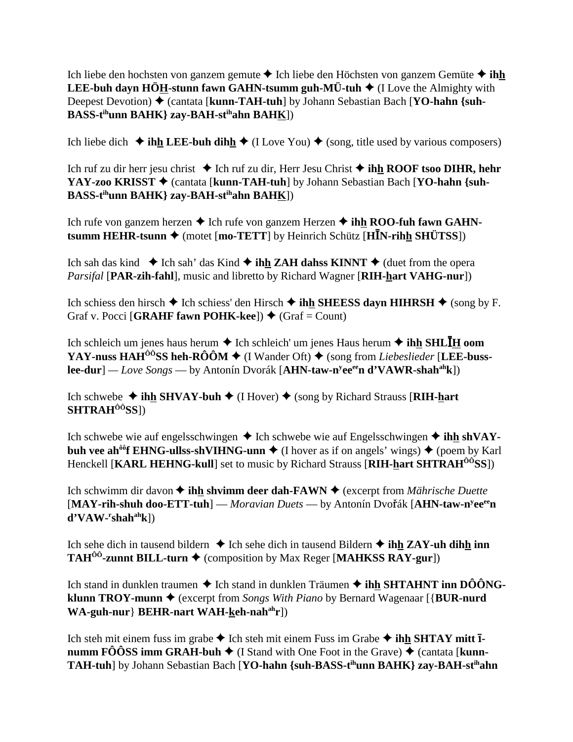Ich liebe den hochsten von ganzem gemute ✦ Ich liebe den Höchsten von ganzem Gemüte ✦ **ihh LEE-buh dayn HÖH-stunn fawn GAHN-tsumm guh-MÜ-tuh** ✦ (I Love the Almighty with Deepest Devotion) ✦ (cantata [**kunn-TAH-tuh**] by Johann Sebastian Bach [**YO-hahn {suh-BASS-t$^{ih}$unn BAHK} zay-BAH-st$^{ih}$ahn BAHK**])

Ich liebe dich ✦ **ihh LEE-buh dihh** ✦ (I Love You) ✦ (song, title used by various composers)

Ich ruf zu dir herr jesu christ ✦ Ich ruf zu dir, Herr Jesu Christ ✦ **ihh ROOF tsoo DIHR, hehr YAY-zoo KRISST** ✦ (cantata [**kunn-TAH-tuh**] by Johann Sebastian Bach [**YO-hahn {suh-BASS-t$^{ih}$unn BAHK} zay-BAH-st$^{ih}$ahn BAHK**])

Ich rufe von ganzem herzen ✦ Ich rufe von ganzem Herzen ✦ **ihh ROO-fuh fawn GAHN-tsumm HEHR-tsunn** ✦ (motet [**mo-TETT**] by Heinrich Schütz [**HĪN-rihh SHÜTSS**])

Ich sah das kind ✦ Ich sah' das Kind ✦ **ihh ZAH dahss KINNT** ✦ (duet from the opera *Parsifal* [**PAR-zih-fahl**], music and libretto by Richard Wagner [**RIH-hart VAHG-nur**])

Ich schiess den hirsch ✦ Ich schiess' den Hirsch ✦ **ihh SHEESS dayn HIHRSH** ✦ (song by F. Graf v. Pocci [**GRAHF fawn POHK-kee**]) ✦ (Graf = Count)

Ich schleich um jenes haus herum ✦ Ich schleich' um jenes Haus herum ✦ **ihh SHLĪH oom YAY-nuss HAH$^{ôô}$SS heh-RÔÔM** ✦ (I Wander Oft) ✦ (song from *Liebeslieder* [**LEE-buss-lee-dur**] — *Love Songs* — by Antonín Dvorák [**AHN-taw-n$^{y}$ee$^{ee}$n d'VAWR-shah$^{ah}$k**])

Ich schwebe ✦ **ihh SHVAY-buh** ✦ (I Hover) ✦ (song by Richard Strauss [**RIH-hart SHTRAH$^{ôô}$SS**])

Ich schwebe wie auf engelsschwingen ✦ Ich schwebe wie auf Engelsschwingen ✦ **ihh shVAY-buh vee ah$^{ôô}$f EHNG-ullss-shVIHNG-unn** ✦ (I hover as if on angels' wings) ✦ (poem by Karl Henckell [**KARL HEHNG-kull**] set to music by Richard Strauss [**RIH-hart SHTRAH$^{ôô}$SS**])

Ich schwimm dir davon ✦ **ihh shvimm deer dah-FAWN** ✦ (excerpt from *Mährische Duette* [**MAY-rih-shuh doo-ETT-tuh**] — *Moravian Duets* — by Antonín Dvořák [**AHN-taw-n$^{y}$ee$^{ee}$n d'VAW-$^{r}$shah$^{ah}$k**])

Ich sehe dich in tausend bildern ✦ Ich sehe dich in tausend Bildern ✦ **ihh ZAY-uh dihh inn TAH$^{ôô}$-zunnt BILL-turn** ✦ (composition by Max Reger [**MAHKSS RAY-gur**])

Ich stand in dunklen traumen ✦ Ich stand in dunklen Träumen ✦ **ihh SHTAHNT inn DÔÔNG-klunn TROY-munn** ✦ (excerpt from *Songs With Piano* by Bernard Wagenaar [{**BUR-nurd WA-guh-nur**} **BEHR-nart WAH-keh-nah$^{ah}$r**])

Ich steh mit einem fuss im grabe ✦ Ich steh mit einem Fuss im Grabe ✦ **ihh SHTAY mitt ī-numm FÔÔSS imm GRAH-buh** ✦ (I Stand with One Foot in the Grave) ✦ (cantata [**kunn-TAH-tuh**] by Johann Sebastian Bach [**YO-hahn {suh-BASS-t$^{ih}$unn BAHK} zay-BAH-st$^{ih}$ahn**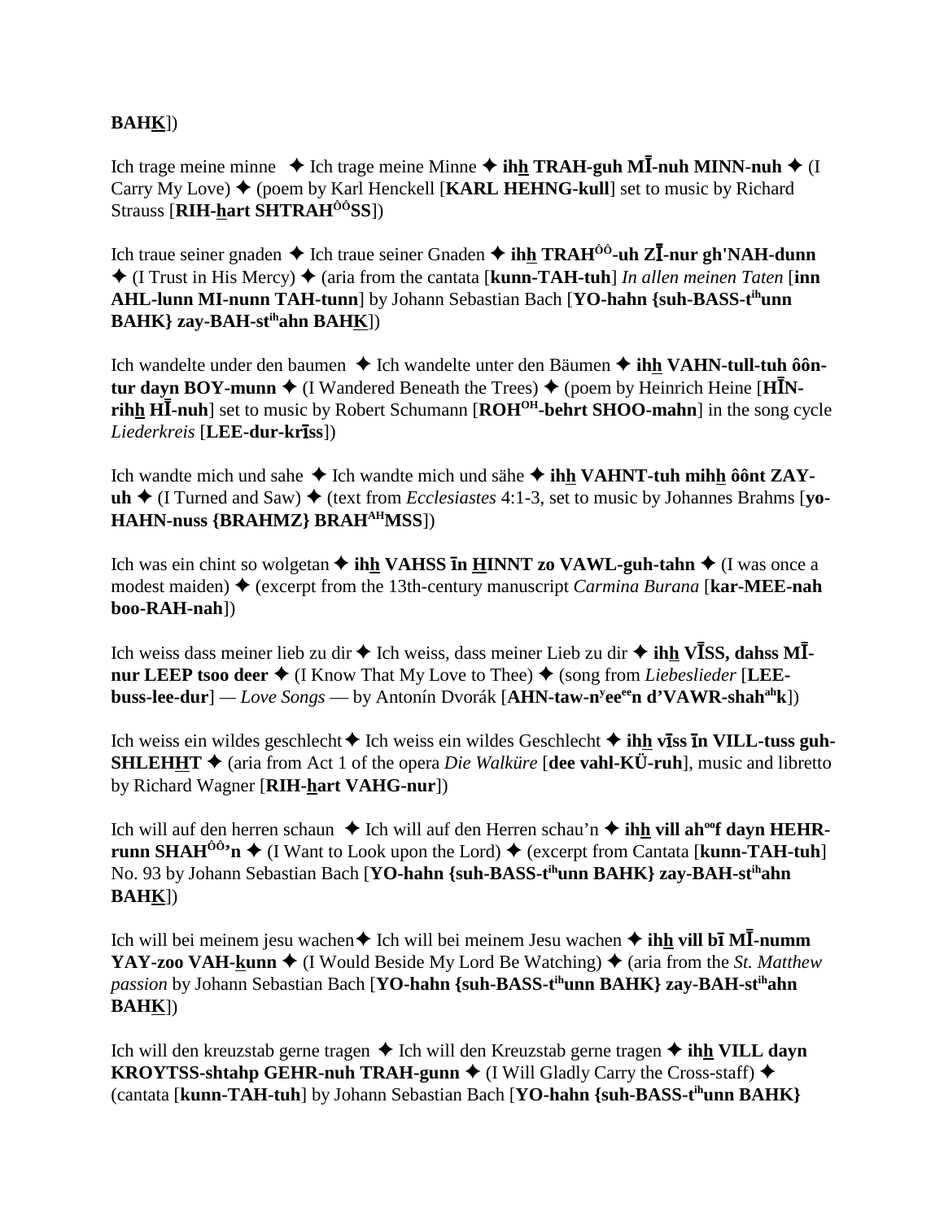**BAH<u>K</u>**])

Ich trage meine minne ✦ Ich trage meine Minne ✦ **ih<u>h</u> TRAH-guh MĪ-nuh MINN-nuh** ✦ (I Carry My Love) ✦ (poem by Karl Henckell [**KARL HEHNG-kull**] set to music by Richard Strauss [**RIH-<u>h</u>art SHTRAH[ôô]SS**])

Ich traue seiner gnaden ✦ Ich traue seiner Gnaden ✦ **ih<u>h</u> TRAH[ôô]-uh ZĪ-nur gh'NAH-dunn** ✦ (I Trust in His Mercy) ✦ (aria from the cantata [**kunn-TAH-tuh**] *In allen meinen Taten* [**inn AHL-lunn MI-nunn TAH-tunn**] by Johann Sebastian Bach [**YO-hahn {suh-BASS-t[ih]unn BAHK} zay-BAH-st[ih]ahn BAH<u>K</u>**])

Ich wandelte under den baumen ✦ Ich wandelte unter den Bäumen ✦ **ih<u>h</u> VAHN-tull-tuh ôôn-tur dayn BOY-munn** ✦ (I Wandered Beneath the Trees) ✦ (poem by Heinrich Heine [**HĪN-rih<u>h</u> HĪ-nuh**] set to music by Robert Schumann [**ROH[OH]-behrt SHOO-mahn**] in the song cycle *Liederkreis* [**LEE-dur-krīss**])

Ich wandte mich und sahe ✦ Ich wandte mich und sähe ✦ **ih<u>h</u> VAHNT-tuh mih<u>h</u> ôônt ZAY-uh** ✦ (I Turned and Saw) ✦ (text from *Ecclesiastes* 4:1-3, set to music by Johannes Brahms [**yo-HAHN-nuss {BRAHMZ} BRAH[AH]MSS**])

Ich was ein chint so wolgetan ✦ **ih<u>h</u> VAHSS īn <u>H</u>INNT zo VAWL-guh-tahn** ✦ (I was once a modest maiden) ✦ (excerpt from the 13th-century manuscript *Carmina Burana* [**kar-MEE-nah boo-RAH-nah**])

Ich weiss dass meiner lieb zu dir ✦ Ich weiss, dass meiner Lieb zu dir ✦ **ih<u>h</u> VĪSS, dahss MĪ-nur LEEP tsoo deer** ✦ (I Know That My Love to Thee) ✦ (song from *Liebeslieder* [**LEE-buss-lee-dur**] — *Love Songs* — by Antonín Dvorák [**AHN-taw-n[y]ee[ee]n d'VAWR-shah[ah]k**])

Ich weiss ein wildes geschlecht ✦ Ich weiss ein wildes Geschlecht ✦ **ih<u>h</u> vīss īn VILL-tuss guh-SHLEH<u>H</u>T** ✦ (aria from Act 1 of the opera *Die Walküre* [**dee vahl-KÜ-ruh**], music and libretto by Richard Wagner [**RIH-<u>h</u>art VAHG-nur**])

Ich will auf den herren schaun ✦ Ich will auf den Herren schau'n ✦ **ih<u>h</u> vill ah[oo]f dayn HEHR-runn SHAH[ôô]'n** ✦ (I Want to Look upon the Lord) ✦ (excerpt from Cantata [**kunn-TAH-tuh**] No. 93 by Johann Sebastian Bach [**YO-hahn {suh-BASS-t[ih]unn BAHK} zay-BAH-st[ih]ahn BAH<u>K</u>**])

Ich will bei meinem jesu wachen ✦ Ich will bei meinem Jesu wachen ✦ **ih<u>h</u> vill bī MĪ-numm YAY-zoo VAH-<u>k</u>unn** ✦ (I Would Beside My Lord Be Watching) ✦ (aria from the *St. Matthew passion* by Johann Sebastian Bach [**YO-hahn {suh-BASS-t[ih]unn BAHK} zay-BAH-st[ih]ahn BAH<u>K</u>**])

Ich will den kreuzstab gerne tragen ✦ Ich will den Kreuzstab gerne tragen ✦ **ih<u>h</u> VILL dayn KROYTSS-shtahp GEHR-nuh TRAH-gunn** ✦ (I Will Gladly Carry the Cross-staff) ✦ (cantata [**kunn-TAH-tuh**] by Johann Sebastian Bach [**YO-hahn {suh-BASS-t[ih]unn BAHK}**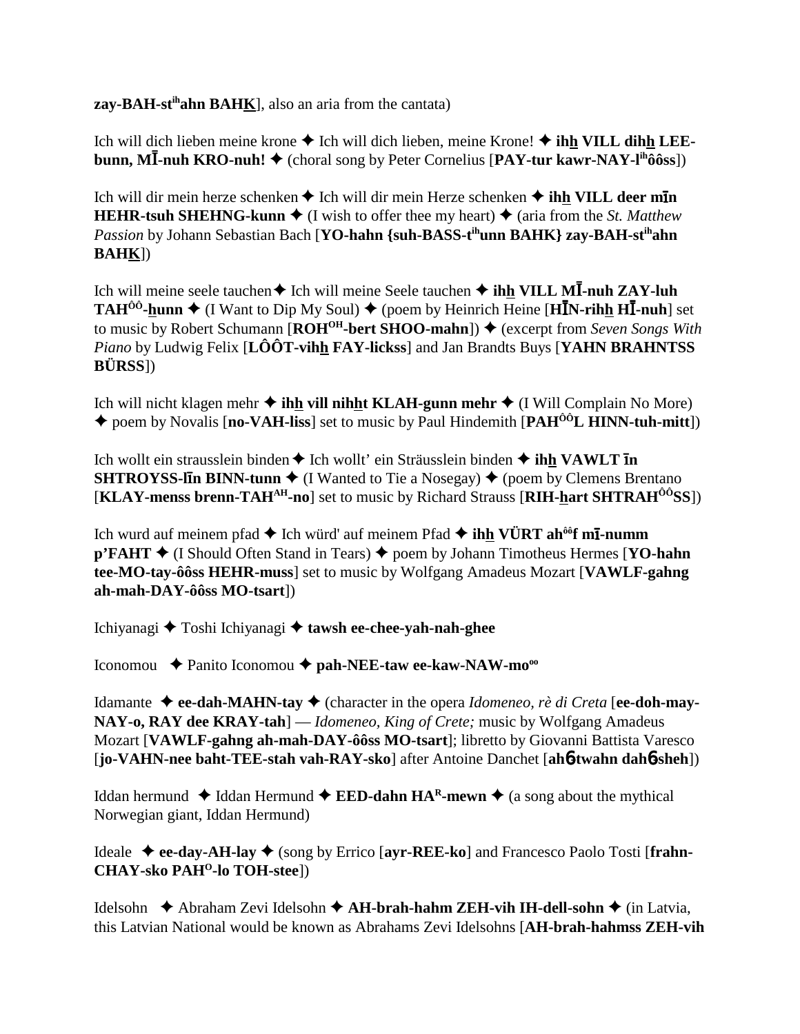**zay-BAH-st[ih]ahn BAHK**], also an aria from the cantata)

Ich will dich lieben meine krone ✦ Ich will dich lieben, meine Krone! ✦ **ihh VILL dihh LEE-bunn, MĪ-nuh KRO-nuh!** ✦ (choral song by Peter Cornelius [**PAY-tur kawr-NAY-l[ih]ôôss**])

Ich will dir mein herze schenken ✦ Ich will dir mein Herze schenken ✦ **ihh VILL deer mīn HEHR-tsuh SHEHNG-kunn** ✦ (I wish to offer thee my heart) ✦ (aria from the *St. Matthew Passion* by Johann Sebastian Bach [**YO-hahn {suh-BASS-t[ih]unn BAHK} zay-BAH-st[ih]ahn BAHK**])

Ich will meine seele tauchen ✦ Ich will meine Seele tauchen ✦ **ihh VILL MĪ-nuh ZAY-luh TAH[ôô]-hunn** ✦ (I Want to Dip My Soul) ✦ (poem by Heinrich Heine [**HĪN-rihh HĪ-nuh**] set to music by Robert Schumann [**ROH[OH]-bert SHOO-mahn**]) ✦ (excerpt from *Seven Songs With Piano* by Ludwig Felix [**LÔÔT-vihh FAY-lickss**] and Jan Brandts Buys [**YAHN BRAHNTSS BÜRSS**])

Ich will nicht klagen mehr ✦ **ihh vill nihht KLAH-gunn mehr** ✦ (I Will Complain No More) ✦ poem by Novalis [**no-VAH-liss**] set to music by Paul Hindemith [**PAH[ôô]L HINN-tuh-mitt**])

Ich wollt ein strausslein binden ✦ Ich wollt' ein Sträusslein binden ✦ **ihh VAWLT īn SHTROYSS-līn BINN-tunn** ✦ (I Wanted to Tie a Nosegay) ✦ (poem by Clemens Brentano [**KLAY-menss brenn-TAH[AH]-no**] set to music by Richard Strauss [**RIH-hart SHTRAH[ÔÔ]SS**])

Ich wurd auf meinem pfad ✦ Ich würd' auf meinem Pfad ✦ **ihh VÜRT ah[ôô]f mī-numm p'FAHT** ✦ (I Should Often Stand in Tears) ✦ poem by Johann Timotheus Hermes [**YO-hahn tee-MO-tay-ôôss HEHR-muss**] set to music by Wolfgang Amadeus Mozart [**VAWLF-gahng ah-mah-DAY-ôôss MO-tsart**])

Ichiyanagi ✦ Toshi Ichiyanagi ✦ **tawsh ee-chee-yah-nah-ghee**

Iconomou ✦ Panito Iconomou ✦ **pah-NEE-taw ee-kaw-NAW-mo[oo]**

Idamante ✦ **ee-dah-MAHN-tay** ✦ (character in the opera *Idomeneo, rè di Creta* [**ee-doh-may-NAY-o, RAY dee KRAY-tah**] — *Idomeneo, King of Crete;* music by Wolfgang Amadeus Mozart [**VAWLF-gahng ah-mah-DAY-ôôss MO-tsart**]; libretto by Giovanni Battista Varesco [**jo-VAHN-nee baht-TEE-stah vah-RAY-sko**] after Antoine Danchet [**ahɓ-twahn dahɓ-sheh**])

Iddan hermund ✦ Iddan Hermund ✦ **EED-dahn HA[R]-mewn** ✦ (a song about the mythical Norwegian giant, Iddan Hermund)

Ideale ✦ **ee-day-AH-lay** ✦ (song by Errico [**ayr-REE-ko**] and Francesco Paolo Tosti [**frahn-CHAY-sko PAH[O]-lo TOH-stee**])

Idelsohn ✦ Abraham Zevi Idelsohn ✦ **AH-brah-hahm ZEH-vih IH-dell-sohn** ✦ (in Latvia, this Latvian National would be known as Abrahams Zevi Idelsohns [**AH-brah-hahmss ZEH-vih**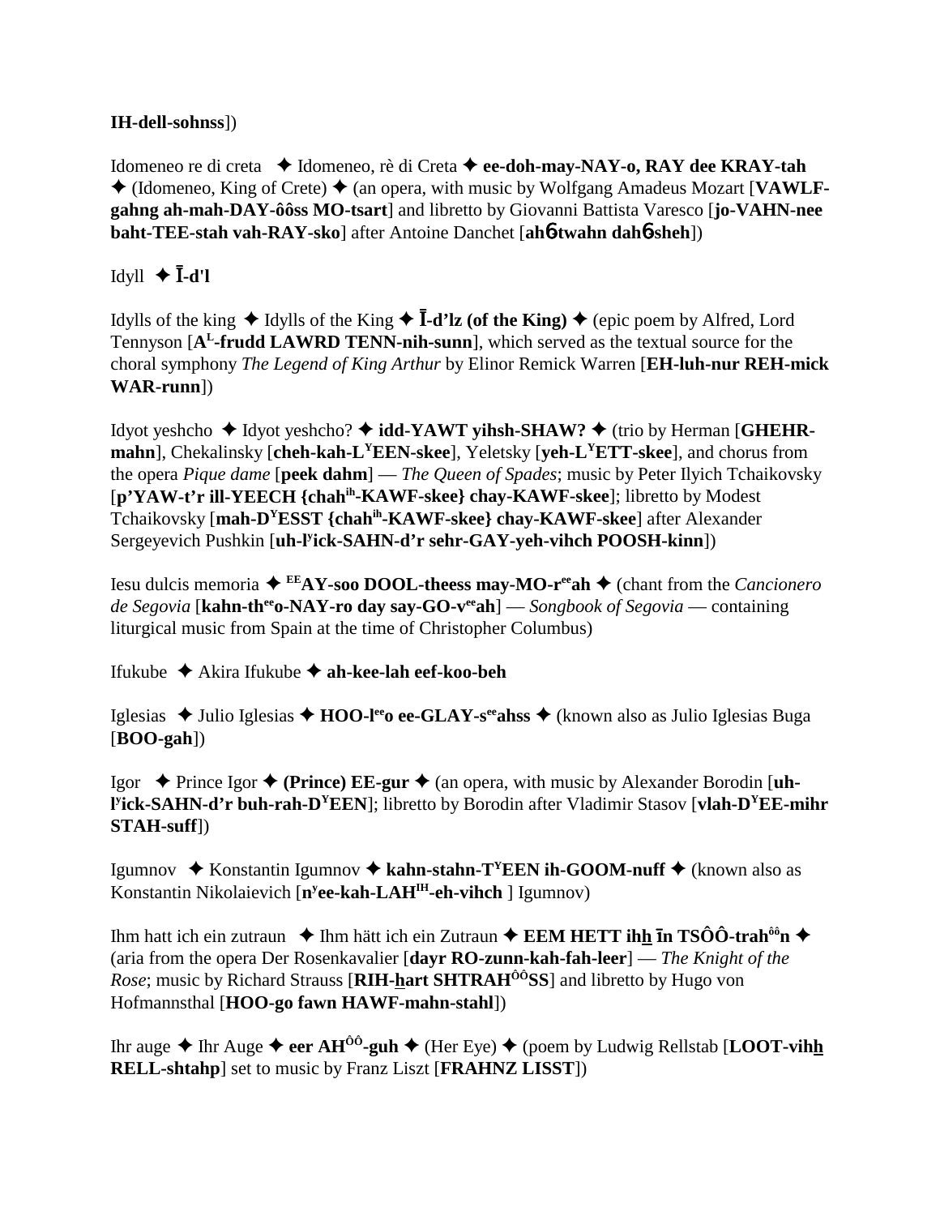**IH-dell-sohnss**])

Idomeneo re di creta ✦ Idomeneo, rè di Creta ✦ **ee-doh-may-NAY-o, RAY dee KRAY-tah** ✦ (Idomeneo, King of Crete) ✦ (an opera, with music by Wolfgang Amadeus Mozart [**VAWLF-gahng ah-mah-DAY-ôôss MO-tsart**] and libretto by Giovanni Battista Varesco [**jo-VAHN-nee baht-TEE-stah vah-RAY-sko**] after Antoine Danchet [**ahɓ-twahn dahɓ-sheh**])

Idyll ✦ **Ī-d'l**

Idylls of the king ✦ Idylls of the King ✦ **Ī-d'lz (of the King)** ✦ (epic poem by Alfred, Lord Tennyson [**A**[L]**-frudd LAWRD TENN-nih-sunn**], which served as the textual source for the choral symphony *The Legend of King Arthur* by Elinor Remick Warren [**EH-luh-nur REH-mick WAR-runn**])

Idyot yeshcho ✦ Idyot yeshcho? ✦ **idd-YAWT yihsh-SHAW?** ✦ (trio by Herman [**GHEHR-mahn**], Chekalinsky [**cheh-kah-L**[Y]**EEN-skee**], Yeletsky [**yeh-L**[Y]**ETT-skee**], and chorus from the opera *Pique dame* [**peek dahm**] — *The Queen of Spades*; music by Peter Ilyich Tchaikovsky [**p'YAW-t'r ill-YEECH {chah**[ih]**-KAWF-skee} chay-KAWF-skee**]; libretto by Modest Tchaikovsky [**mah-D**[Y]**ESST {chah**[ih]**-KAWF-skee} chay-KAWF-skee**] after Alexander Sergeyevich Pushkin [**uh-l**[y]**ick-SAHN-d'r sehr-GAY-yeh-vihch POOSH-kinn**])

Iesu dulcis memoria ✦ [EE]**AY-soo DOOL-theess may-MO-r**[ee]**ah** ✦ (chant from the *Cancionero de Segovia* [**kahn-th**[ee]**o-NAY-ro day say-GO-v**[ee]**ah**] — *Songbook of Segovia* — containing liturgical music from Spain at the time of Christopher Columbus)

Ifukube ✦ Akira Ifukube ✦ **ah-kee-lah eef-koo-beh**

Iglesias ✦ Julio Iglesias ✦ **HOO-l**[ee]**o ee-GLAY-s**[ee]**ahss** ✦ (known also as Julio Iglesias Buga [**BOO-gah**])

Igor ✦ Prince Igor ✦ **(Prince) EE-gur** ✦ (an opera, with music by Alexander Borodin [**uh-l**[y]**ick-SAHN-d'r buh-rah-D**[Y]**EEN**]; libretto by Borodin after Vladimir Stasov [**vlah-D**[Y]**EE-mihr STAH-suff**])

Igumnov ✦ Konstantin Igumnov ✦ **kahn-stahn-T**[Y]**EEN ih-GOOM-nuff** ✦ (known also as Konstantin Nikolaievich [**n**[y]**ee-kah-LAH**[IH]**-eh-vihch** ] Igumnov)

Ihm hatt ich ein zutraun ✦ Ihm hätt ich ein Zutraun ✦ **EEM HETT ihh īn TSÔÔ-trah**[ôô]**n** ✦ (aria from the opera Der Rosenkavalier [**dayr RO-zunn-kah-fah-leer**] — *The Knight of the Rose*; music by Richard Strauss [**RIH-hart SHTRAH**[ÔÔ]**SS**] and libretto by Hugo von Hofmannsthal [**HOO-go fawn HAWF-mahn-stahl**])

Ihr auge ✦ Ihr Auge ✦ **eer AH**[ÔÔ]**-guh** ✦ (Her Eye) ✦ (poem by Ludwig Rellstab [**LOOT-vihh RELL-shtahp**] set to music by Franz Liszt [**FRAHNZ LISST**])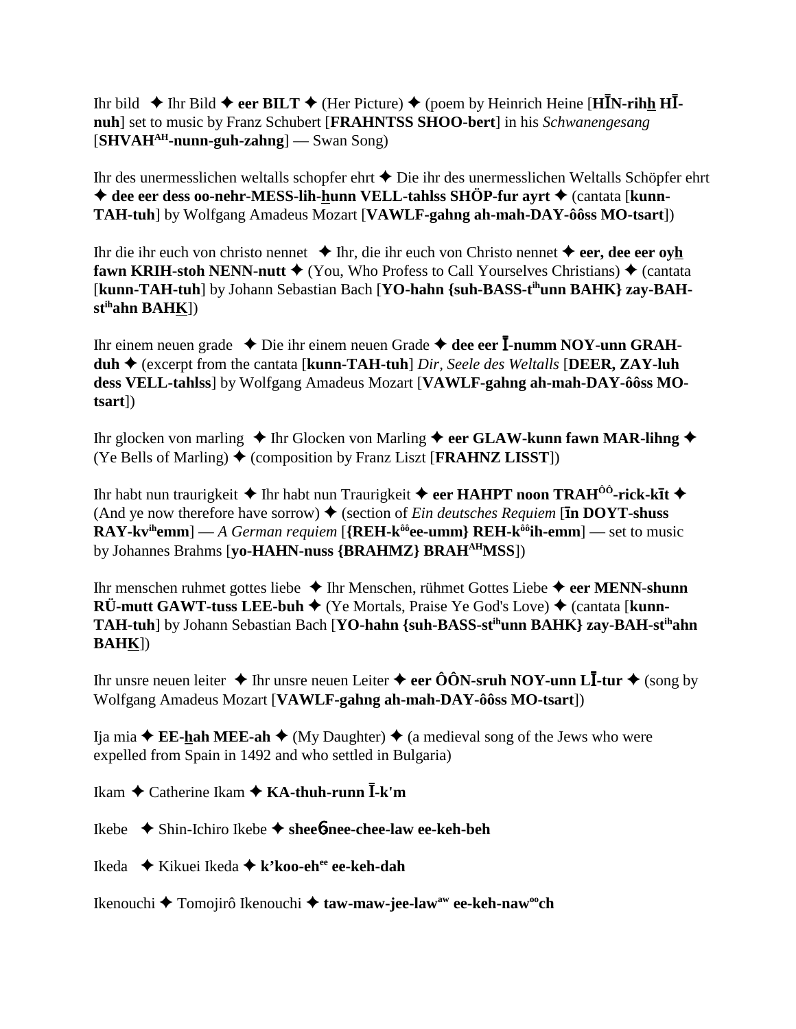Ihr bild ✦ Ihr Bild ✦ **eer BILT** ✦ (Her Picture) ✦ (poem by Heinrich Heine [**HĪN-rihh HĪ-nuh**] set to music by Franz Schubert [**FRAHNTSS SHOO-bert**] in his *Schwanengesang* [**SHVAH**[AH]**-nunn-guh-zahng**] — Swan Song)

Ihr des unermesslichen weltalls schopfer ehrt ✦ Die ihr des unermesslichen Weltalls Schöpfer ehrt ✦ **dee eer dess oo-nehr-MESS-lih-hunn VELL-tahlss SHÖP-fur ayrt** ✦ (cantata [**kunn-TAH-tuh**] by Wolfgang Amadeus Mozart [**VAWLF-gahng ah-mah-DAY-ôôss MO-tsart**])

Ihr die ihr euch von christo nennet ✦ Ihr, die ihr euch von Christo nennet ✦ **eer, dee eer oyh fawn KRIH-stoh NENN-nutt** ✦ (You, Who Profess to Call Yourselves Christians) ✦ (cantata [**kunn-TAH-tuh**] by Johann Sebastian Bach [**YO-hahn {suh-BASS-t**[ih]**unn BAHK} zay-BAH-st**[ih]**ahn BAHK**])

Ihr einem neuen grade ✦ Die ihr einem neuen Grade ✦ **dee eer Ī-numm NOY-unn GRAH-duh** ✦ (excerpt from the cantata [**kunn-TAH-tuh**] *Dir, Seele des Weltalls* [**DEER, ZAY-luh dess VELL-tahlss**] by Wolfgang Amadeus Mozart [**VAWLF-gahng ah-mah-DAY-ôôss MO-tsart**])

Ihr glocken von marling ✦ Ihr Glocken von Marling ✦ **eer GLAW-kunn fawn MAR-lihng** ✦ (Ye Bells of Marling) ✦ (composition by Franz Liszt [**FRAHNZ LISST**])

Ihr habt nun traurigkeit ✦ Ihr habt nun Traurigkeit ✦ **eer HAHPT noon TRAH**[ôô]**-rick-kīt** ✦ (And ye now therefore have sorrow) ✦ (section of *Ein deutsches Requiem* [**īn DOYT-shuss RAY-kv**[ih]**emm**] — *A German requiem* [**{REH-k**[ôô]**ee-umm} REH-k**[ôô]**ih-emm**] — set to music by Johannes Brahms [**yo-HAHN-nuss {BRAHMZ} BRAH**[AH]**MSS**])

Ihr menschen ruhmet gottes liebe ✦ Ihr Menschen, rühmet Gottes Liebe ✦ **eer MENN-shunn RÜ-mutt GAWT-tuss LEE-buh** ✦ (Ye Mortals, Praise Ye God's Love) ✦ (cantata [**kunn-TAH-tuh**] by Johann Sebastian Bach [**YO-hahn {suh-BASS-st**[ih]**unn BAHK} zay-BAH-st**[ih]**ahn BAHK**])

Ihr unsre neuen leiter ✦ Ihr unsre neuen Leiter ✦ **eer ÔÔN-sruh NOY-unn LĪ-tur** ✦ (song by Wolfgang Amadeus Mozart [**VAWLF-gahng ah-mah-DAY-ôôss MO-tsart**])

Ija mia ✦ **EE-hah MEE-ah** ✦ (My Daughter) ✦ (a medieval song of the Jews who were expelled from Spain in 1492 and who settled in Bulgaria)

Ikam ✦ Catherine Ikam ✦ **KA-thuh-runn Ī-k'm**

Ikebe ✦ Shin-Ichiro Ikebe ✦ **sheeɓnee-chee-law ee-keh-beh**

Ikeda ✦ Kikuei Ikeda ✦ **k'koo-eh**[ee] **ee-keh-dah**

Ikenouchi ✦ Tomojirô Ikenouchi ✦ **taw-maw-jee-law**[aw] **ee-keh-naw**[oo]**ch**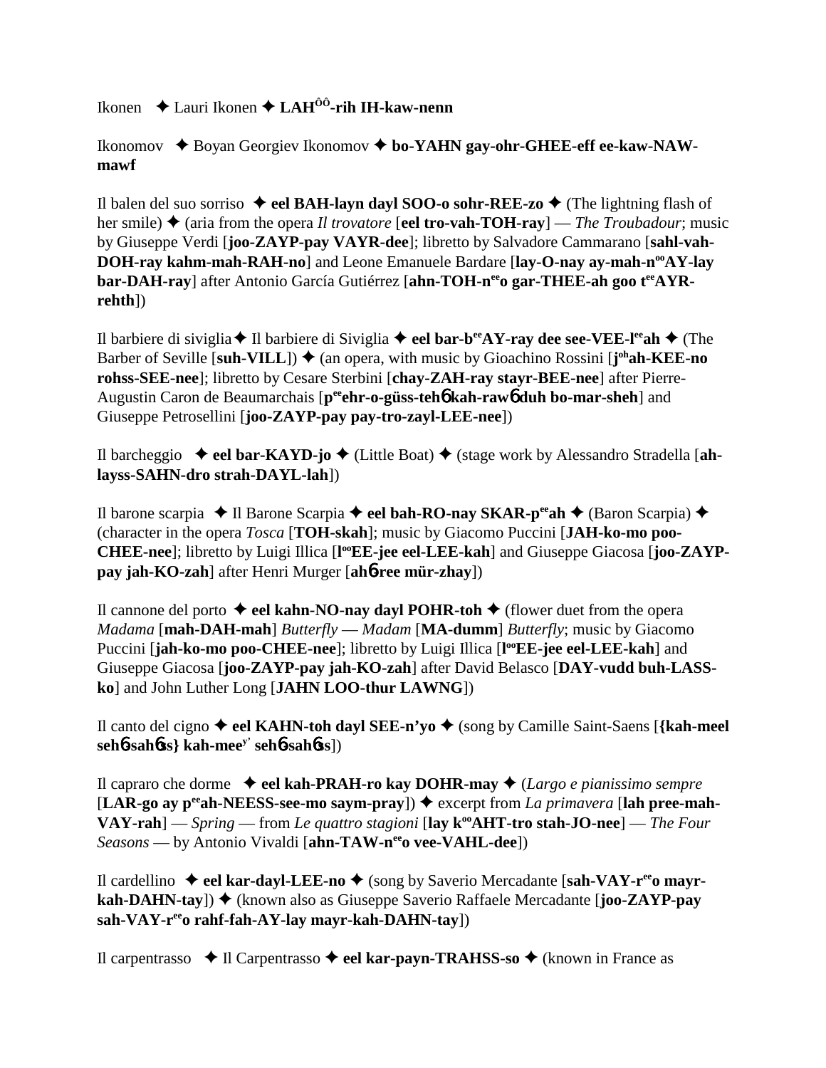Ikonen ✦ Lauri Ikonen ✦ **LAHÔÔ-rih IH-kaw-nenn**

Ikonomov ✦ Boyan Georgiev Ikonomov ✦ **bo-YAHN gay-ohr-GHEE-eff ee-kaw-NAW-mawf**

Il balen del suo sorriso ✦ **eel BAH-layn dayl SOO-o sohr-REE-zo** ✦ (The lightning flash of her smile) ✦ (aria from the opera *Il trovatore* [**eel tro-vah-TOH-ray**] — *The Troubadour*; music by Giuseppe Verdi [**joo-ZAYP-pay VAYR-dee**]; libretto by Salvadore Cammarano [**sahl-vah-DOH-ray kahm-mah-RAH-no**] and Leone Emanuele Bardare [**lay-O-nay ay-mah-nooAY-lay bar-DAH-ray**] after Antonio García Gutiérrez [**ahn-TOH-neeo gar-THEE-ah goo teeAYR-rehth**])

Il barbiere di siviglia ✦ Il barbiere di Siviglia ✦ **eel bar-beeAY-ray dee see-VEE-leeah** ✦ (The Barber of Seville [**suh-VILL**]) ✦ (an opera, with music by Gioachino Rossini [**johah-KEE-no rohss-SEE-nee**]; libretto by Cesare Sterbini [**chay-ZAH-ray stayr-BEE-nee**] after Pierre-Augustin Caron de Beaumarchais [**peeehr-o-güss-tehɲ kah-rawɲ duh bo-mar-sheh**] and Giuseppe Petrosellini [**joo-ZAYP-pay pay-tro-zayl-LEE-nee**])

Il barcheggio ✦ **eel bar-KAYD-jo** ✦ (Little Boat) ✦ (stage work by Alessandro Stradella [**ah-layss-SAHN-dro strah-DAYL-lah**])

Il barone scarpia ✦ Il Barone Scarpia ✦ **eel bah-RO-nay SKAR-peeah** ✦ (Baron Scarpia) ✦ (character in the opera *Tosca* [**TOH-skah**]; music by Giacomo Puccini [**JAH-ko-mo poo-CHEE-nee**]; libretto by Luigi Illica [**looEE-jee eel-LEE-kah**] and Giuseppe Giacosa [**joo-ZAYP-pay jah-KO-zah**] after Henri Murger [**ahɲ-ree mür-zhay**])

Il cannone del porto ✦ **eel kahn-NO-nay dayl POHR-toh** ✦ (flower duet from the opera *Madama* [**mah-DAH-mah**] *Butterfly* — *Madam* [**MA-dumm**] *Butterfly*; music by Giacomo Puccini [**jah-ko-mo poo-CHEE-nee**]; libretto by Luigi Illica [**looEE-jee eel-LEE-kah**] and Giuseppe Giacosa [**joo-ZAYP-pay jah-KO-zah**] after David Belasco [**DAY-vudd buh-LASS-ko**] and John Luther Long [**JAHN LOO-thur LAWNG**])

Il canto del cigno ✦ **eel KAHN-toh dayl SEE-n'yo** ✦ (song by Camille Saint-Saens [**{kah-meel sehɲ-sahɲss} kah-meey' sehɲ-sahɲss**])

Il capraro che dorme ✦ **eel kah-PRAH-ro kay DOHR-may** ✦ (*Largo e pianissimo sempre* [**LAR-go ay peeah-NEESS-see-mo saym-pray**]) ✦ excerpt from *La primavera* [**lah pree-mah-VAY-rah**] — *Spring* — from *Le quattro stagioni* [**lay kooAHT-tro stah-JO-nee**] — *The Four Seasons* — by Antonio Vivaldi [**ahn-TAW-neeo vee-VAHL-dee**])

Il cardellino ✦ **eel kar-dayl-LEE-no** ✦ (song by Saverio Mercadante [**sah-VAY-reeo mayr-kah-DAHN-tay**]) ✦ (known also as Giuseppe Saverio Raffaele Mercadante [**joo-ZAYP-pay sah-VAY-reeo rahf-fah-AY-lay mayr-kah-DAHN-tay**])

Il carpentrasso ✦ Il Carpentrasso ✦ **eel kar-payn-TRAHSS-so** ✦ (known in France as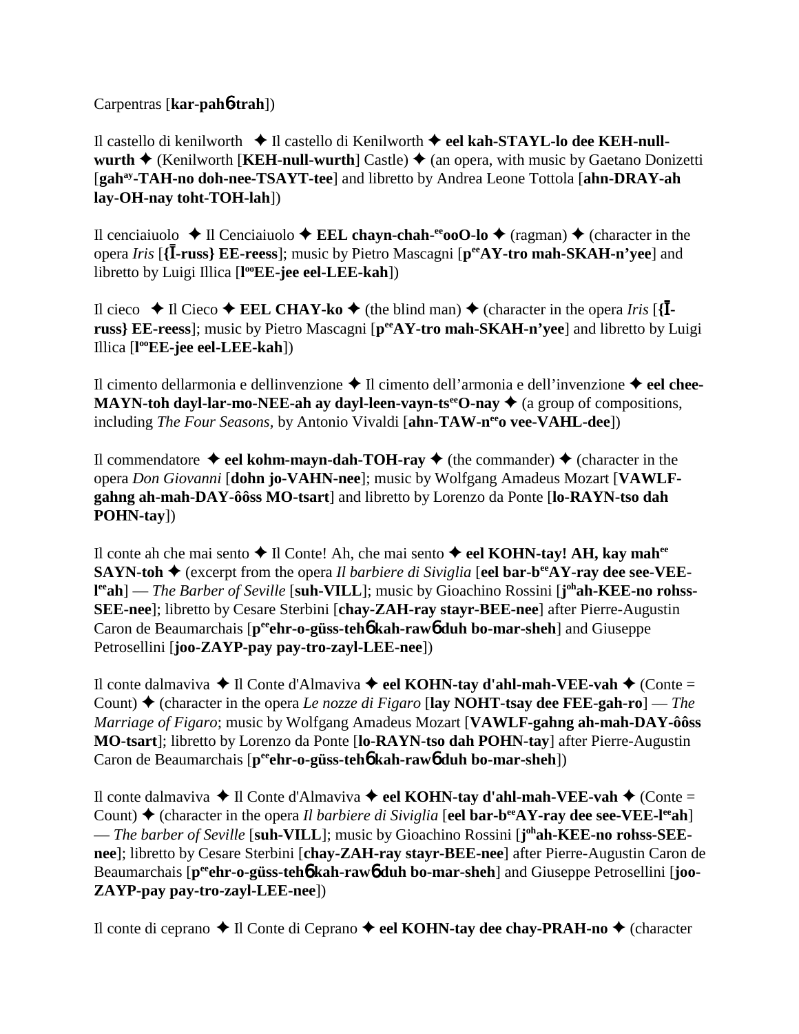Carpentras [**kar-pahɓ-trah**])

Il castello di kenilworth ✦ Il castello di Kenilworth ✦ **eel kah-STAYL-lo dee KEH-null-wurth** ✦ (Kenilworth [**KEH-null-wurth**] Castle) ✦ (an opera, with music by Gaetano Donizetti [**gah**ay**-TAH-no doh-nee-TSAYT-tee**] and libretto by Andrea Leone Tottola [**ahn-DRAY-ah lay-OH-nay toht-TOH-lah**])

Il cenciaiuolo ✦ Il Cenciaiuolo ✦ **EEL chayn-chah-**ee**ooO-lo** ✦ (ragman) ✦ (character in the opera *Iris* [**{Ī-russ} EE-reess**]; music by Pietro Mascagni [**p**ee**AY-tro mah-SKAH-n'yee**] and libretto by Luigi Illica [**l**oo**EE-jee eel-LEE-kah**])

Il cieco ✦ Il Cieco ✦ **EEL CHAY-ko** ✦ (the blind man) ✦ (character in the opera *Iris* [**{Ī-russ} EE-reess**]; music by Pietro Mascagni [**p**ee**AY-tro mah-SKAH-n'yee**] and libretto by Luigi Illica [**l**oo**EE-jee eel-LEE-kah**])

Il cimento dellarmonia e dellinvenzione ✦ Il cimento dell'armonia e dell'invenzione ✦ **eel chee-MAYN-toh dayl-lar-mo-NEE-ah ay dayl-leen-vayn-ts**ee**O-nay** ✦ (a group of compositions, including *The Four Seasons,* by Antonio Vivaldi [**ahn-TAW-n**ee**o vee-VAHL-dee**])

Il commendatore ✦ **eel kohm-mayn-dah-TOH-ray** ✦ (the commander) ✦ (character in the opera *Don Giovanni* [**dohn jo-VAHN-nee**]; music by Wolfgang Amadeus Mozart [**VAWLF-gahng ah-mah-DAY-ôôss MO-tsart**] and libretto by Lorenzo da Ponte [**lo-RAYN-tso dah POHN-tay**])

Il conte ah che mai sento ✦ Il Conte! Ah, che mai sento ✦ **eel KOHN-tay! AH, kay mah**ee **SAYN-toh** ✦ (excerpt from the opera *Il barbiere di Siviglia* [**eel bar-b**ee**AY-ray dee see-VEE-l**ee**ah**] — *The Barber of Seville* [**suh-VILL**]; music by Gioachino Rossini [**j**oh**ah-KEE-no rohss-SEE-nee**]; libretto by Cesare Sterbini [**chay-ZAH-ray stayr-BEE-nee**] after Pierre-Augustin Caron de Beaumarchais [**p**ee**ehr-o-güss-tehɓ kah-rawɓ duh bo-mar-sheh**] and Giuseppe Petrosellini [**joo-ZAYP-pay pay-tro-zayl-LEE-nee**])

Il conte dalmaviva ✦ Il Conte d'Almaviva ✦ **eel KOHN-tay d'ahl-mah-VEE-vah** ✦ (Conte = Count) ✦ (character in the opera *Le nozze di Figaro* [**lay NOHT-tsay dee FEE-gah-ro**] — *The Marriage of Figaro*; music by Wolfgang Amadeus Mozart [**VAWLF-gahng ah-mah-DAY-ôôss MO-tsart**]; libretto by Lorenzo da Ponte [**lo-RAYN-tso dah POHN-tay**] after Pierre-Augustin Caron de Beaumarchais [**p**ee**ehr-o-güss-tehɓ kah-rawɓ duh bo-mar-sheh**])

Il conte dalmaviva ✦ Il Conte d'Almaviva ✦ **eel KOHN-tay d'ahl-mah-VEE-vah** ✦ (Conte = Count) ✦ (character in the opera *Il barbiere di Siviglia* [**eel bar-b**ee**AY-ray dee see-VEE-l**ee**ah**] — *The barber of Seville* [**suh-VILL**]; music by Gioachino Rossini [**j**oh**ah-KEE-no rohss-SEE-nee**]; libretto by Cesare Sterbini [**chay-ZAH-ray stayr-BEE-nee**] after Pierre-Augustin Caron de Beaumarchais [**p**ee**ehr-o-güss-tehɓ kah-rawɓ duh bo-mar-sheh**] and Giuseppe Petrosellini [**joo-ZAYP-pay pay-tro-zayl-LEE-nee**])

Il conte di ceprano ✦ Il Conte di Ceprano ✦ **eel KOHN-tay dee chay-PRAH-no** ✦ (character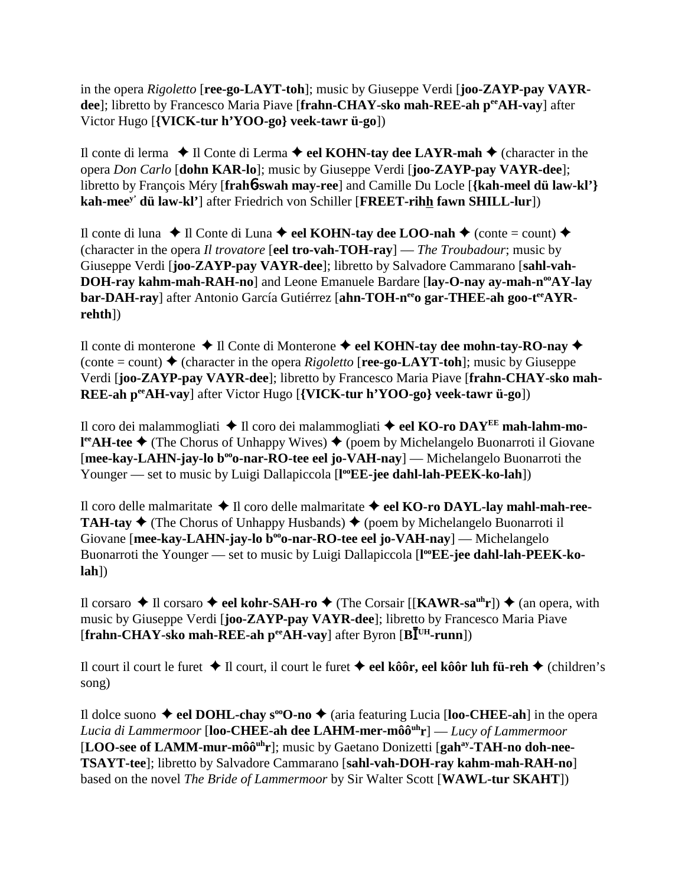in the opera *Rigoletto* [**ree-go-LAYT-toh**]; music by Giuseppe Verdi [**joo-ZAYP-pay VAYR-dee**]; libretto by Francesco Maria Piave [**frahn-CHAY-sko mah-REE-ah p$^{ee}$AH-vay**] after Victor Hugo [**{VICK-tur h'YOO-go} veek-tawr ü-go**])

Il conte di lerma ✦ Il Conte di Lerma ✦ **eel KOHN-tay dee LAYR-mah** ✦ (character in the opera *Don Carlo* [**dohn KAR-lo**]; music by Giuseppe Verdi [**joo-ZAYP-pay VAYR-dee**]; libretto by François Méry [**frahɓ-swah may-ree**] and Camille Du Locle [**{kah-meel dü law-kl'} kah-mee$^{y'}$ dü law-kl'**] after Friedrich von Schiller [**FREET-rihh fawn SHILL-lur**])

Il conte di luna ✦ Il Conte di Luna ✦ **eel KOHN-tay dee LOO-nah** ✦ (conte = count) ✦ (character in the opera *Il trovatore* [**eel tro-vah-TOH-ray**] — *The Troubadour*; music by Giuseppe Verdi [**joo-ZAYP-pay VAYR-dee**]; libretto by Salvadore Cammarano [**sahl-vah-DOH-ray kahm-mah-RAH-no**] and Leone Emanuele Bardare [**lay-O-nay ay-mah-n$^{oo}$AY-lay bar-DAH-ray**] after Antonio García Gutiérrez [**ahn-TOH-n$^{ee}$o gar-THEE-ah goo-t$^{ee}$AYR-rehth**])

Il conte di monterone ✦ Il Conte di Monterone ✦ **eel KOHN-tay dee mohn-tay-RO-nay** ✦ (conte = count) ✦ (character in the opera *Rigoletto* [**ree-go-LAYT-toh**]; music by Giuseppe Verdi [**joo-ZAYP-pay VAYR-dee**]; libretto by Francesco Maria Piave [**frahn-CHAY-sko mah-REE-ah p$^{ee}$AH-vay**] after Victor Hugo [**{VICK-tur h'YOO-go} veek-tawr ü-go**])

Il coro dei malammogliati ✦ Il coro dei malammogliati ✦ **eel KO-ro DAY$^{EE}$ mah-lahm-mo-l$^{ee}$AH-tee** ✦ (The Chorus of Unhappy Wives) ✦ (poem by Michelangelo Buonarroti il Giovane [**mee-kay-LAHN-jay-lo b$^{oo}$o-nar-RO-tee eel jo-VAH-nay**] — Michelangelo Buonarroti the Younger — set to music by Luigi Dallapiccola [**l$^{oo}$EE-jee dahl-lah-PEEK-ko-lah**])

Il coro delle malmaritate ✦ Il coro delle malmaritate ✦ **eel KO-ro DAYL-lay mahl-mah-ree-TAH-tay** ✦ (The Chorus of Unhappy Husbands) ✦ (poem by Michelangelo Buonarroti il Giovane [**mee-kay-LAHN-jay-lo b$^{oo}$o-nar-RO-tee eel jo-VAH-nay**] — Michelangelo Buonarroti the Younger — set to music by Luigi Dallapiccola [**l$^{oo}$EE-jee dahl-lah-PEEK-ko-lah**])

Il corsaro ✦ Il corsaro ✦ **eel kohr-SAH-ro** ✦ (The Corsair [[**KAWR-sa$^{uh}$r**]) ✦ (an opera, with music by Giuseppe Verdi [**joo-ZAYP-pay VAYR-dee**]; libretto by Francesco Maria Piave [**frahn-CHAY-sko mah-REE-ah p$^{ee}$AH-vay**] after Byron [**BĪ$^{UH}$-runn**])

Il court il court le furet ✦ Il court, il court le furet ✦ **eel kôôr, eel kôôr luh fü-reh** ✦ (children's song)

Il dolce suono ✦ **eel DOHL-chay s$^{oo}$O-no** ✦ (aria featuring Lucia [**loo-CHEE-ah**] in the opera *Lucia di Lammermoor* [**loo-CHEE-ah dee LAHM-mer-môô$^{uh}$r**] — *Lucy of Lammermoor* [**LOO-see of LAMM-mur-môô$^{uh}$r**]; music by Gaetano Donizetti [**gah$^{ay}$-TAH-no doh-nee-TSAYT-tee**]; libretto by Salvadore Cammarano [**sahl-vah-DOH-ray kahm-mah-RAH-no**] based on the novel *The Bride of Lammermoor* by Sir Walter Scott [**WAWL-tur SKAHT**])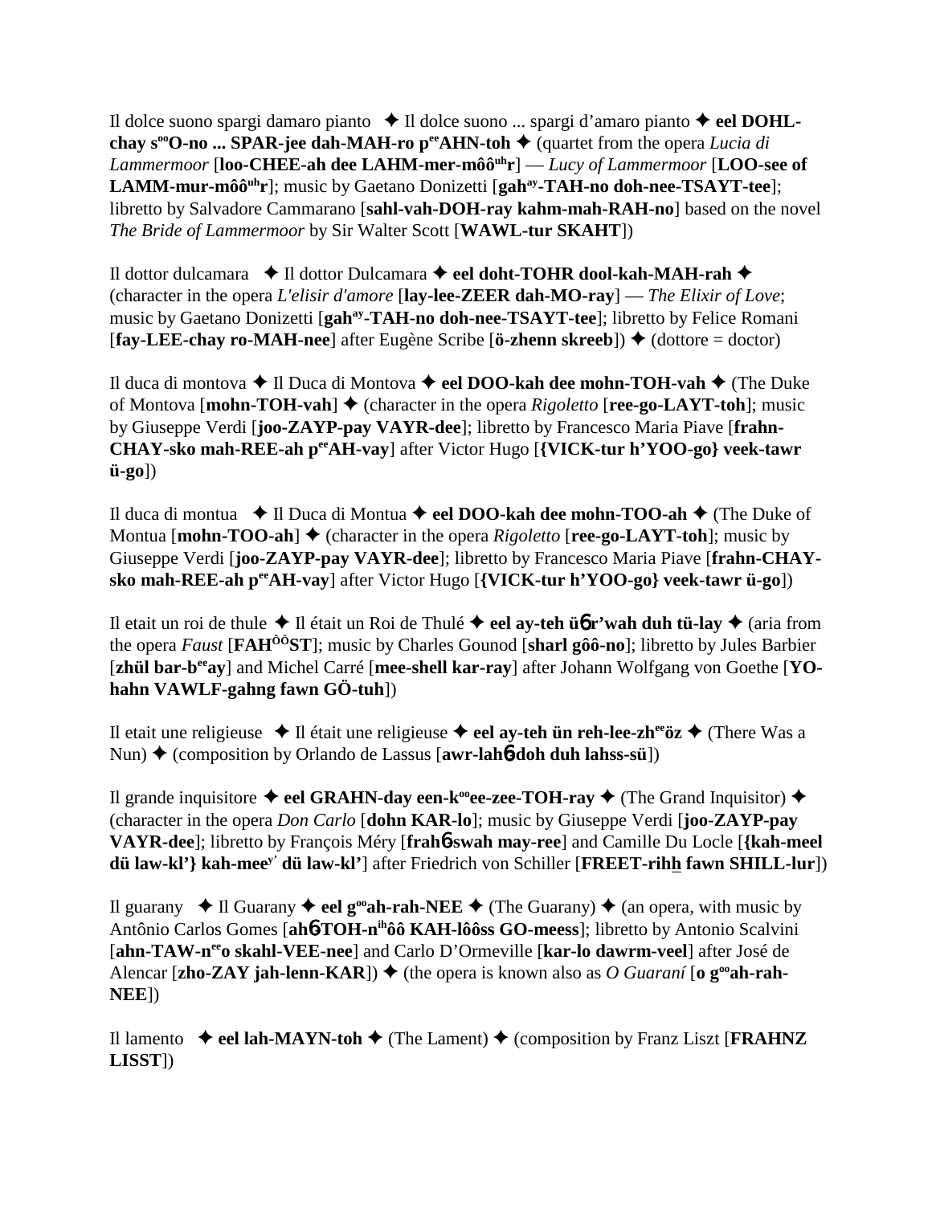Il dolce suono spargi damaro pianto ✦ Il dolce suono ... spargi d'amaro pianto ✦ **eel DOHL-chay s[oo]O-no ... SPAR-jee dah-MAH-ro p[ee]AHN-toh** ✦ (quartet from the opera *Lucia di Lammermoor* [**loo-CHEE-ah dee LAHM-mer-môô[uh]r**] — *Lucy of Lammermoor* [**LOO-see of LAMM-mur-môô[uh]r**]; music by Gaetano Donizetti [**gah[ay]-TAH-no doh-nee-TSAYT-tee**]; libretto by Salvadore Cammarano [**sahl-vah-DOH-ray kahm-mah-RAH-no**] based on the novel *The Bride of Lammermoor* by Sir Walter Scott [**WAWL-tur SKAHT**])

Il dottor dulcamara ✦ Il dottor Dulcamara ✦ **eel doht-TOHR dool-kah-MAH-rah** ✦ (character in the opera *L'elisir d'amore* [**lay-lee-ZEER dah-MO-ray**] — *The Elixir of Love*; music by Gaetano Donizetti [**gah[ay]-TAH-no doh-nee-TSAYT-tee**]; libretto by Felice Romani [**fay-LEE-chay ro-MAH-nee**] after Eugène Scribe [**ö-zhenn skreeb**]) ✦ (dottore = doctor)

Il duca di montova ✦ Il Duca di Montova ✦ **eel DOO-kah dee mohn-TOH-vah** ✦ (The Duke of Montova [**mohn-TOH-vah**] ✦ (character in the opera *Rigoletto* [**ree-go-LAYT-toh**]; music by Giuseppe Verdi [**joo-ZAYP-pay VAYR-dee**]; libretto by Francesco Maria Piave [**frahn-CHAY-sko mah-REE-ah p[ee]AH-vay**] after Victor Hugo [**{VICK-tur h'YOO-go} veek-tawr ü-go**])

Il duca di montua ✦ Il Duca di Montua ✦ **eel DOO-kah dee mohn-TOO-ah** ✦ (The Duke of Montua [**mohn-TOO-ah**] ✦ (character in the opera *Rigoletto* [**ree-go-LAYT-toh**]; music by Giuseppe Verdi [**joo-ZAYP-pay VAYR-dee**]; libretto by Francesco Maria Piave [**frahn-CHAY-sko mah-REE-ah p[ee]AH-vay**] after Victor Hugo [**{VICK-tur h'YOO-go} veek-tawr ü-go**])

Il etait un roi de thule ✦ Il était un Roi de Thulé ✦ **eel ay-teh ü6 r'wah duh tü-lay** ✦ (aria from the opera *Faust* [**FAH[ôô]ST**]; music by Charles Gounod [**sharl gôô-no**]; libretto by Jules Barbier [**zhül bar-b[ee]ay**] and Michel Carré [**mee-shell kar-ray**] after Johann Wolfgang von Goethe [**YO-hahn VAWLF-gahng fawn GÖ-tuh**])

Il etait une religieuse ✦ Il était une religieuse ✦ **eel ay-teh ün reh-lee-zh[ee]öz** ✦ (There Was a Nun) ✦ (composition by Orlando de Lassus [**awr-lah6-doh duh lahss-sü**])

Il grande inquisitore ✦ **eel GRAHN-day een-k[oo]ee-zee-TOH-ray** ✦ (The Grand Inquisitor) ✦ (character in the opera *Don Carlo* [**dohn KAR-lo**]; music by Giuseppe Verdi [**joo-ZAYP-pay VAYR-dee**]; libretto by François Méry [**frah6-swah may-ree**] and Camille Du Locle [**{kah-meel dü law-kl'} kah-mee[y'] dü law-kl'**] after Friedrich von Schiller [**FREET-rihh fawn SHILL-lur**])

Il guarany ✦ Il Guarany ✦ **eel g[oo]ah-rah-NEE** ✦ (The Guarany) ✦ (an opera, with music by Antônio Carlos Gomes [**ah6-TOH-n[ih]ôô KAH-lôôss GO-meess**]; libretto by Antonio Scalvini [**ahn-TAW-n[ee]o skahl-VEE-nee**] and Carlo D'Ormeville [**kar-lo dawrm-veel**] after José de Alencar [**zho-ZAY jah-lenn-KAR**]) ✦ (the opera is known also as *O Guaraní* [**o g[oo]ah-rah-NEE**])

Il lamento ✦ **eel lah-MAYN-toh** ✦ (The Lament) ✦ (composition by Franz Liszt [**FRAHNZ LISST**])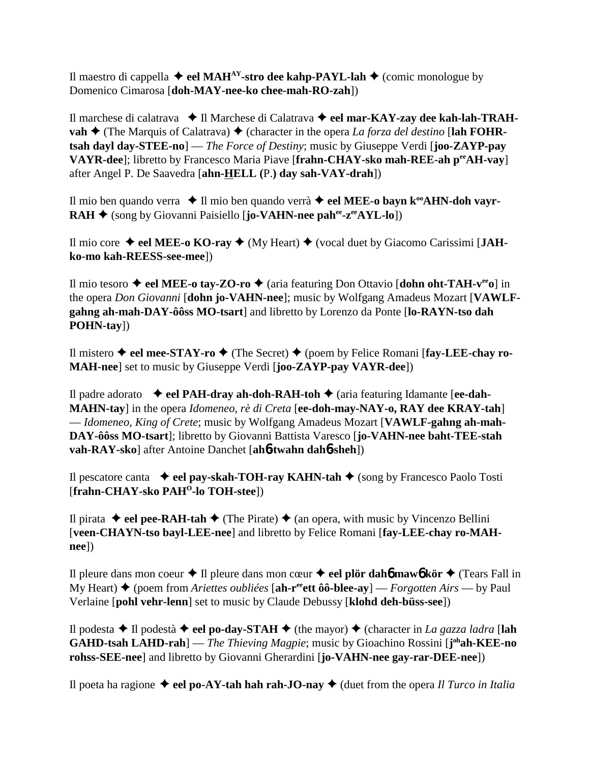Il maestro di cappella ✦ **eel MAH[AY]-stro dee kahp-PAYL-lah** ✦ (comic monologue by Domenico Cimarosa [**doh-MAY-nee-ko chee-mah-RO-zah**])

Il marchese di calatrava ✦ Il Marchese di Calatrava ✦ **eel mar-KAY-zay dee kah-lah-TRAH-vah** ✦ (The Marquis of Calatrava) ✦ (character in the opera *La forza del destino* [**lah FOHR-tsah dayl day-STEE-no**] — *The Force of Destiny*; music by Giuseppe Verdi [**joo-ZAYP-pay VAYR-dee**]; libretto by Francesco Maria Piave [**frahn-CHAY-sko mah-REE-ah p[ee]AH-vay**] after Angel P. De Saavedra [**ahn-HELL (P.) day sah-VAY-drah**])

Il mio ben quando verra ✦ Il mio ben quando verrà ✦ **eel MEE-o bayn k[oo]AHN-doh vayr-RAH** ✦ (song by Giovanni Paisiello [**jo-VAHN-nee pah[ee]-z[ee]AYL-lo**])

Il mio core ✦ **eel MEE-o KO-ray** ✦ (My Heart) ✦ (vocal duet by Giacomo Carissimi [**JAH-ko-mo kah-REESS-see-mee**])

Il mio tesoro ✦ **eel MEE-o tay-ZO-ro** ✦ (aria featuring Don Ottavio [**dohn oht-TAH-v[ee]o**] in the opera *Don Giovanni* [**dohn jo-VAHN-nee**]; music by Wolfgang Amadeus Mozart [**VAWLF-gahng ah-mah-DAY-ôôss MO-tsart**] and libretto by Lorenzo da Ponte [**lo-RAYN-tso dah POHN-tay**])

Il mistero ✦ **eel mee-STAY-ro** ✦ (The Secret) ✦ (poem by Felice Romani [**fay-LEE-chay ro-MAH-nee**] set to music by Giuseppe Verdi [**joo-ZAYP-pay VAYR-dee**])

Il padre adorato ✦ **eel PAH-dray ah-doh-RAH-toh** ✦ (aria featuring Idamante [**ee-dah-MAHN-tay**] in the opera *Idomeneo, rè di Creta* [**ee-doh-may-NAY-o, RAY dee KRAY-tah**] — *Idomeneo, King of Crete*; music by Wolfgang Amadeus Mozart [**VAWLF-gahng ah-mah-DAY-ôôss MO-tsart**]; libretto by Giovanni Battista Varesco [**jo-VAHN-nee baht-TEE-stah vah-RAY-sko**] after Antoine Danchet [**ahб-twahn dahб-sheh**])

Il pescatore canta ✦ **eel pay-skah-TOH-ray KAHN-tah** ✦ (song by Francesco Paolo Tosti [**frahn-CHAY-sko PAH[O]-lo TOH-stee**])

Il pirata ✦ **eel pee-RAH-tah** ✦ (The Pirate) ✦ (an opera, with music by Vincenzo Bellini [**veen-CHAYN-tso bayl-LEE-nee**] and libretto by Felice Romani [**fay-LEE-chay ro-MAH-nee**])

Il pleure dans mon coeur ✦ Il pleure dans mon cœur ✦ **eel plör dahб mawб kör** ✦ (Tears Fall in My Heart) ✦ (poem from *Ariettes oubliées* [**ah-r[ee]ett ôô-blee-ay**] — *Forgotten Airs* — by Paul Verlaine [**pohl vehr-lenn**] set to music by Claude Debussy [**klohd deh-büss-see**])

Il podesta ✦ Il podestà ✦ **eel po-day-STAH** ✦ (the mayor) ✦ (character in *La gazza ladra* [**lah GAHD-tsah LAHD-rah**] — *The Thieving Magpie*; music by Gioachino Rossini [**j[oh]ah-KEE-no rohss-SEE-nee**] and libretto by Giovanni Gherardini [**jo-VAHN-nee gay-rar-DEE-nee**])

Il poeta ha ragione ✦ **eel po-AY-tah hah rah-JO-nay** ✦ (duet from the opera *Il Turco in Italia*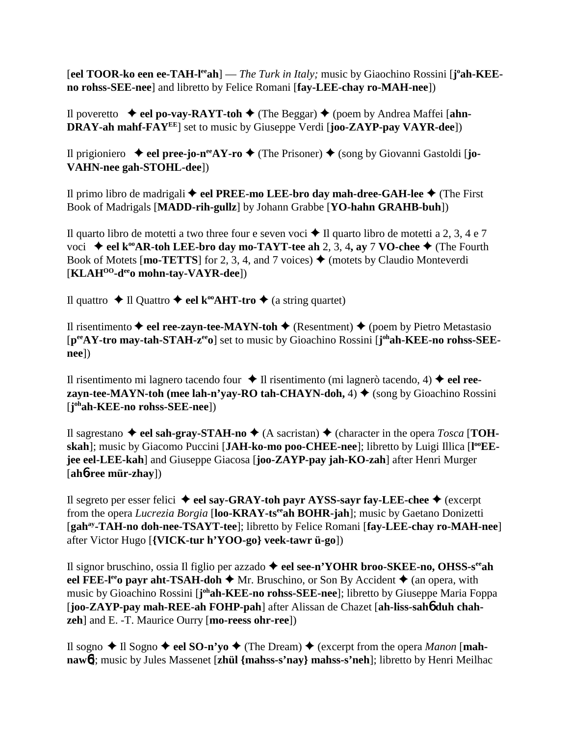[**eel TOOR-ko een ee-TAH-l**ee**ah**] — *The Turk in Italy;* music by Giachino Rossini [**j**o**ah-KEE-no rohss-SEE-nee**] and libretto by Felice Romani [**fay-LEE-chay ro-MAH-nee**])

Il poveretto ✦ **eel po-vay-RAYT-toh** ✦ (The Beggar) ✦ (poem by Andrea Maffei [**ahn-DRAY-ah mahf-FAY**EE] set to music by Giuseppe Verdi [**joo-ZAYP-pay VAYR-dee**])

Il prigioniero ✦ **eel pree-jo-n**ee**AY-ro** ✦ (The Prisoner) ✦ (song by Giovanni Gastoldi [**jo-VAHN-nee gah-STOHL-dee**])

Il primo libro de madrigali ✦ **eel PREE-mo LEE-bro day mah-dree-GAH-lee** ✦ (The First Book of Madrigals [**MADD-rih-gullz**] by Johann Grabbe [**YO-hahn GRAHB-buh**])

Il quarto libro de motetti a two three four e seven voci ✦ Il quarto libro de motetti a 2, 3, 4 e 7 voci ✦ **eel k**oo**AR-toh LEE-bro day mo-TAYT-tee ah** 2, 3, 4**, ay** 7 **VO-chee** ✦ (The Fourth Book of Motets [**mo-TETTS**] for 2, 3, 4, and 7 voices) ✦ (motets by Claudio Monteverdi [**KLAH**OO**-d**ee**o mohn-tay-VAYR-dee**])

Il quattro ✦ Il Quattro ✦ **eel k**oo**AHT-tro** ✦ (a string quartet)

Il risentimento ✦ **eel ree-zayn-tee-MAYN-toh** ✦ (Resentment) ✦ (poem by Pietro Metastasio [**p**ee**AY-tro may-tah-STAH-z**ee**o**] set to music by Gioachino Rossini [**j**oh**ah-KEE-no rohss-SEE-nee**])

Il risentimento mi lagnero tacendo four ✦ Il risentimento (mi lagnerò tacendo, 4) ✦ **eel ree-zayn-tee-MAYN-toh (mee lah-n'yay-RO tah-CHAYN-doh,** 4) ✦ (song by Gioachino Rossini [**j**oh**ah-KEE-no rohss-SEE-nee**])

Il sagrestano ✦ **eel sah-gray-STAH-no** ✦ (A sacristan) ✦ (character in the opera *Tosca* [**TOH-skah**]; music by Giacomo Puccini [**JAH-ko-mo poo-CHEE-nee**]; libretto by Luigi Illica [**l**oo**EE-jee eel-LEE-kah**] and Giuseppe Giacosa [**joo-ZAYP-pay jah-KO-zah**] after Henri Murger [**ahб-ree mür-zhay**])

Il segreto per esser felici ✦ **eel say-GRAY-toh payr AYSS-sayr fay-LEE-chee** ✦ (excerpt from the opera *Lucrezia Borgia* [**loo-KRAY-ts**ee**ah BOHR-jah**]; music by Gaetano Donizetti [**gah**ay**-TAH-no doh-nee-TSAYT-tee**]; libretto by Felice Romani [**fay-LEE-chay ro-MAH-nee**] after Victor Hugo [**{VICK-tur h'YOO-go} veek-tawr ü-go**])

Il signor bruschino, ossia Il figlio per azzado ✦ **eel see-n'YOHR broo-SKEE-no, OHSS-s**ee**ah eel FEE-l**ee**o payr aht-TSAH-doh** ✦ Mr. Bruschino, or Son By Accident ✦ (an opera, with music by Gioachino Rossini [**j**oh**ah-KEE-no rohss-SEE-nee**]; libretto by Giuseppe Maria Foppa [**joo-ZAYP-pay mah-REE-ah FOHP-pah**] after Alissan de Chazet [**ah-liss-sahб duh chah-zeh**] and E. -T. Maurice Ourry [**mo-reess ohr-ree**])

Il sogno ✦ Il Sogno ✦ **eel SO-n'yo** ✦ (The Dream) ✦ (excerpt from the opera *Manon* [**mah-nawб**]; music by Jules Massenet [**zhül {mahss-s'nay} mahss-s'neh**]; libretto by Henri Meilhac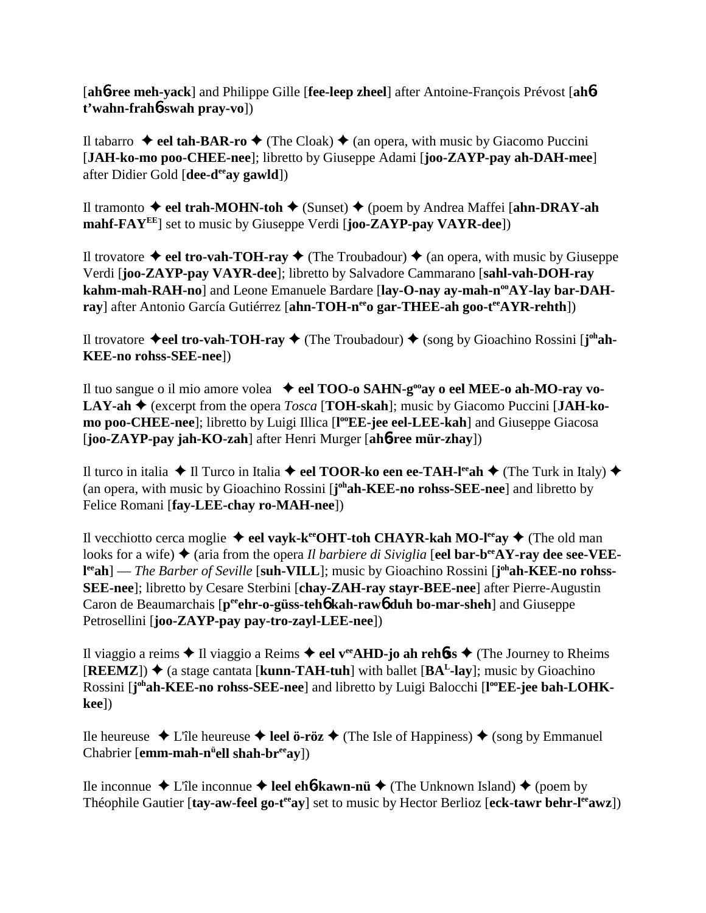[**ah**6**-ree meh-yack**] and Philippe Gille [**fee-leep zheel**] after Antoine-François Prévost [**ah**6 **t'wahn-frah**6**-swah pray-vo**])

Il tabarro ✦ **eel tah-BAR-ro** ✦ (The Cloak) ✦ (an opera, with music by Giacomo Puccini [**JAH-ko-mo poo-CHEE-nee**]; libretto by Giuseppe Adami [**joo-ZAYP-pay ah-DAH-mee**] after Didier Gold [**dee-d**ee**ay gawld**])

Il tramonto ✦ **eel trah-MOHN-toh** ✦ (Sunset) ✦ (poem by Andrea Maffei [**ahn-DRAY-ah mahf-FAY**EE] set to music by Giuseppe Verdi [**joo-ZAYP-pay VAYR-dee**])

Il trovatore ✦ **eel tro-vah-TOH-ray** ✦ (The Troubadour) ✦ (an opera, with music by Giuseppe Verdi [**joo-ZAYP-pay VAYR-dee**]; libretto by Salvadore Cammarano [**sahl-vah-DOH-ray kahm-mah-RAH-no**] and Leone Emanuele Bardare [**lay-O-nay ay-mah-n**oo**AY-lay bar-DAH-ray**] after Antonio García Gutiérrez [**ahn-TOH-n**ee**o gar-THEE-ah goo-t**ee**AYR-rehth**])

Il trovatore ✦**eel tro-vah-TOH-ray** ✦ (The Troubadour) ✦ (song by Gioachino Rossini [**j**oh**ah-KEE-no rohss-SEE-nee**])

Il tuo sangue o il mio amore volea ✦ **eel TOO-o SAHN-g**oo**ay o eel MEE-o ah-MO-ray vo-LAY-ah** ✦ (excerpt from the opera *Tosca* [**TOH-skah**]; music by Giacomo Puccini [**JAH-ko-mo poo-CHEE-nee**]; libretto by Luigi Illica [**l**oo**EE-jee eel-LEE-kah**] and Giuseppe Giacosa [**joo-ZAYP-pay jah-KO-zah**] after Henri Murger [**ah**6**-ree mür-zhay**])

Il turco in italia ✦ Il Turco in Italia ✦ **eel TOOR-ko een ee-TAH-l**ee**ah** ✦ (The Turk in Italy) ✦ (an opera, with music by Gioachino Rossini [**j**oh**ah-KEE-no rohss-SEE-nee**] and libretto by Felice Romani [**fay-LEE-chay ro-MAH-nee**])

Il vecchiotto cerca moglie ✦ **eel vayk-k**ee**OHT-toh CHAYR-kah MO-l**ee**ay** ✦ (The old man looks for a wife) ✦ (aria from the opera *Il barbiere di Siviglia* [**eel bar-b**ee**AY-ray dee see-VEE-l**ee**ah**] — *The Barber of Seville* [**suh-VILL**]; music by Gioachino Rossini [**j**oh**ah-KEE-no rohss-SEE-nee**]; libretto by Cesare Sterbini [**chay-ZAH-ray stayr-BEE-nee**] after Pierre-Augustin Caron de Beaumarchais [**p**ee**ehr-o-güss-teh**6 **kah-raw**6 **duh bo-mar-sheh**] and Giuseppe Petrosellini [**joo-ZAYP-pay pay-tro-zayl-LEE-nee**])

Il viaggio a reims ✦ Il viaggio a Reims ✦ **eel v**ee**AHD-jo ah reh**6**ss** ✦ (The Journey to Rheims [**REEMZ**]) ✦ (a stage cantata [**kunn-TAH-tuh**] with ballet [**BA**L**-lay**]; music by Gioachino Rossini [**j**oh**ah-KEE-no rohss-SEE-nee**] and libretto by Luigi Balocchi [**l**oo**EE-jee bah-LOHK-kee**])

Ile heureuse ✦ L'île heureuse ✦ **leel ö-röz** ✦ (The Isle of Happiness) ✦ (song by Emmanuel Chabrier [**emm-mah-n**ü**ell shah-br**ee**ay**])

Ile inconnue ✦ L'île inconnue ✦ **leel eh**6**-kawn-nü** ✦ (The Unknown Island) ✦ (poem by Théophile Gautier [**tay-aw-feel go-t**ee**ay**] set to music by Hector Berlioz [**eck-tawr behr-l**ee**awz**])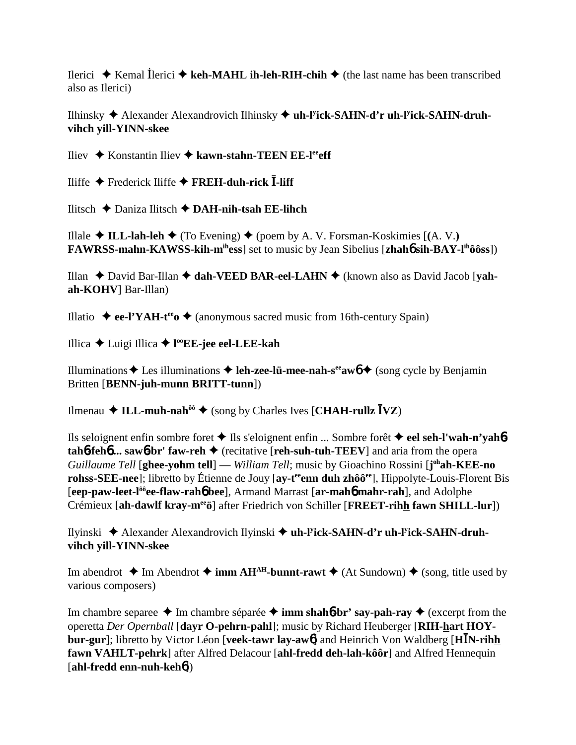Ilerici ✦ Kemal İlerici ✦ **keh-MAHL ih-leh-RIH-chih** ✦ (the last name has been transcribed also as Ilerici)

Ilhinsky ✦ Alexander Alexandrovich Ilhinsky ✦ **uh-lʸick-SAHN-d'r uh-lʸick-SAHN-druh-vihch yill-YINN-skee**

Iliev ✦ Konstantin Iliev ✦ **kawn-stahn-TEEN EE-l[ee]eff**

Iliffe ✦ Frederick Iliffe ✦ **FREH-duh-rick Ī-liff**

Ilitsch ✦ Daniza Ilitsch ✦ **DAH-nih-tsah EE-lihch**

Illale ✦ **ILL-lah-leh** ✦ (To Evening) ✦ (poem by A. V. Forsman-Koskimies [**(**A. V.**) FAWRSS-mahn-KAWSS-kih-m[ih]ess**] set to music by Jean Sibelius [**zhahɓ sih-BAY-l[ih]ôôss**])

Illan ✦ David Bar-Illan ✦ **dah-VEED BAR-eel-LAHN** ✦ (known also as David Jacob [**yah-ah-KOHV**] Bar-Illan)

Illatio ✦ **ee-l'YAH-t[ee]o** ✦ (anonymous sacred music from 16th-century Spain)

Illica ✦ Luigi Illica ✦ **l[oo]EE-jee eel-LEE-kah**

Illuminations ✦ Les illuminations ✦ **leh-zee-lü-mee-nah-s[ee]awɓ** ✦ (song cycle by Benjamin Britten [**BENN-juh-munn BRITT-tunn**])

Ilmenau ✦ **ILL-muh-nah[ôô]** ✦ (song by Charles Ives [**CHAH-rullz ĪVZ**)

Ils seloignent enfin sombre foret ✦ Ils s'eloignent enfin ... Sombre forêt ✦ **eel seh-l'wah-n'yahɓ tahɓ-fehɓ... sawɓ-br' faw-reh** ✦ (recitative [**reh-suh-tuh-TEEV**] and aria from the opera *Guillaume Tell* [**ghee-yohm tell**] — *William Tell*; music by Gioachino Rossini [**j[oh]ah-KEE-no rohss-SEE-nee**]; libretto by Étienne de Jouy [**ay-t[ee]enn duh zhôô[ee]**], Hippolyte-Louis-Florent Bis [**eep-paw-leet-l[ôô]ee-flaw-rahɓ bee**], Armand Marrast [**ar-mahɓ mahr-rah**], and Adolphe Crémieux [**ah-dawlf kray-m[ee]ö**] after Friedrich von Schiller [**FREET-rihh fawn SHILL-lur**])

Ilyinski ✦ Alexander Alexandrovich Ilyinski ✦ **uh-lʸick-SAHN-d'r uh-lʸick-SAHN-druh-vihch yill-YINN-skee**

Im abendrot ✦ Im Abendrot ✦ **imm AH[AH]-bunnt-rawt** ✦ (At Sundown) ✦ (song, title used by various composers)

Im chambre separee ✦ Im chambre séparée ✦ **imm shahɓ-br' say-pah-ray** ✦ (excerpt from the operetta *Der Opernball* [**dayr O-pehrn-pahl**]; music by Richard Heuberger [**RIH-hart HOY-bur-gur**]; libretto by Victor Léon [**veek-tawr lay-awɓ**] and Heinrich Von Waldberg [**HĪN-rihh fawn VAHLT-pehrk**] after Alfred Delacour [**ahl-fredd deh-lah-kôôr**] and Alfred Hennequin [**ahl-fredd enn-nuh-kehɓ**])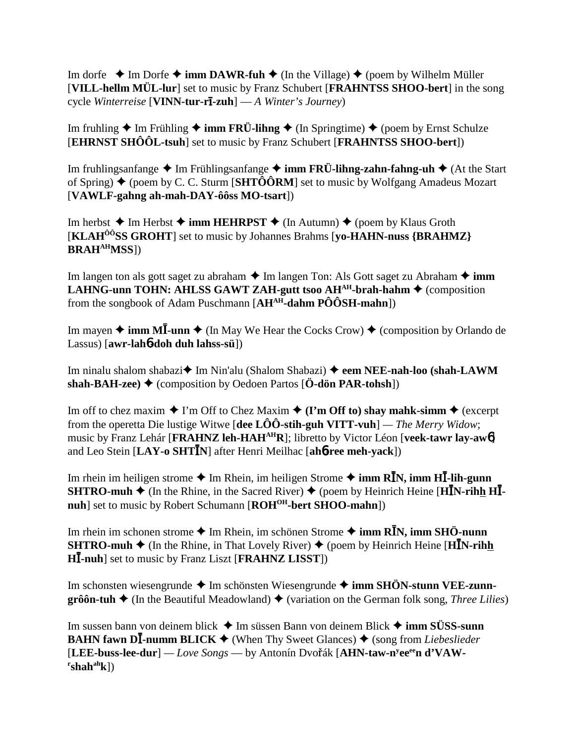Im dorfe ✦ Im Dorfe ✦ **imm DAWR-fuh** ✦ (In the Village) ✦ (poem by Wilhelm Müller [**VILL-hellm MÜL-lur**] set to music by Franz Schubert [**FRAHNTSS SHOO-bert**] in the song cycle *Winterreise* [**VINN-tur-rī-zuh**] — *A Winter's Journey*)

Im fruhling ✦ Im Frühling ✦ **imm FRÜ-lihng** ✦ (In Springtime) ✦ (poem by Ernst Schulze [**EHRNST SHÔÔL-tsuh**] set to music by Franz Schubert [**FRAHNTSS SHOO-bert**])

Im fruhlingsanfange ✦ Im Frühlingsanfange ✦ **imm FRÜ-lihng-zahn-fahng-uh** ✦ (At the Start of Spring) ✦ (poem by C. C. Sturm [**SHTÔÔRM**] set to music by Wolfgang Amadeus Mozart [**VAWLF-gahng ah-mah-DAY-ôôss MO-tsart**])

Im herbst ✦ Im Herbst ✦ **imm HEHRPST** ✦ (In Autumn) ✦ (poem by Klaus Groth [**KLAH^ÔÔ^SS GROHT**] set to music by Johannes Brahms [**yo-HAHN-nuss {BRAHMZ} BRAH^AH^MSS**])

Im langen ton als gott saget zu abraham ✦ Im langen Ton: Als Gott saget zu Abraham ✦ **imm LAHNG-unn TOHN: AHLSS GAWT ZAH-gutt tsoo AH^AH^-brah-hahm** ✦ (composition from the songbook of Adam Puschmann [**AH^AH^-dahm PÔÔSH-mahn**])

Im mayen ✦ **imm MĪ-unn** ✦ (In May We Hear the Cocks Crow) ✦ (composition by Orlando de Lassus) [**awr-lahɓ-doh duh lahss-sü**])

Im ninalu shalom shabazi✦ Im Nin'alu (Shalom Shabazi) ✦ **eem NEE-nah-loo (shah-LAWM shah-BAH-zee)** ✦ (composition by Oedoen Partos [**Ö-dön PAR-tohsh**])

Im off to chez maxim ✦ I'm Off to Chez Maxim ✦ **(I'm Off to) shay mahk-simm** ✦ (excerpt from the operetta Die lustige Witwe [**dee LÔÔ-stih-guh VITT-vuh**] — *The Merry Widow*; music by Franz Lehár [**FRAHNZ leh-HAH^AH^R**]; libretto by Victor Léon [**veek-tawr lay-awɓ**] and Leo Stein [**LAY-o SHTĪN**] after Henri Meilhac [**ahɓ-ree meh-yack**])

Im rhein im heiligen strome ✦ Im Rhein, im heiligen Strome ✦ **imm RĪN, imm HĪ-lih-gunn SHTRO-muh** ✦ (In the Rhine, in the Sacred River) ✦ (poem by Heinrich Heine [**HĪN-rihh HĪ-nuh**] set to music by Robert Schumann [**ROH^OH^-bert SHOO-mahn**])

Im rhein im schonen strome ✦ Im Rhein, im schönen Strome ✦ **imm RĪN, imm SHÖ-nunn SHTRO-muh** ✦ (In the Rhine, in That Lovely River) ✦ (poem by Heinrich Heine [**HĪN-rihh HĪ-nuh**] set to music by Franz Liszt [**FRAHNZ LISST**])

Im schonsten wiesengrunde ✦ Im schönsten Wiesengrunde ✦ **imm SHÖN-stunn VEE-zunn-grôôn-tuh** ✦ (In the Beautiful Meadowland) ✦ (variation on the German folk song, *Three Lilies*)

Im sussen bann von deinem blick ✦ Im süssen Bann von deinem Blick ✦ **imm SÜSS-sunn BAHN fawn DĪ-numm BLICK** ✦ (When Thy Sweet Glances) ✦ (song from *Liebeslieder* [**LEE-buss-lee-dur**] — *Love Songs* — by Antonín Dvořák [**AHN-taw-n^y^ee^ee^n d'VAW-^r^shah^ah^k**])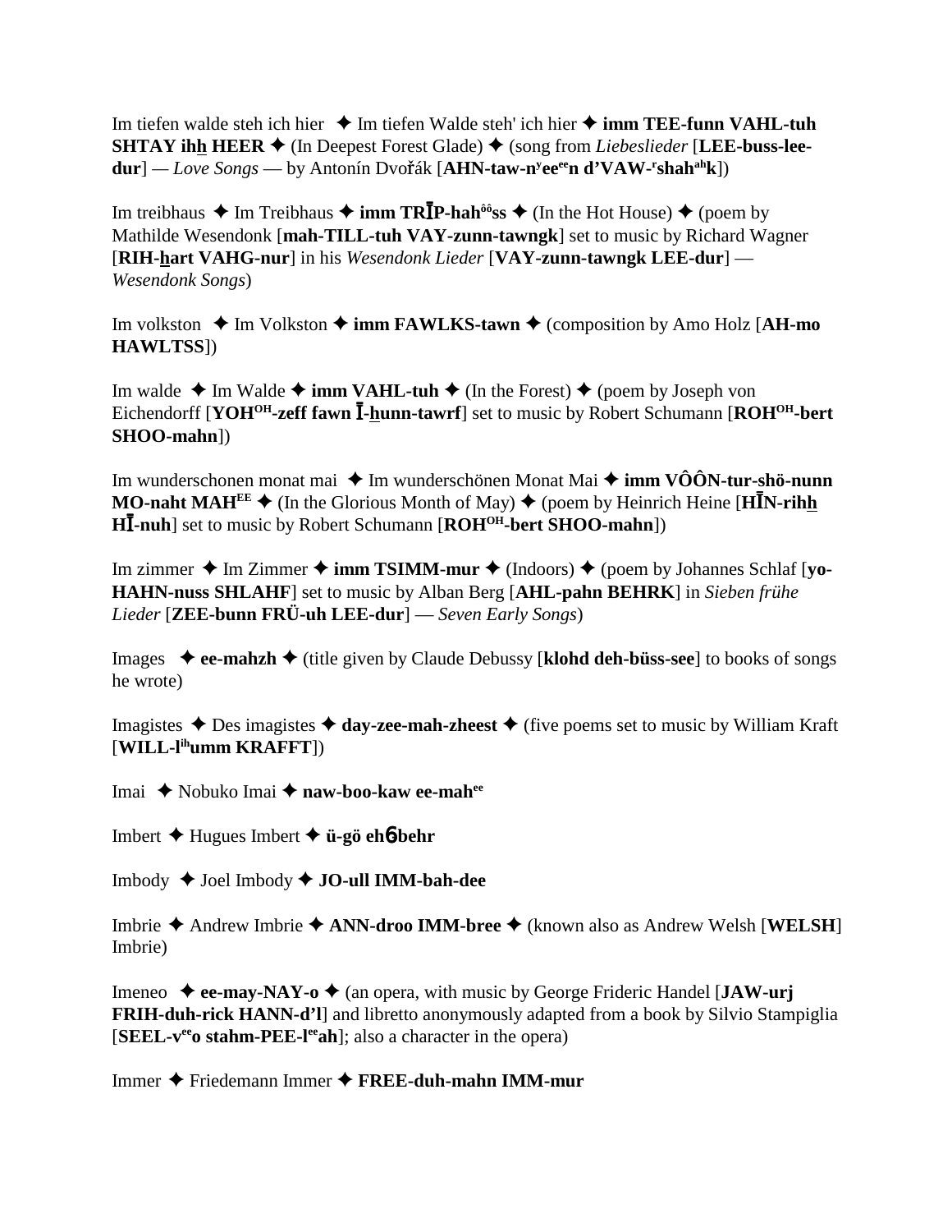Im tiefen walde steh ich hier ✦ Im tiefen Walde steh' ich hier ✦ **imm TEE-funn VAHL-tuh SHTAY ihh HEER** ✦ (In Deepest Forest Glade) ✦ (song from *Liebeslieder* [**LEE-buss-lee-dur**] — *Love Songs* — by Antonín Dvořák [**AHN-taw-nʸeeᵉᵉn d'VAW-ʳshahᵃʰk**])

Im treibhaus ✦ Im Treibhaus ✦ **imm TRĪP-hahôôss** ✦ (In the Hot House) ✦ (poem by Mathilde Wesendonk [**mah-TILL-tuh VAY-zunn-tawngk**] set to music by Richard Wagner [**RIH-hart VAHG-nur**] in his *Wesendonk Lieder* [**VAY-zunn-tawngk LEE-dur**] — *Wesendonk Songs*)

Im volkston ✦ Im Volkston ✦ **imm FAWLKS-tawn** ✦ (composition by Amo Holz [**AH-mo HAWLTSS**])

Im walde ✦ Im Walde ✦ **imm VAHL-tuh** ✦ (In the Forest) ✦ (poem by Joseph von Eichendorff [**YOHOH-zeff fawn Ī-hunn-tawrf**] set to music by Robert Schumann [**ROHOH-bert SHOO-mahn**])

Im wunderschonen monat mai ✦ Im wunderschönen Monat Mai ✦ **imm VÔÔN-tur-shö-nunn MO-naht MAHEE** ✦ (In the Glorious Month of May) ✦ (poem by Heinrich Heine [**HĪN-rihh HĪ-nuh**] set to music by Robert Schumann [**ROHOH-bert SHOO-mahn**])

Im zimmer ✦ Im Zimmer ✦ **imm TSIMM-mur** ✦ (Indoors) ✦ (poem by Johannes Schlaf [**yo-HAHN-nuss SHLAHF**] set to music by Alban Berg [**AHL-pahn BEHRK**] in *Sieben frühe Lieder* [**ZEE-bunn FRÜ-uh LEE-dur**] — *Seven Early Songs*)

Images ✦ **ee-mahzh** ✦ (title given by Claude Debussy [**klohd deh-büss-see**] to books of songs he wrote)

Imagistes ✦ Des imagistes ✦ **day-zee-mah-zheest** ✦ (five poems set to music by William Kraft [**WILL-lihumm KRAFFT**])

Imai ✦ Nobuko Imai ✦ **naw-boo-kaw ee-mahee**

Imbert ✦ Hugues Imbert ✦ **ü-gö eh6behr**

Imbody ✦ Joel Imbody ✦ **JO-ull IMM-bah-dee**

Imbrie ✦ Andrew Imbrie ✦ **ANN-droo IMM-bree** ✦ (known also as Andrew Welsh [**WELSH**] Imbrie)

Imeneo ✦ **ee-may-NAY-o** ✦ (an opera, with music by George Frideric Handel [**JAW-urj FRIH-duh-rick HANN-d'l**] and libretto anonymously adapted from a book by Silvio Stampiglia [**SEEL-veeo stahm-PEE-leeah**]; also a character in the opera)

Immer ✦ Friedemann Immer ✦ **FREE-duh-mahn IMM-mur**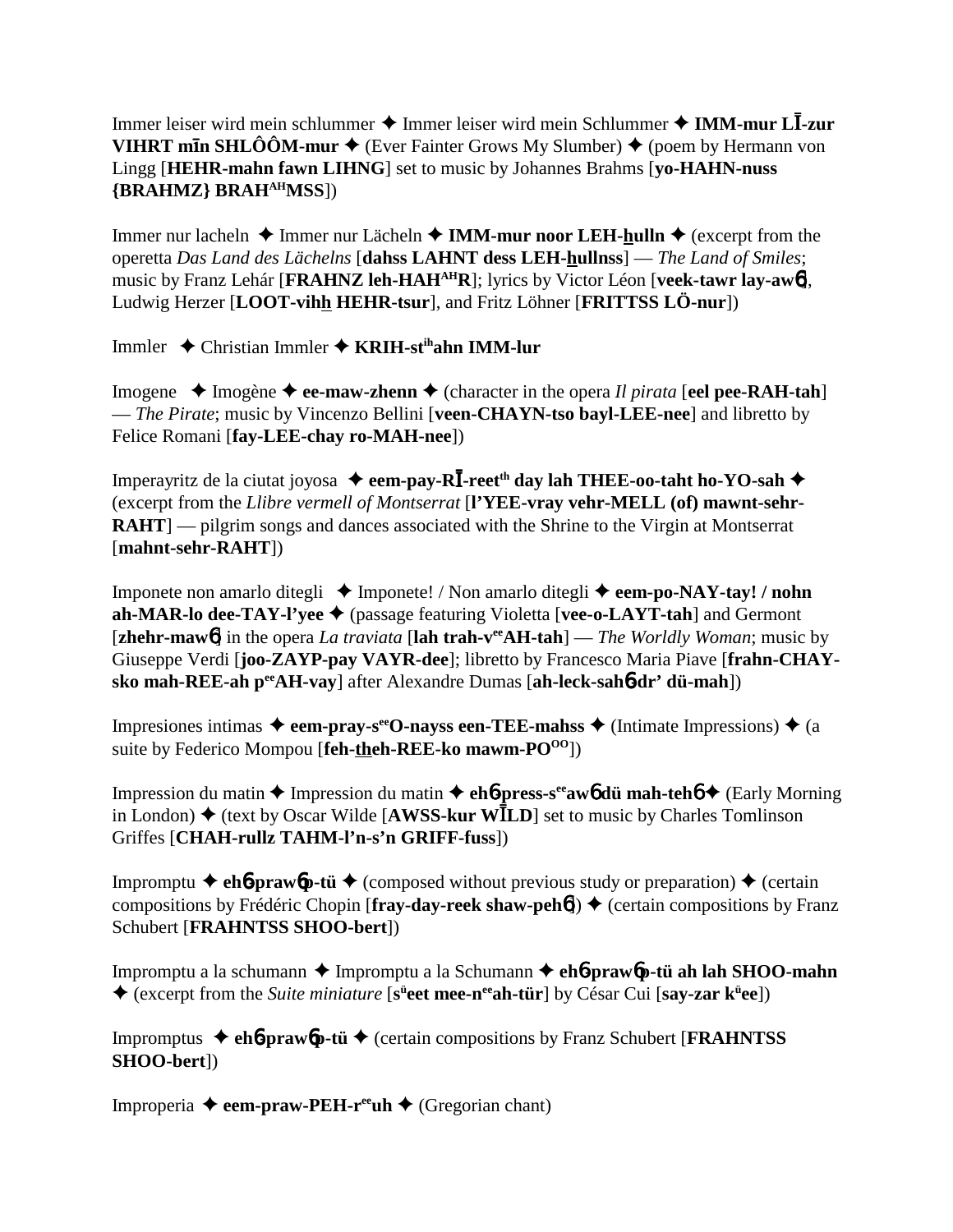Immer leiser wird mein schlummer ✦ Immer leiser wird mein Schlummer ✦ **IMM-mur LĪ-zur VIHRT mīn SHLÔÔM-mur** ✦ (Ever Fainter Grows My Slumber) ✦ (poem by Hermann von Lingg [**HEHR-mahn fawn LIHNG**] set to music by Johannes Brahms [**yo-HAHN-nuss {BRAHMZ} BRAH^AH^MSS**])

Immer nur lacheln ✦ Immer nur Lächeln ✦ **IMM-mur noor LEH-hulln** ✦ (excerpt from the operetta *Das Land des Lächelns* [**dahss LAHNT dess LEH-hullnss**] — *The Land of Smiles*; music by Franz Lehár [**FRAHNZ leh-HAH^AH^R**]; lyrics by Victor Léon [**veek-tawr lay-awɳ**], Ludwig Herzer [**LOOT-vihh HEHR-tsur**], and Fritz Löhner [**FRITTSS LÖ-nur**])

Immler ✦ Christian Immler ✦ **KRIH-st^ih^ahn IMM-lur**

Imogene ✦ Imogène ✦ **ee-maw-zhenn** ✦ (character in the opera *Il pirata* [**eel pee-RAH-tah**] — *The Pirate*; music by Vincenzo Bellini [**veen-CHAYN-tso bayl-LEE-nee**] and libretto by Felice Romani [**fay-LEE-chay ro-MAH-nee**])

Imperayritz de la ciutat joyosa ✦ **eem-pay-RĪ-reet^th^ day lah THEE-oo-taht ho-YO-sah** ✦ (excerpt from the *Llibre vermell of Montserrat* [**l'YEE-vray vehr-MELL (of) mawnt-sehr-RAHT**] — pilgrim songs and dances associated with the Shrine to the Virgin at Montserrat [**mahnt-sehr-RAHT**])

Imponete non amarlo ditegli ✦ Imponete! / Non amarlo ditegli ✦ **eem-po-NAY-tay! / nohn ah-MAR-lo dee-TAY-l'yee** ✦ (passage featuring Violetta [**vee-o-LAYT-tah**] and Germont [**zhehr-mawɳ**] in the opera *La traviata* [**lah trah-v^ee^AH-tah**] — *The Worldly Woman*; music by Giuseppe Verdi [**joo-ZAYP-pay VAYR-dee**]; libretto by Francesco Maria Piave [**frahn-CHAY-sko mah-REE-ah p^ee^AH-vay**] after Alexandre Dumas [**ah-leck-sahɳ-dr' dü-mah**])

Impresiones intimas ✦ **eem-pray-s^ee^O-nayss een-TEE-mahss** ✦ (Intimate Impressions) ✦ (a suite by Federico Mompou [**feh-theh-REE-ko mawm-PO^OO^**])

Impression du matin ✦ Impression du matin ✦ **ehɳ-press-s^ee^awɳ dü mah-tehɳ** ✦ (Early Morning in London) ✦ (text by Oscar Wilde [**AWSS-kur WĪLD**] set to music by Charles Tomlinson Griffes [**CHAH-rullz TAHM-l'n-s'n GRIFF-fuss**])

Impromptu ✦ **ehɳ-prawɳp-tü** ✦ (composed without previous study or preparation) ✦ (certain compositions by Frédéric Chopin [**fray-day-reek shaw-pehɳ**]) ✦ (certain compositions by Franz Schubert [**FRAHNTSS SHOO-bert**])

Impromptu a la schumann ✦ Impromptu a la Schumann ✦ **ehɳ-prawɳp-tü ah lah SHOO-mahn** ✦ (excerpt from the *Suite miniature* [**s^ü^eet mee-n^ee^ah-tür**] by César Cui [**say-zar k^ü^ee**])

Impromptus ✦ **ehɳ-prawɳp-tü** ✦ (certain compositions by Franz Schubert [**FRAHNTSS SHOO-bert**])

Improperia ✦ **eem-praw-PEH-r^ee^uh** ✦ (Gregorian chant)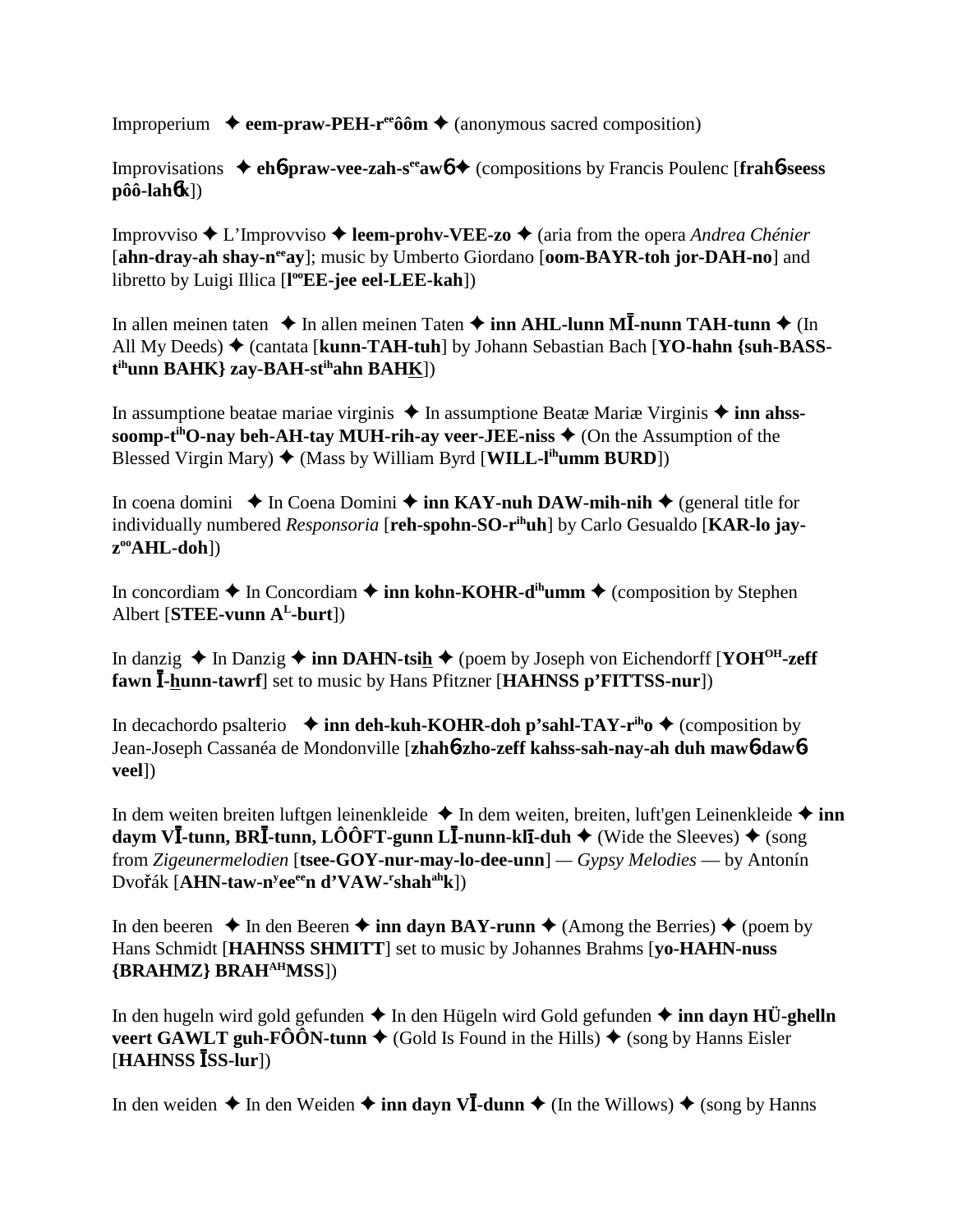Improperium ✦ **eem-praw-PEH-r[ee]ôôm** ✦ (anonymous sacred composition)

Improvisations ✦ **eh6-praw-vee-zah-s[ee]aw6** ✦ (compositions by Francis Poulenc [**frah6-seess pôô-lah6k**])

Improvviso ✦ L'Improvviso ✦ **leem-prohv-VEE-zo** ✦ (aria from the opera *Andrea Chénier* [**ahn-dray-ah shay-n[ee]ay**]; music by Umberto Giordano [**oom-BAYR-toh jor-DAH-no**] and libretto by Luigi Illica [**l[oo]EE-jee eel-LEE-kah**])

In allen meinen taten ✦ In allen meinen Taten ✦ **inn AHL-lunn MĪ-nunn TAH-tunn** ✦ (In All My Deeds) ✦ (cantata [**kunn-TAH-tuh**] by Johann Sebastian Bach [**YO-hahn {suh-BASS-t[ih]unn BAHK} zay-BAH-st[ih]ahn BAHK**])

In assumptione beatae mariae virginis ✦ In assumptione Beatæ Mariæ Virginis ✦ **inn ahss-soomp-t[ih]O-nay beh-AH-tay MUH-rih-ay veer-JEE-niss** ✦ (On the Assumption of the Blessed Virgin Mary) ✦ (Mass by William Byrd [**WILL-l[ih]umm BURD**])

In coena domini ✦ In Coena Domini ✦ **inn KAY-nuh DAW-mih-nih** ✦ (general title for individually numbered *Responsoria* [**reh-spohn-SO-r[ih]uh**] by Carlo Gesualdo [**KAR-lo jay-z[oo]AHL-doh**])

In concordiam ✦ In Concordiam ✦ **inn kohn-KOHR-d[ih]umm** ✦ (composition by Stephen Albert [**STEE-vunn A[L]-burt**])

In danzig ✦ In Danzig ✦ **inn DAHN-tsih** ✦ (poem by Joseph von Eichendorff [**YOH[OH]-zeff fawn Ī-hunn-tawrf**] set to music by Hans Pfitzner [**HAHNSS p'FITTSS-nur**])

In decachordo psalterio ✦ **inn deh-kuh-KOHR-doh p'sahl-TAY-r[ih]o** ✦ (composition by Jean-Joseph Cassanéa de Mondonville [**zhah6-zho-zeff kahss-sah-nay-ah duh maw6-daw6 veel**])

In dem weiten breiten luftgen leinenkleide ✦ In dem weiten, breiten, luft'gen Leinenkleide ✦ **inn daym VĪ-tunn, BRĪ-tunn, LÔÔFT-gunn LĪ-nunn-klī-duh** ✦ (Wide the Sleeves) ✦ (song from *Zigeunermelodien* [**tsee-GOY-nur-may-lo-dee-unn**] — *Gypsy Melodies* — by Antonín Dvořák [**AHN-taw-n[y]ee[ee]n d'VAW-[r]shah[ah]k**])

In den beeren ✦ In den Beeren ✦ **inn dayn BAY-runn** ✦ (Among the Berries) ✦ (poem by Hans Schmidt [**HAHNSS SHMITT**] set to music by Johannes Brahms [**yo-HAHN-nuss {BRAHMZ} BRAH[AH]MSS**])

In den hugeln wird gold gefunden ✦ In den Hügeln wird Gold gefunden ✦ **inn dayn HÜ-ghelln veert GAWLT guh-FÔÔN-tunn** ✦ (Gold Is Found in the Hills) ✦ (song by Hanns Eisler [**HAHNSS ĪSS-lur**])

In den weiden ✦ In den Weiden ✦ **inn dayn VĪ-dunn** ✦ (In the Willows) ✦ (song by Hanns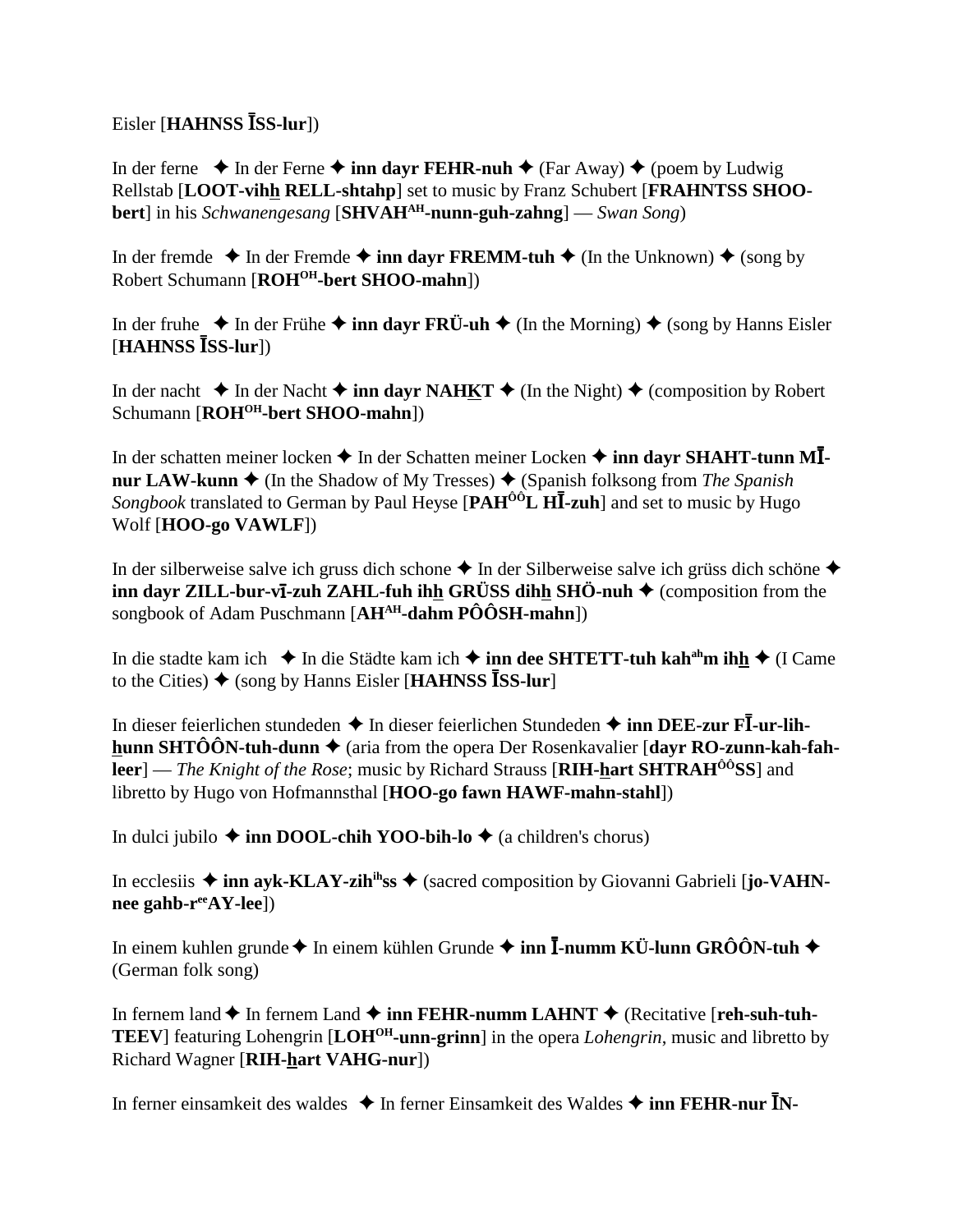Eisler [**HAHNSS ĪSS-lur**])

In der ferne ✦ In der Ferne ✦ **inn dayr FEHR-nuh** ✦ (Far Away) ✦ (poem by Ludwig Rellstab [**LOOT-vihh RELL-shtahp**] set to music by Franz Schubert [**FRAHNTSS SHOO-bert**] in his *Schwanengesang* [**SHVAH**[AH]**-nunn-guh-zahng**] — *Swan Song*)

In der fremde ✦ In der Fremde ✦ **inn dayr FREMM-tuh** ✦ (In the Unknown) ✦ (song by Robert Schumann [**ROH**[OH]**-bert SHOO-mahn**])

In der fruhe ✦ In der Frühe ✦ **inn dayr FRÜ-uh** ✦ (In the Morning) ✦ (song by Hanns Eisler [**HAHNSS ĪSS-lur**])

In der nacht ✦ In der Nacht ✦ **inn dayr NAHKT** ✦ (In the Night) ✦ (composition by Robert Schumann [**ROH**[OH]**-bert SHOO-mahn**])

In der schatten meiner locken ✦ In der Schatten meiner Locken ✦ **inn dayr SHAHT-tunn MĪ-nur LAW-kunn** ✦ (In the Shadow of My Tresses) ✦ (Spanish folksong from *The Spanish Songbook* translated to German by Paul Heyse [**PAH**[ÔÔ]**L HĪ-zuh**] and set to music by Hugo Wolf [**HOO-go VAWLF**])

In der silberweise salve ich gruss dich schone ✦ In der Silberweise salve ich grüss dich schöne ✦ **inn dayr ZILL-bur-vī-zuh ZAHL-fuh ihh GRÜSS dihh SHÖ-nuh** ✦ (composition from the songbook of Adam Puschmann [**AH**[AH]**-dahm PÔÔSH-mahn**])

In die stadte kam ich ✦ In die Städte kam ich ✦ **inn dee SHTETT-tuh kah**[ah]**m ihh** ✦ (I Came to the Cities) ✦ (song by Hanns Eisler [**HAHNSS ĪSS-lur**]

In dieser feierlichen stundeden ✦ In dieser feierlichen Stundeden ✦ **inn DEE-zur FĪ-ur-lih-hunn SHTÔÔN-tuh-dunn** ✦ (aria from the opera Der Rosenkavalier [**dayr RO-zunn-kah-fah-leer**] — *The Knight of the Rose*; music by Richard Strauss [**RIH-hart SHTRAH**[ÔÔ]**SS**] and libretto by Hugo von Hofmannsthal [**HOO-go fawn HAWF-mahn-stahl**])

In dulci jubilo ✦ **inn DOOL-chih YOO-bih-lo** ✦ (a children's chorus)

In ecclesiis ✦ **inn ayk-KLAY-zih**[ih]**ss** ✦ (sacred composition by Giovanni Gabrieli [**jo-VAHN-nee gahb-r**[ee]**AY-lee**])

In einem kuhlen grunde ✦ In einem kühlen Grunde ✦ **inn Ī-numm KÜ-lunn GRÔÔN-tuh** ✦ (German folk song)

In fernem land ✦ In fernem Land ✦ **inn FEHR-numm LAHNT** ✦ (Recitative [**reh-suh-tuh-TEEV**] featuring Lohengrin [**LOH**[OH]**-unn-grinn**] in the opera *Lohengrin*, music and libretto by Richard Wagner [**RIH-hart VAHG-nur**])

In ferner einsamkeit des waldes ✦ In ferner Einsamkeit des Waldes ✦ **inn FEHR-nur ĪN-**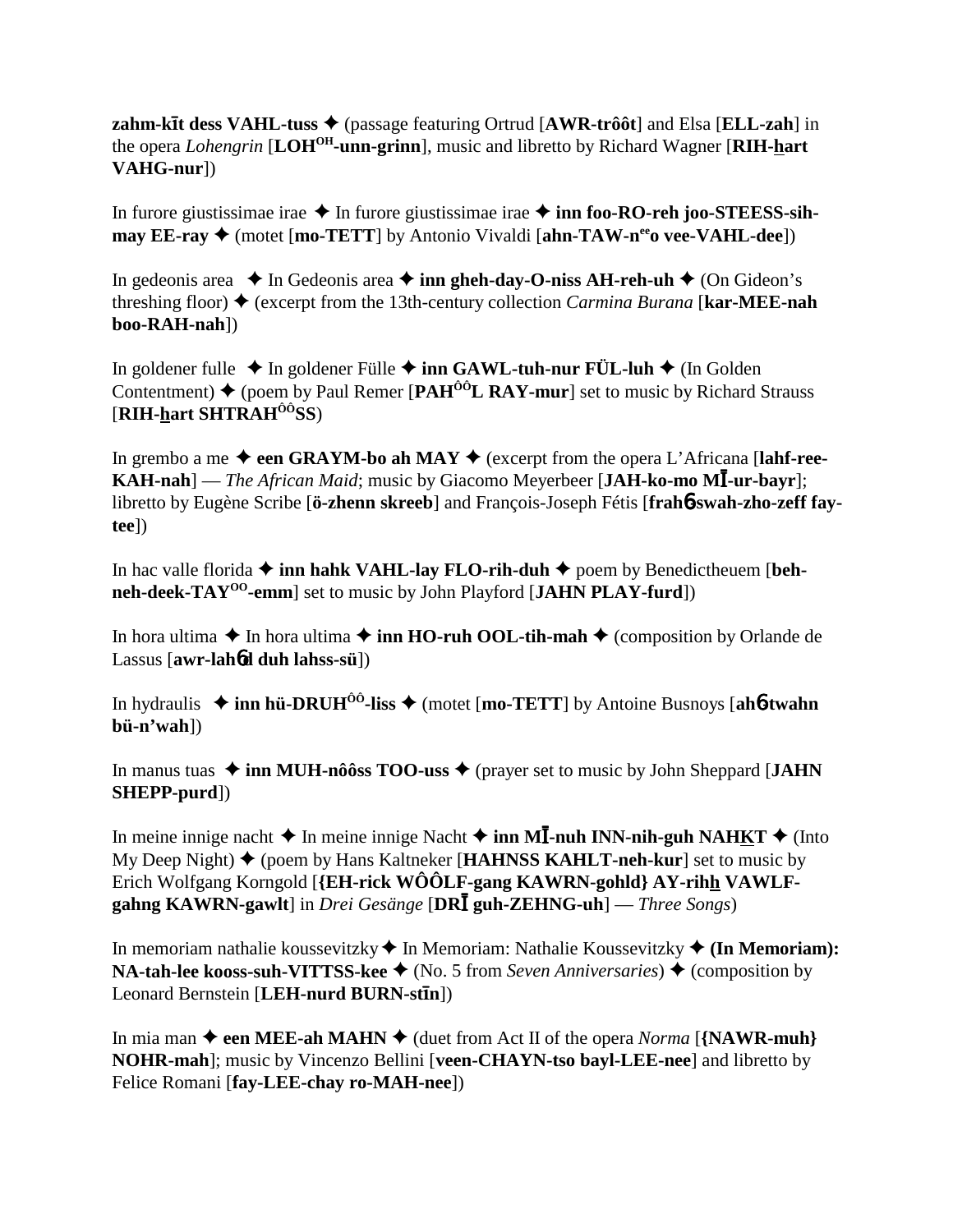**zahm-kīt dess VAHL-tuss** ✦ (passage featuring Ortrud [**AWR-trôôt**] and Elsa [**ELL-zah**] in the opera *Lohengrin* [**LOH**[OH]**-unn-grinn**], music and libretto by Richard Wagner [**RIH-hart VAHG-nur**])

In furore giustissimae irae ✦ In furore giustissimae irae ✦ **inn foo-RO-reh joo-STEESS-sih-may EE-ray** ✦ (motet [**mo-TETT**] by Antonio Vivaldi [**ahn-TAW-n**[ee]**o vee-VAHL-dee**])

In gedeonis area ✦ In Gedeonis area ✦ **inn gheh-day-O-niss AH-reh-uh** ✦ (On Gideon's threshing floor) ✦ (excerpt from the 13th-century collection *Carmina Burana* [**kar-MEE-nah boo-RAH-nah**])

In goldener fulle ✦ In goldener Fülle ✦ **inn GAWL-tuh-nur FÜL-luh** ✦ (In Golden Contentment) ✦ (poem by Paul Remer [**PAH**[ÔÔ]**L RAY-mur**] set to music by Richard Strauss [**RIH-hart SHTRAH**[ÔÔ]**SS**)

In grembo a me ✦ **een GRAYM-bo ah MAY** ✦ (excerpt from the opera L'Africana [**lahf-ree-KAH-nah**] — *The African Maid*; music by Giacomo Meyerbeer [**JAH-ko-mo MĪ-ur-bayr**]; libretto by Eugène Scribe [**ö-zhenn skreeb**] and François-Joseph Fétis [**frahɓ-swah-zho-zeff fay-tee**])

In hac valle florida ✦ **inn hahk VAHL-lay FLO-rih-duh** ✦ poem by Benedictheuem [**beh-neh-deek-TAY**[OO]**-emm**] set to music by John Playford [**JAHN PLAY-furd**])

In hora ultima ✦ In hora ultima ✦ **inn HO-ruh OOL-tih-mah** ✦ (composition by Orlande de Lassus [**awr-lahɓd duh lahss-sü**])

In hydraulis ✦ **inn hü-DRUH**[ÔÔ]**-liss** ✦ (motet [**mo-TETT**] by Antoine Busnoys [**ahɓ-twahn bü-n'wah**])

In manus tuas ✦ **inn MUH-nôôss TOO-uss** ✦ (prayer set to music by John Sheppard [**JAHN SHEPP-purd**])

In meine innige nacht ✦ In meine innige Nacht ✦ **inn MĪ-nuh INN-nih-guh NAHKT** ✦ (Into My Deep Night) ✦ (poem by Hans Kaltneker [**HAHNSS KAHLT-neh-kur**] set to music by Erich Wolfgang Korngold [**{EH-rick WÔÔLF-gang KAWRN-gohld} AY-rihh VAWLF-gahng KAWRN-gawlt**] in *Drei Gesänge* [**DRĪ guh-ZEHNG-uh**] — *Three Songs*)

In memoriam nathalie koussevitzky ✦ In Memoriam: Nathalie Koussevitzky ✦ **(In Memoriam): NA-tah-lee kooss-suh-VITTSS-kee** ✦ (No. 5 from *Seven Anniversaries*) ✦ (composition by Leonard Bernstein [**LEH-nurd BURN-stīn**])

In mia man ✦ **een MEE-ah MAHN** ✦ (duet from Act II of the opera *Norma* [**{NAWR-muh} NOHR-mah**]; music by Vincenzo Bellini [**veen-CHAYN-tso bayl-LEE-nee**] and libretto by Felice Romani [**fay-LEE-chay ro-MAH-nee**])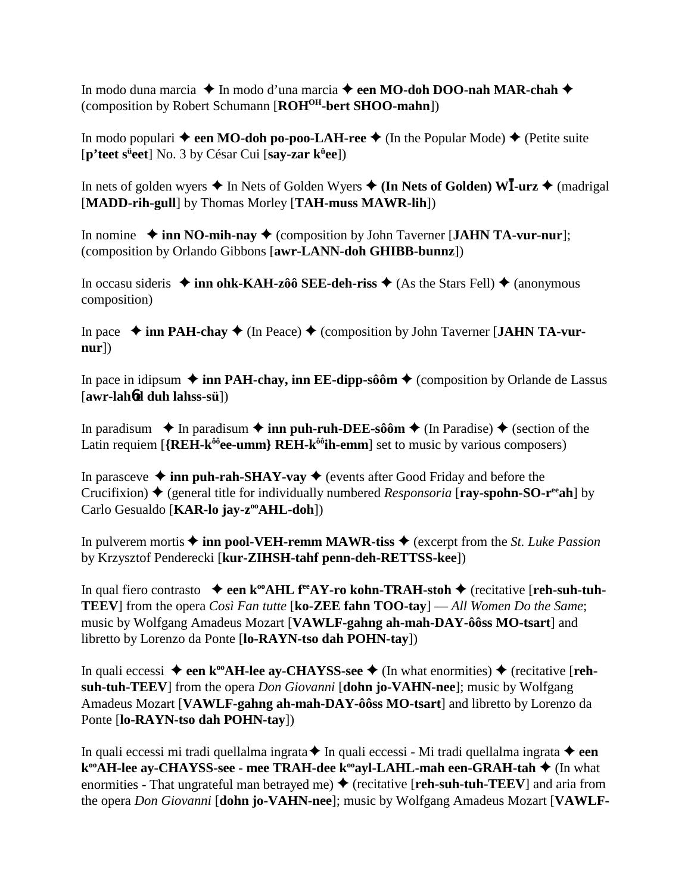In modo duna marcia ✦ In modo d'una marcia ✦ **een MO-doh DOO-nah MAR-chah** ✦ (composition by Robert Schumann [**ROH^OH^-bert SHOO-mahn**])

In modo populari ✦ **een MO-doh po-poo-LAH-ree** ✦ (In the Popular Mode) ✦ (Petite suite [**p'teet s^ü^eet**] No. 3 by César Cui [**say-zar k^ü^ee**])

In nets of golden wyers ✦ In Nets of Golden Wyers ✦ **(In Nets of Golden) WĪ-urz** ✦ (madrigal [**MADD-rih-gull**] by Thomas Morley [**TAH-muss MAWR-lih**])

In nomine ✦ **inn NO-mih-nay** ✦ (composition by John Taverner [**JAHN TA-vur-nur**]; (composition by Orlando Gibbons [**awr-LANN-doh GHIBB-bunnz**])

In occasu sideris ✦ **inn ohk-KAH-zôô SEE-deh-riss** ✦ (As the Stars Fell) ✦ (anonymous composition)

In pace ✦ **inn PAH-chay** ✦ (In Peace) ✦ (composition by John Taverner [**JAHN TA-vur-nur**])

In pace in idipsum ✦ **inn PAH-chay, inn EE-dipp-sôôm** ✦ (composition by Orlande de Lassus [**awr-lahɳd duh lahss-sü**])

In paradisum ✦ In paradisum ✦ **inn puh-ruh-DEE-sôôm** ✦ (In Paradise) ✦ (section of the Latin requiem [**{REH-k^ôô^ee-umm} REH-k^ôô^ih-emm**] set to music by various composers)

In parasceve ✦ **inn puh-rah-SHAY-vay** ✦ (events after Good Friday and before the Crucifixion) ✦ (general title for individually numbered *Responsoria* [**ray-spohn-SO-r^ee^ah**] by Carlo Gesualdo [**KAR-lo jay-z^oo^AHL-doh**])

In pulverem mortis ✦ **inn pool-VEH-remm MAWR-tiss** ✦ (excerpt from the *St. Luke Passion* by Krzysztof Penderecki [**kur-ZIHSH-tahf penn-deh-RETTSS-kee**])

In qual fiero contrasto ✦ **een k^oo^AHL f^ee^AY-ro kohn-TRAH-stoh** ✦ (recitative [**reh-suh-tuh-TEEV**] from the opera *Così Fan tutte* [**ko-ZEE fahn TOO-tay**] — *All Women Do the Same*; music by Wolfgang Amadeus Mozart [**VAWLF-gahng ah-mah-DAY-ôôss MO-tsart**] and libretto by Lorenzo da Ponte [**lo-RAYN-tso dah POHN-tay**])

In quali eccessi ✦ **een k^oo^AH-lee ay-CHAYSS-see** ✦ (In what enormities) ✦ (recitative [**reh-suh-tuh-TEEV**] from the opera *Don Giovanni* [**dohn jo-VAHN-nee**]; music by Wolfgang Amadeus Mozart [**VAWLF-gahng ah-mah-DAY-ôôss MO-tsart**] and libretto by Lorenzo da Ponte [**lo-RAYN-tso dah POHN-tay**])

In quali eccessi mi tradi quellalma ingrata ✦ In quali eccessi - Mi tradi quellalma ingrata ✦ **een k^oo^AH-lee ay-CHAYSS-see - mee TRAH-dee k^oo^ayl-LAHL-mah een-GRAH-tah** ✦ (In what enormities - That ungrateful man betrayed me) ✦ (recitative [**reh-suh-tuh-TEEV**] and aria from the opera *Don Giovanni* [**dohn jo-VAHN-nee**]; music by Wolfgang Amadeus Mozart [**VAWLF-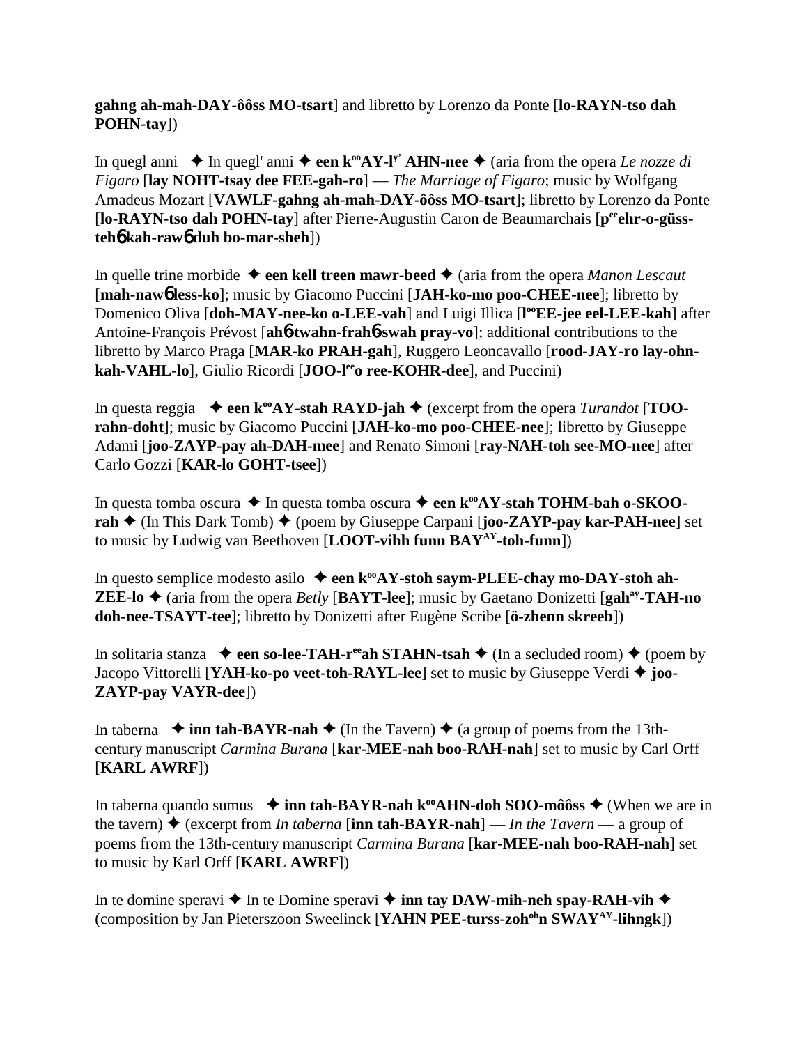**gahng ah-mah-DAY-ôôss MO-tsart**] and libretto by Lorenzo da Ponte [**lo-RAYN-tso dah POHN-tay**])

In quegl anni ✦ In quegl' anni ✦ **een k°°AY-l**y' **AHN-nee** ✦ (aria from the opera *Le nozze di Figaro* [**lay NOHT-tsay dee FEE-gah-ro**] — *The Marriage of Figaro*; music by Wolfgang Amadeus Mozart [**VAWLF-gahng ah-mah-DAY-ôôss MO-tsart**]; libretto by Lorenzo da Ponte [**lo-RAYN-tso dah POHN-tay**] after Pierre-Augustin Caron de Beaumarchais [**p**ee**ehr-o-güss-teh**6 **kah-raw**6 **duh bo-mar-sheh**])

In quelle trine morbide ✦ **een kell treen mawr-beed** ✦ (aria from the opera *Manon Lescaut* [**mah-naw**6 **less-ko**]; music by Giacomo Puccini [**JAH-ko-mo poo-CHEE-nee**]; libretto by Domenico Oliva [**doh-MAY-nee-ko o-LEE-vah**] and Luigi Illica [**l**oo**EE-jee eel-LEE-kah**] after Antoine-François Prévost [**ah**6**-twahn-frah**6**-swah pray-vo**]; additional contributions to the libretto by Marco Praga [**MAR-ko PRAH-gah**], Ruggero Leoncavallo [**rood-JAY-ro lay-ohn-kah-VAHL-lo**], Giulio Ricordi [**JOO-l**ee**o ree-KOHR-dee**], and Puccini)

In questa reggia ✦ **een k**oo**AY-stah RAYD-jah** ✦ (excerpt from the opera *Turandot* [**TOO-rahn-doht**]; music by Giacomo Puccini [**JAH-ko-mo poo-CHEE-nee**]; libretto by Giuseppe Adami [**joo-ZAYP-pay ah-DAH-mee**] and Renato Simoni [**ray-NAH-toh see-MO-nee**] after Carlo Gozzi [**KAR-lo GOHT-tsee**])

In questa tomba oscura ✦ In questa tomba oscura ✦ **een k**oo**AY-stah TOHM-bah o-SKOO-rah** ✦ (In This Dark Tomb) ✦ (poem by Giuseppe Carpani [**joo-ZAYP-pay kar-PAH-nee**] set to music by Ludwig van Beethoven [**LOOT-vihh funn BAY**AY**-toh-funn**])

In questo semplice modesto asilo ✦ **een k**oo**AY-stoh saym-PLEE-chay mo-DAY-stoh ah-ZEE-lo** ✦ (aria from the opera *Betly* [**BAYT-lee**]; music by Gaetano Donizetti [**gah**ay**-TAH-no doh-nee-TSAYT-tee**]; libretto by Donizetti after Eugène Scribe [**ö-zhenn skreeb**])

In solitaria stanza ✦ **een so-lee-TAH-r**ee**ah STAHN-tsah** ✦ (In a secluded room) ✦ (poem by Jacopo Vittorelli [**YAH-ko-po veet-toh-RAYL-lee**] set to music by Giuseppe Verdi ✦ **joo-ZAYP-pay VAYR-dee**])

In taberna ✦ **inn tah-BAYR-nah** ✦ (In the Tavern) ✦ (a group of poems from the 13th-century manuscript *Carmina Burana* [**kar-MEE-nah boo-RAH-nah**] set to music by Carl Orff [**KARL AWRF**])

In taberna quando sumus ✦ **inn tah-BAYR-nah k**oo**AHN-doh SOO-môôss** ✦ (When we are in the tavern) ✦ (excerpt from *In taberna* [**inn tah-BAYR-nah**] — *In the Tavern* — a group of poems from the 13th-century manuscript *Carmina Burana* [**kar-MEE-nah boo-RAH-nah**] set to music by Karl Orff [**KARL AWRF**])

In te domine speravi ✦ In te Domine speravi ✦ **inn tay DAW-mih-neh spay-RAH-vih** ✦ (composition by Jan Pieterszoon Sweelinck [**YAHN PEE-turss-zoh**oh**n SWAY**AY**-lihngk**])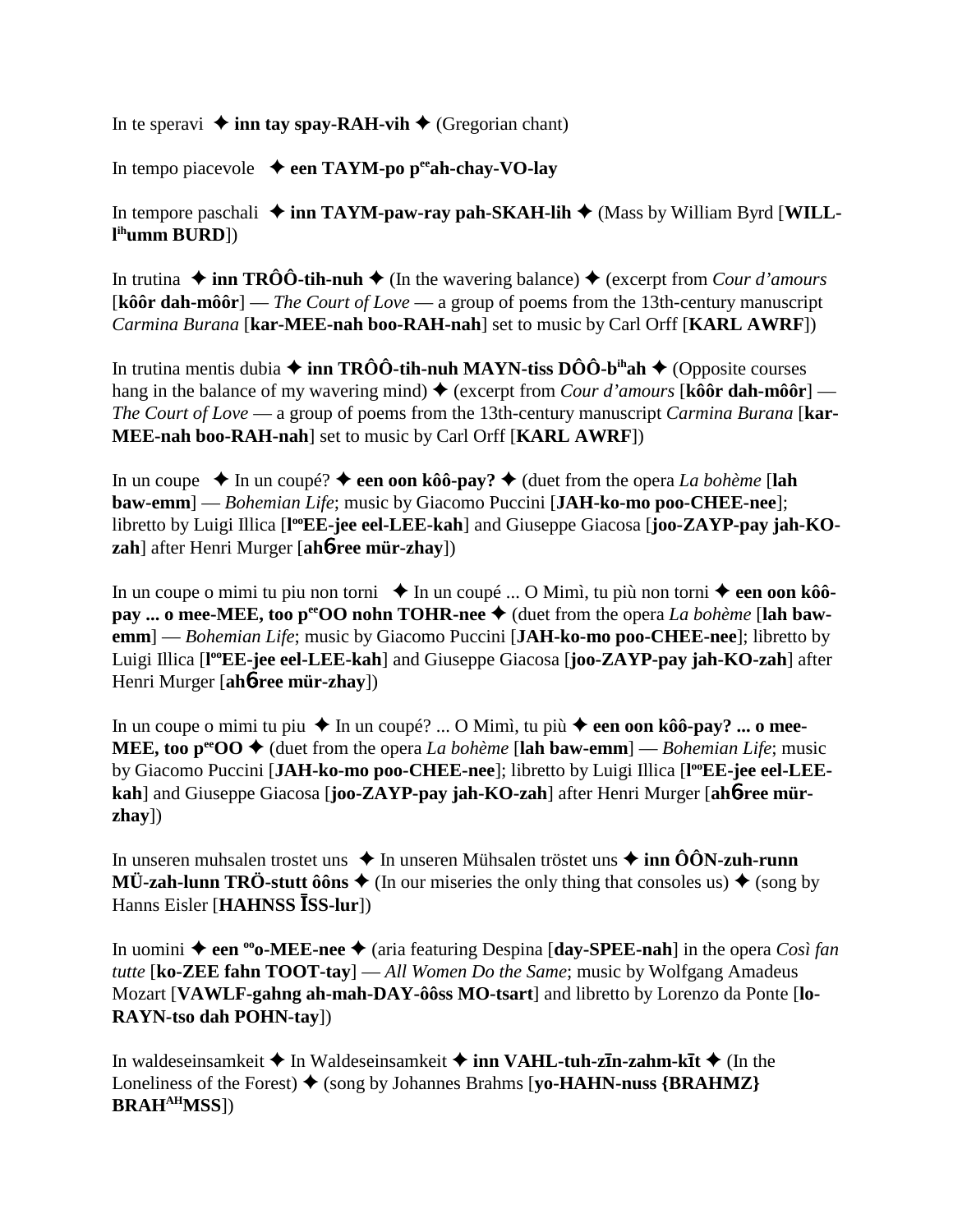In te speravi ✦ **inn tay spay-RAH-vih** ✦ (Gregorian chant)

In tempo piacevole ✦ **een TAYM-po p[ee]ah-chay-VO-lay**

In tempore paschali ✦ **inn TAYM-paw-ray pah-SKAH-lih** ✦ (Mass by William Byrd [**WILL-l[ih]umm BURD**])

In trutina ✦ **inn TRÔÔ-tih-nuh** ✦ (In the wavering balance) ✦ (excerpt from *Cour d'amours* [**kôôr dah-môôr**] — *The Court of Love* — a group of poems from the 13th-century manuscript *Carmina Burana* [**kar-MEE-nah boo-RAH-nah**] set to music by Carl Orff [**KARL AWRF**])

In trutina mentis dubia ✦ **inn TRÔÔ-tih-nuh MAYN-tiss DÔÔ-b[ih]ah** ✦ (Opposite courses hang in the balance of my wavering mind) ✦ (excerpt from *Cour d'amours* [**kôôr dah-môôr**] — *The Court of Love* — a group of poems from the 13th-century manuscript *Carmina Burana* [**kar-MEE-nah boo-RAH-nah**] set to music by Carl Orff [**KARL AWRF**])

In un coupe ✦ In un coupé? ✦ **een oon kôô-pay?** ✦ (duet from the opera *La bohème* [**lah baw-emm**] — *Bohemian Life*; music by Giacomo Puccini [**JAH-ko-mo poo-CHEE-nee**]; libretto by Luigi Illica [**l[oo]EE-jee eel-LEE-kah**] and Giuseppe Giacosa [**joo-ZAYP-pay jah-KO-zah**] after Henri Murger [**ahб-ree mür-zhay**])

In un coupe o mimi tu piu non torni ✦ In un coupé ... O Mimì, tu più non torni ✦ **een oon kôô-pay ... o mee-MEE, too p[ee]OO nohn TOHR-nee** ✦ (duet from the opera *La bohème* [**lah baw-emm**] — *Bohemian Life*; music by Giacomo Puccini [**JAH-ko-mo poo-CHEE-nee**]; libretto by Luigi Illica [**l[oo]EE-jee eel-LEE-kah**] and Giuseppe Giacosa [**joo-ZAYP-pay jah-KO-zah**] after Henri Murger [**ahб-ree mür-zhay**])

In un coupe o mimi tu piu ✦ In un coupé? ... O Mimì, tu più ✦ **een oon kôô-pay? ... o mee-MEE, too p[ee]OO** ✦ (duet from the opera *La bohème* [**lah baw-emm**] — *Bohemian Life*; music by Giacomo Puccini [**JAH-ko-mo poo-CHEE-nee**]; libretto by Luigi Illica [**l[oo]EE-jee eel-LEE-kah**] and Giuseppe Giacosa [**joo-ZAYP-pay jah-KO-zah**] after Henri Murger [**ahб-ree mür-zhay**])

In unseren muhsalen trostet uns ✦ In unseren Mühsalen tröstet uns ✦ **inn ÔÔN-zuh-runn MÜ-zah-lunn TRÖ-stutt ôôns** ✦ (In our miseries the only thing that consoles us) ✦ (song by Hanns Eisler [**HAHNSS ĪSS-lur**])

In uomini ✦ **een [oo]o-MEE-nee** ✦ (aria featuring Despina [**day-SPEE-nah**] in the opera *Così fan tutte* [**ko-ZEE fahn TOOT-tay**] — *All Women Do the Same*; music by Wolfgang Amadeus Mozart [**VAWLF-gahng ah-mah-DAY-ôôss MO-tsart**] and libretto by Lorenzo da Ponte [**lo-RAYN-tso dah POHN-tay**])

In waldeseinsamkeit ✦ In Waldeseinsamkeit ✦ **inn VAHL-tuh-zīn-zahm-kīt** ✦ (In the Loneliness of the Forest) ✦ (song by Johannes Brahms [**yo-HAHN-nuss {BRAHMZ} BRAH[AH]MSS**])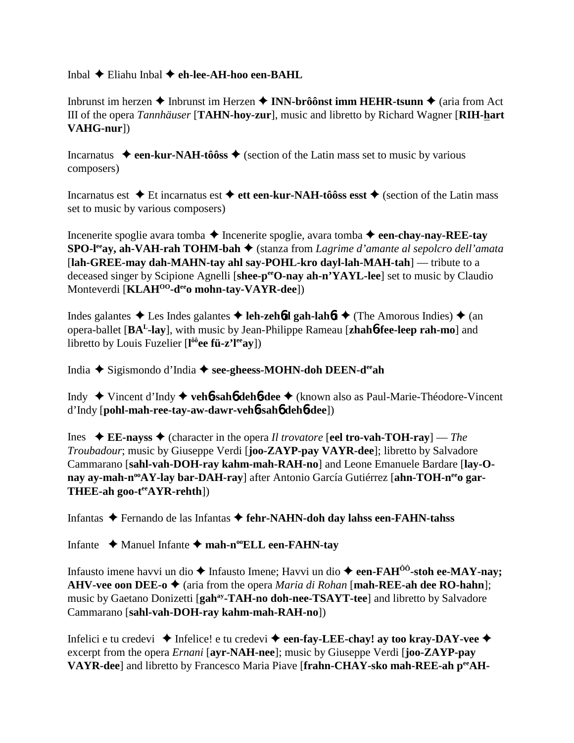Inbal ✦ Eliahu Inbal ✦ **eh-lee-AH-hoo een-BAHL**

Inbrunst im herzen ✦ Inbrunst im Herzen ✦ **INN-brôônst imm HEHR-tsunn** ✦ (aria from Act III of the opera *Tannhäuser* [**TAHN-hoy-zur**], music and libretto by Richard Wagner [**RIH-hart VAHG-nur**])

Incarnatus ✦ **een-kur-NAH-tôôss** ✦ (section of the Latin mass set to music by various composers)

Incarnatus est ✦ Et incarnatus est ✦ **ett een-kur-NAH-tôôss esst** ✦ (section of the Latin mass set to music by various composers)

Incenerite spoglie avara tomba ✦ Incenerite spoglie, avara tomba ✦ **een-chay-nay-REE-tay SPO-l^ee^ay, ah-VAH-rah TOHM-bah** ✦ (stanza from *Lagrime d'amante al sepolcro dell'amata* [**lah-GREE-may dah-MAHN-tay ahl say-POHL-kro dayl-lah-MAH-tah**] — tribute to a deceased singer by Scipione Agnelli [**shee-p^ee^O-nay ah-n'YAYL-lee**] set to music by Claudio Monteverdi [**KLAH^OO^-d^ee^o mohn-tay-VAYR-dee**])

Indes galantes ✦ Les Indes galantes ✦ **leh-zeh6d gah-lah6t** ✦ (The Amorous Indies) ✦ (an opera-ballet [**BA^L^-lay**], with music by Jean-Philippe Rameau [**zhah6-fee-leep rah-mo**] and libretto by Louis Fuzelier [**l^ôô^ee fü-z'l^ee^ay**])

India ✦ Sigismondo d'India ✦ **see-gheess-MOHN-doh DEEN-d^ee^ah**

Indy ✦ Vincent d'Indy ✦ **veh6-sah6 deh6-dee** ✦ (known also as Paul-Marie-Théodore-Vincent d'Indy [**pohl-mah-ree-tay-aw-dawr-veh6-sah6 deh6-dee**])

Ines ✦ **EE-nayss** ✦ (character in the opera *Il trovatore* [**eel tro-vah-TOH-ray**] — *The Troubadour*; music by Giuseppe Verdi [**joo-ZAYP-pay VAYR-dee**]; libretto by Salvadore Cammarano [**sahl-vah-DOH-ray kahm-mah-RAH-no**] and Leone Emanuele Bardare [**lay-O-nay ay-mah-n^oo^AY-lay bar-DAH-ray**] after Antonio García Gutiérrez [**ahn-TOH-n^ee^o gar-THEE-ah goo-t^ee^AYR-rehth**])

Infantas ✦ Fernando de las Infantas ✦ **fehr-NAHN-doh day lahss een-FAHN-tahss**

Infante ✦ Manuel Infante ✦ **mah-n^oo^ELL een-FAHN-tay**

Infausto imene havvi un dio ✦ Infausto Imene; Havvi un dio ✦ **een-FAH^ÔÔ^-stoh ee-MAY-nay; AHV-vee oon DEE-o** ✦ (aria from the opera *Maria di Rohan* [**mah-REE-ah dee RO-hahn**]; music by Gaetano Donizetti [**gah^ay^-TAH-no doh-nee-TSAYT-tee**] and libretto by Salvadore Cammarano [**sahl-vah-DOH-ray kahm-mah-RAH-no**])

Infelici e tu credevi ✦ Infelice! e tu credevi ✦ **een-fay-LEE-chay! ay too kray-DAY-vee** ✦ excerpt from the opera *Ernani* [**ayr-NAH-nee**]; music by Giuseppe Verdi [**joo-ZAYP-pay VAYR-dee**] and libretto by Francesco Maria Piave [**frahn-CHAY-sko mah-REE-ah p^ee^AH-**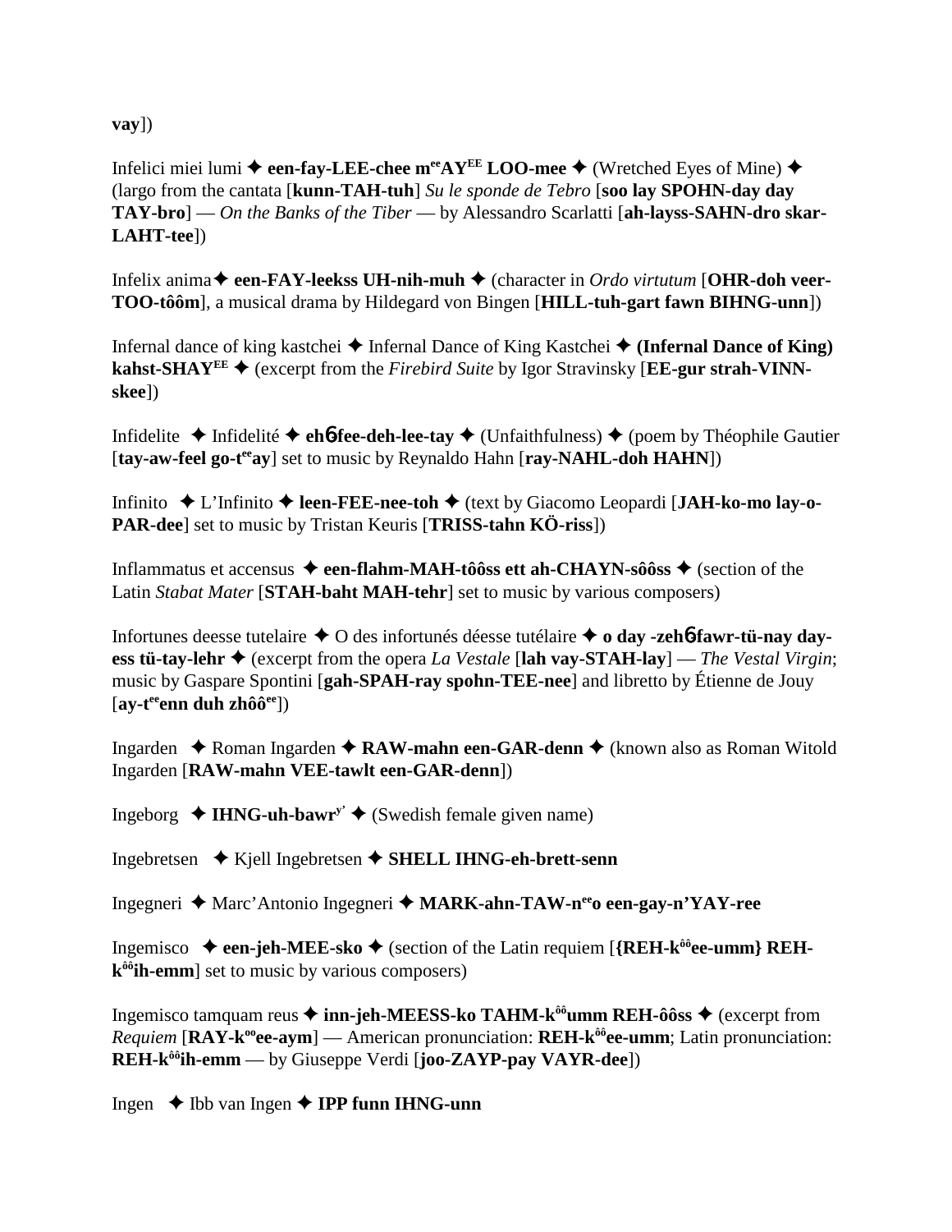**vay**])

Infelici miei lumi ✦ **een-fay-LEE-chee m$^{ee}$AY$^{EE}$ LOO-mee** ✦ (Wretched Eyes of Mine) ✦ (largo from the cantata [**kunn-TAH-tuh**] *Su le sponde de Tebro* [**soo lay SPOHN-day day TAY-bro**] — *On the Banks of the Tiber* — by Alessandro Scarlatti [**ah-layss-SAHN-dro skar-LAHT-tee**])

Infelix anima ✦ **een-FAY-leekss UH-nih-muh** ✦ (character in *Ordo virtutum* [**OHR-doh veer-TOO-tôôm**], a musical drama by Hildegard von Bingen [**HILL-tuh-gart fawn BIHNG-unn**])

Infernal dance of king kastchei ✦ Infernal Dance of King Kastchei ✦ **(Infernal Dance of King) kahst-SHAY$^{EE}$** ✦ (excerpt from the *Firebird Suite* by Igor Stravinsky [**EE-gur strah-VINN-skee**])

Infidelite ✦ Infidelité ✦ **eh6-fee-deh-lee-tay** ✦ (Unfaithfulness) ✦ (poem by Théophile Gautier [**tay-aw-feel go-t$^{ee}$ay**] set to music by Reynaldo Hahn [**ray-NAHL-doh HAHN**])

Infinito ✦ L'Infinito ✦ **leen-FEE-nee-toh** ✦ (text by Giacomo Leopardi [**JAH-ko-mo lay-o-PAR-dee**] set to music by Tristan Keuris [**TRISS-tahn KÖ-riss**])

Inflammatus et accensus ✦ **een-flahm-MAH-tôôss ett ah-CHAYN-sôôss** ✦ (section of the Latin *Stabat Mater* [**STAH-baht MAH-tehr**] set to music by various composers)

Infortunes deesse tutelaire ✦ O des infortunés déesse tutélaire ✦ **o day -zeh6-fawr-tü-nay day-ess tü-tay-lehr** ✦ (excerpt from the opera *La Vestale* [**lah vay-STAH-lay**] — *The Vestal Virgin*; music by Gaspare Spontini [**gah-SPAH-ray spohn-TEE-nee**] and libretto by Étienne de Jouy [**ay-t$^{ee}$enn duh zhôô$^{ee}$**])

Ingarden ✦ Roman Ingarden ✦ **RAW-mahn een-GAR-denn** ✦ (known also as Roman Witold Ingarden [**RAW-mahn VEE-tawlt een-GAR-denn**])

Ingeborg ✦ **IHNG-uh-bawr$^{y'}$** ✦ (Swedish female given name)

Ingebretsen ✦ Kjell Ingebretsen ✦ **SHELL IHNG-eh-brett-senn**

Ingegneri ✦ Marc'Antonio Ingegneri ✦ **MARK-ahn-TAW-n$^{ee}$o een-gay-n'YAY-ree**

Ingemisco ✦ **een-jeh-MEE-sko** ✦ (section of the Latin requiem [**{REH-k$^{ôô}$ee-umm} REH-k$^{ôô}$ih-emm**] set to music by various composers)

Ingemisco tamquam reus ✦ **inn-jeh-MEESS-ko TAHM-k$^{ôô}$umm REH-ôôss** ✦ (excerpt from *Requiem* [**RAY-k$^{oo}$ee-aym**] — American pronunciation: **REH-k$^{ôô}$ee-umm**; Latin pronunciation: **REH-k$^{ôô}$ih-emm** — by Giuseppe Verdi [**joo-ZAYP-pay VAYR-dee**])

Ingen ✦ Ibb van Ingen ✦ **IPP funn IHNG-unn**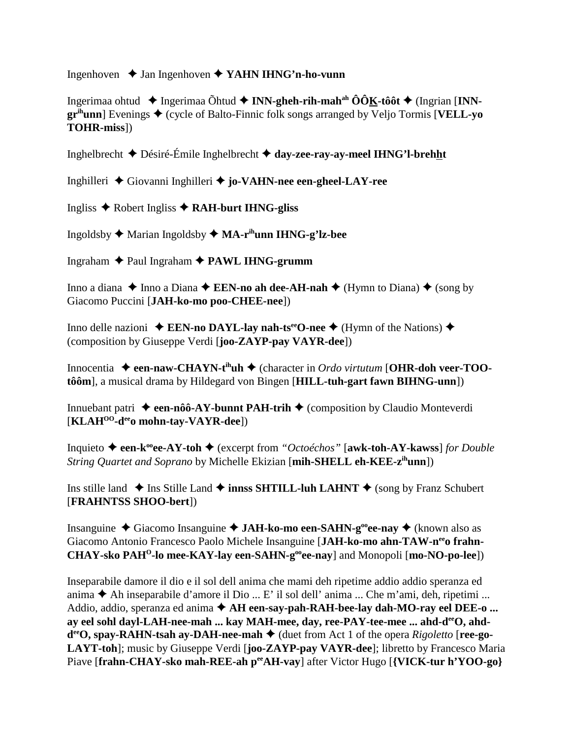Ingenhoven ✦ Jan Ingenhoven ✦ **YAHN IHNG'n-ho-vunn**

Ingerimaa ohtud ✦ Ingerimaa Õhtud ✦ **INN-gheh-rih-mah$^{ah}$ ÔÔK-tôôt** ✦ (Ingrian [**INN-gr$^{ih}$unn**] Evenings ✦ (cycle of Balto-Finnic folk songs arranged by Veljo Tormis [**VELL-yo TOHR-miss**])

Inghelbrecht ✦ Désiré-Émile Inghelbrecht ✦ **day-zee-ray-ay-meel IHNG'l-brehht**

Inghilleri ✦ Giovanni Inghilleri ✦ **jo-VAHN-nee een-gheel-LAY-ree**

Ingliss ✦ Robert Ingliss ✦ **RAH-burt IHNG-gliss**

Ingoldsby ✦ Marian Ingoldsby ✦ **MA-r$^{ih}$unn IHNG-g'lz-bee**

Ingraham ✦ Paul Ingraham ✦ **PAWL IHNG-grumm**

Inno a diana ✦ Inno a Diana ✦ **EEN-no ah dee-AH-nah** ✦ (Hymn to Diana) ✦ (song by Giacomo Puccini [**JAH-ko-mo poo-CHEE-nee**])

Inno delle nazioni ✦ **EEN-no DAYL-lay nah-ts$^{ee}$O-nee** ✦ (Hymn of the Nations) ✦ (composition by Giuseppe Verdi [**joo-ZAYP-pay VAYR-dee**])

Innocentia ✦ **een-naw-CHAYN-t$^{ih}$uh** ✦ (character in *Ordo virtutum* [**OHR-doh veer-TOO-tôôm**], a musical drama by Hildegard von Bingen [**HILL-tuh-gart fawn BIHNG-unn**])

Innuebant patri ✦ **een-nôô-AY-bunnt PAH-trih** ✦ (composition by Claudio Monteverdi [**KLAH$^{OO}$-d$^{ee}$o mohn-tay-VAYR-dee**])

Inquieto ✦ **een-k$^{oo}$ee-AY-toh** ✦ (excerpt from *"Octoéchos"* [**awk-toh-AY-kawss**] *for Double String Quartet and Soprano* by Michelle Ekizian [**mih-SHELL eh-KEE-z$^{ih}$unn**])

Ins stille land ✦ Ins Stille Land ✦ **innss SHTILL-luh LAHNT** ✦ (song by Franz Schubert [**FRAHNTSS SHOO-bert**])

Insanguine ✦ Giacomo Insanguine ✦ **JAH-ko-mo een-SAHN-g$^{oo}$ee-nay** ✦ (known also as Giacomo Antonio Francesco Paolo Michele Insanguine [**JAH-ko-mo ahn-TAW-n$^{ee}$o frahn-CHAY-sko PAH$^{O}$-lo mee-KAY-lay een-SAHN-g$^{oo}$ee-nay**] and Monopoli [**mo-NO-po-lee**])

Inseparabile damore il dio e il sol dell anima che mami deh ripetime addio addio speranza ed anima ✦ Ah inseparabile d'amore il Dio ... E' il sol dell' anima ... Che m'ami, deh, ripetimi ... Addio, addio, speranza ed anima ✦ **AH een-say-pah-RAH-bee-lay dah-MO-ray eel DEE-o ... ay eel sohl dayl-LAH-nee-mah ... kay MAH-mee, day, ree-PAY-tee-mee ... ahd-d$^{ee}$O, ahd-d$^{ee}$O, spay-RAHN-tsah ay-DAH-nee-mah** ✦ (duet from Act 1 of the opera *Rigoletto* [**ree-go-LAYT-toh**]; music by Giuseppe Verdi [**joo-ZAYP-pay VAYR-dee**]; libretto by Francesco Maria Piave [**frahn-CHAY-sko mah-REE-ah p$^{ee}$AH-vay**] after Victor Hugo [**{VICK-tur h'YOO-go}**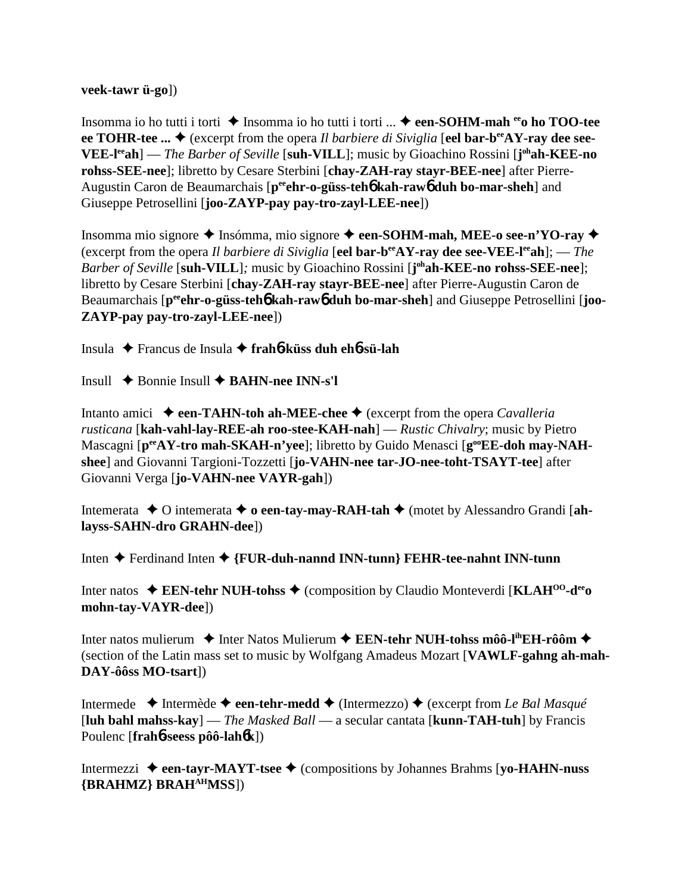**veek-tawr ü-go**])

Insomma io ho tutti i torti ✦ Insomma io ho tutti i torti ... ✦ **een-SOHM-mah ee o ho TOO-tee ee TOHR-tee ...** ✦ (excerpt from the opera *Il barbiere di Siviglia* [**eel bar-beeAY-ray dee see-VEE-leeah**] — *The Barber of Seville* [**suh-VILL**]; music by Gioachino Rossini [**johah-KEE-no rohss-SEE-nee**]; libretto by Cesare Sterbini [**chay-ZAH-ray stayr-BEE-nee**] after Pierre-Augustin Caron de Beaumarchais [**peeehr-o-güss-teh6 kah-raw6 duh bo-mar-sheh**] and Giuseppe Petrosellini [**joo-ZAYP-pay pay-tro-zayl-LEE-nee**])

Insomma mio signore ✦ Insómma, mio signore ✦ **een-SOHM-mah, MEE-o see-n'YO-ray** ✦ (excerpt from the opera *Il barbiere di Siviglia* [**eel bar-beeAY-ray dee see-VEE-leeah**]; — *The Barber of Seville* [**suh-VILL**]*;* music by Gioachino Rossini [**johah-KEE-no rohss-SEE-nee**]; libretto by Cesare Sterbini [**chay-ZAH-ray stayr-BEE-nee**] after Pierre-Augustin Caron de Beaumarchais [**peeehr-o-güss-teh6 kah-raw6 duh bo-mar-sheh**] and Giuseppe Petrosellini [**joo-ZAYP-pay pay-tro-zayl-LEE-nee**])

Insula ✦ Francus de Insula ✦ **frah6-küss duh eh6-sü-lah**

Insull ✦ Bonnie Insull ✦ **BAHN-nee INN-s'l**

Intanto amici ✦ **een-TAHN-toh ah-MEE-chee** ✦ (excerpt from the opera *Cavalleria rusticana* [**kah-vahl-lay-REE-ah roo-stee-KAH-nah**] — *Rustic Chivalry*; music by Pietro Mascagni [**peeAY-tro mah-SKAH-n'yee**]; libretto by Guido Menasci [**gooEE-doh may-NAH-shee**] and Giovanni Targioni-Tozzetti [**jo-VAHN-nee tar-JO-nee-toht-TSAYT-tee**] after Giovanni Verga [**jo-VAHN-nee VAYR-gah**])

Intemerata ✦ O intemerata ✦ **o een-tay-may-RAH-tah** ✦ (motet by Alessandro Grandi [**ah-layss-SAHN-dro GRAHN-dee**])

Inten ✦ Ferdinand Inten ✦ **{FUR-duh-nannd INN-tunn} FEHR-tee-nahnt INN-tunn**

Inter natos ✦ **EEN-tehr NUH-tohss** ✦ (composition by Claudio Monteverdi [**KLAHOO-deeo mohn-tay-VAYR-dee**])

Inter natos mulierum ✦ Inter Natos Mulierum ✦ **EEN-tehr NUH-tohss môô-lihEH-rôôm** ✦ (section of the Latin mass set to music by Wolfgang Amadeus Mozart [**VAWLF-gahng ah-mah-DAY-ôôss MO-tsart**])

Intermede ✦ Intermède ✦ **een-tehr-medd** ✦ (Intermezzo) ✦ (excerpt from *Le Bal Masqué* [**luh bahl mahss-kay**] — *The Masked Ball* — a secular cantata [**kunn-TAH-tuh**] by Francis Poulenc [**frah6-seess pôô-lah6k**])

Intermezzi ✦ **een-tayr-MAYT-tsee** ✦ (compositions by Johannes Brahms [**yo-HAHN-nuss {BRAHMZ} BRAHAHMSS**])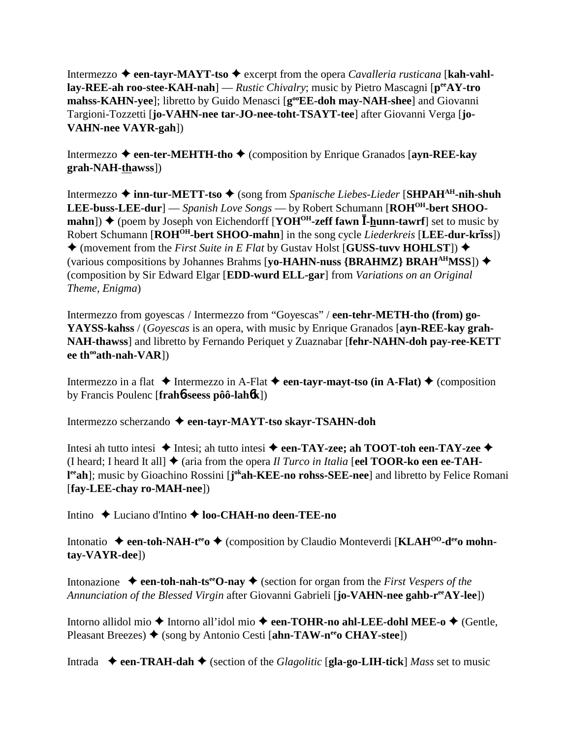Intermezzo ✦ **een-tayr-MAYT-tso** ✦ excerpt from the opera *Cavalleria rusticana* [**kah-vahl-lay-REE-ah roo-stee-KAH-nah**] — *Rustic Chivalry*; music by Pietro Mascagni [**p**[ee]**AY-tro mahss-KAHN-yee**]; libretto by Guido Menasci [**g**[oo]**EE-doh may-NAH-shee**] and Giovanni Targioni-Tozzetti [**jo-VAHN-nee tar-JO-nee-toht-TSAYT-tee**] after Giovanni Verga [**jo-VAHN-nee VAYR-gah**])

Intermezzo ✦ **een-ter-MEHTH-tho** ✦ (composition by Enrique Granados [**ayn-REE-kay grah-NAH-thawss**])

Intermezzo ✦ **inn-tur-METT-tso** ✦ (song from *Spanische Liebes-Lieder* [**SHPAH**[AH]**-nih-shuh LEE-buss-LEE-dur**] — *Spanish Love Songs* — by Robert Schumann [**ROH**[OH]**-bert SHOO-mahn**]) ✦ (poem by Joseph von Eichendorff [**YOH**[OH]**-zeff fawn Ī-hunn-tawrf**] set to music by Robert Schumann [**ROH**[OH]**-bert SHOO-mahn**] in the song cycle *Liederkreis* [**LEE-dur-krīss**]) ✦ (movement from the *First Suite in E Flat* by Gustav Holst [**GUSS-tuvv HOHLST**]) ✦ (various compositions by Johannes Brahms [**yo-HAHN-nuss {BRAHMZ} BRAH**[AH]**MSS**]) ✦ (composition by Sir Edward Elgar [**EDD-wurd ELL-gar**] from *Variations on an Original Theme, Enigma*)

Intermezzo from goyescas / Intermezzo from "Goyescas" / **een-tehr-METH-tho (from) go-YAYSS-kahss** / (*Goyescas* is an opera, with music by Enrique Granados [**ayn-REE-kay grah-NAH-thawss**] and libretto by Fernando Periquet y Zuaznabar [**fehr-NAHN-doh pay-ree-KETT ee th**[oo]**ath-nah-VAR**])

Intermezzo in a flat ✦ Intermezzo in A-Flat ✦ **een-tayr-mayt-tso (in A-Flat)** ✦ (composition by Francis Poulenc [**frahɓ-seess pôô-lahɓk**])

Intermezzo scherzando ✦ **een-tayr-MAYT-tso skayr-TSAHN-doh**

Intesi ah tutto intesi ✦ Intesi; ah tutto intesi ✦ **een-TAY-zee; ah TOOT-toh een-TAY-zee** ✦ (I heard; I heard It all] ✦ (aria from the opera *Il Turco in Italia* [**eel TOOR-ko een ee-TAH-l**[ee]**ah**]; music by Gioachino Rossini [**j**[ok]**ah-KEE-no rohss-SEE-nee**] and libretto by Felice Romani [**fay-LEE-chay ro-MAH-nee**])

Intino ✦ Luciano d'Intino ✦ **loo-CHAH-no deen-TEE-no**

Intonatio ✦ **een-toh-NAH-t**[ee]**o** ✦ (composition by Claudio Monteverdi [**KLAH**[OO]**-d**[ee]**o mohn-tay-VAYR-dee**])

Intonazione ✦ **een-toh-nah-ts**[ee]**O-nay** ✦ (section for organ from the *First Vespers of the Annunciation of the Blessed Virgin* after Giovanni Gabrieli [**jo-VAHN-nee gahb-r**[ee]**AY-lee**])

Intorno allidol mio ✦ Intorno all'idol mio ✦ **een-TOHR-no ahl-LEE-dohl MEE-o** ✦ (Gentle, Pleasant Breezes) ✦ (song by Antonio Cesti [**ahn-TAW-n**[ee]**o CHAY-stee**])

Intrada ✦ **een-TRAH-dah** ✦ (section of the *Glagolitic* [**gla-go-LIH-tick**] *Mass* set to music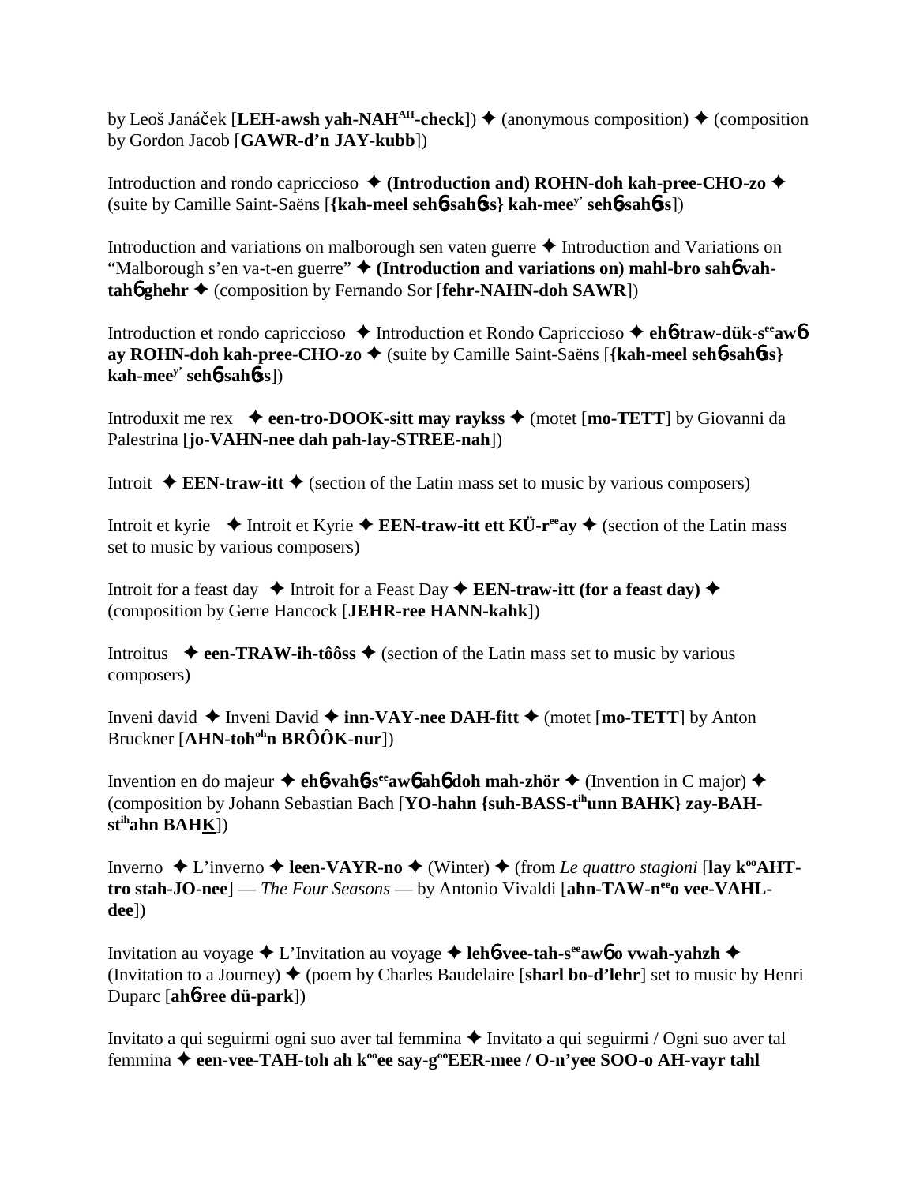by Leoš Janáček [**LEH-awsh yah-NAH^AH-check**]) ✦ (anonymous composition) ✦ (composition by Gordon Jacob [**GAWR-d'n JAY-kubb**])

Introduction and rondo capriccioso ✦ **(Introduction and) ROHN-doh kah-pree-CHO-zo** ✦ (suite by Camille Saint-Saëns [**{kah-meel seh6-sah6ss} kah-mee^y' seh6-sah6ss**])

Introduction and variations on malborough sen vaten guerre ✦ Introduction and Variations on "Malborough s'en va-t-en guerre" ✦ **(Introduction and variations on) mahl-bro sah6 vah-tah6 ghehr** ✦ (composition by Fernando Sor [**fehr-NAHN-doh SAWR**])

Introduction et rondo capriccioso ✦ Introduction et Rondo Capriccioso ✦ **eh6-traw-dük-s^ee aw6 ay ROHN-doh kah-pree-CHO-zo** ✦ (suite by Camille Saint-Saëns [**{kah-meel seh6-sah6ss} kah-mee^y' seh6-sah6ss**])

Introduxit me rex ✦ **een-tro-DOOK-sitt may raykss** ✦ (motet [**mo-TETT**] by Giovanni da Palestrina [**jo-VAHN-nee dah pah-lay-STREE-nah**])

Introit ✦ **EEN-traw-itt** ✦ (section of the Latin mass set to music by various composers)

Introit et kyrie ✦ Introit et Kyrie ✦ **EEN-traw-itt ett KÜ-r^ee ay** ✦ (section of the Latin mass set to music by various composers)

Introit for a feast day ✦ Introit for a Feast Day ✦ **EEN-traw-itt (for a feast day)** ✦ (composition by Gerre Hancock [**JEHR-ree HANN-kahk**])

Introitus ✦ **een-TRAW-ih-tôôss** ✦ (section of the Latin mass set to music by various composers)

Inveni david ✦ Inveni David ✦ **inn-VAY-nee DAH-fitt** ✦ (motet [**mo-TETT**] by Anton Bruckner [**AHN-toh^oh n BRÔÔK-nur**])

Invention en do majeur ✦ **eh6-vah6-s^ee aw6 ah6 doh mah-zhör** ✦ (Invention in C major) ✦ (composition by Johann Sebastian Bach [**YO-hahn {suh-BASS-t^ih unn BAHK} zay-BAH-st^ih ahn BAHK**])

Inverno ✦ L'inverno ✦ **leen-VAYR-no** ✦ (Winter) ✦ (from *Le quattro stagioni* [**lay k^oo AHT-tro stah-JO-nee**] — *The Four Seasons* — by Antonio Vivaldi [**ahn-TAW-n^ee o vee-VAHL-dee**])

Invitation au voyage ✦ L'Invitation au voyage ✦ **leh6-vee-tah-s^ee aw6 o vwah-yahzh** ✦ (Invitation to a Journey) ✦ (poem by Charles Baudelaire [**sharl bo-d'lehr**] set to music by Henri Duparc [**ah6-ree dü-park**])

Invitato a qui seguirmi ogni suo aver tal femmina ✦ Invitato a qui seguirmi / Ogni suo aver tal femmina ✦ **een-vee-TAH-toh ah k^oo ee say-g^oo EER-mee / O-n'yee SOO-o AH-vayr tahl**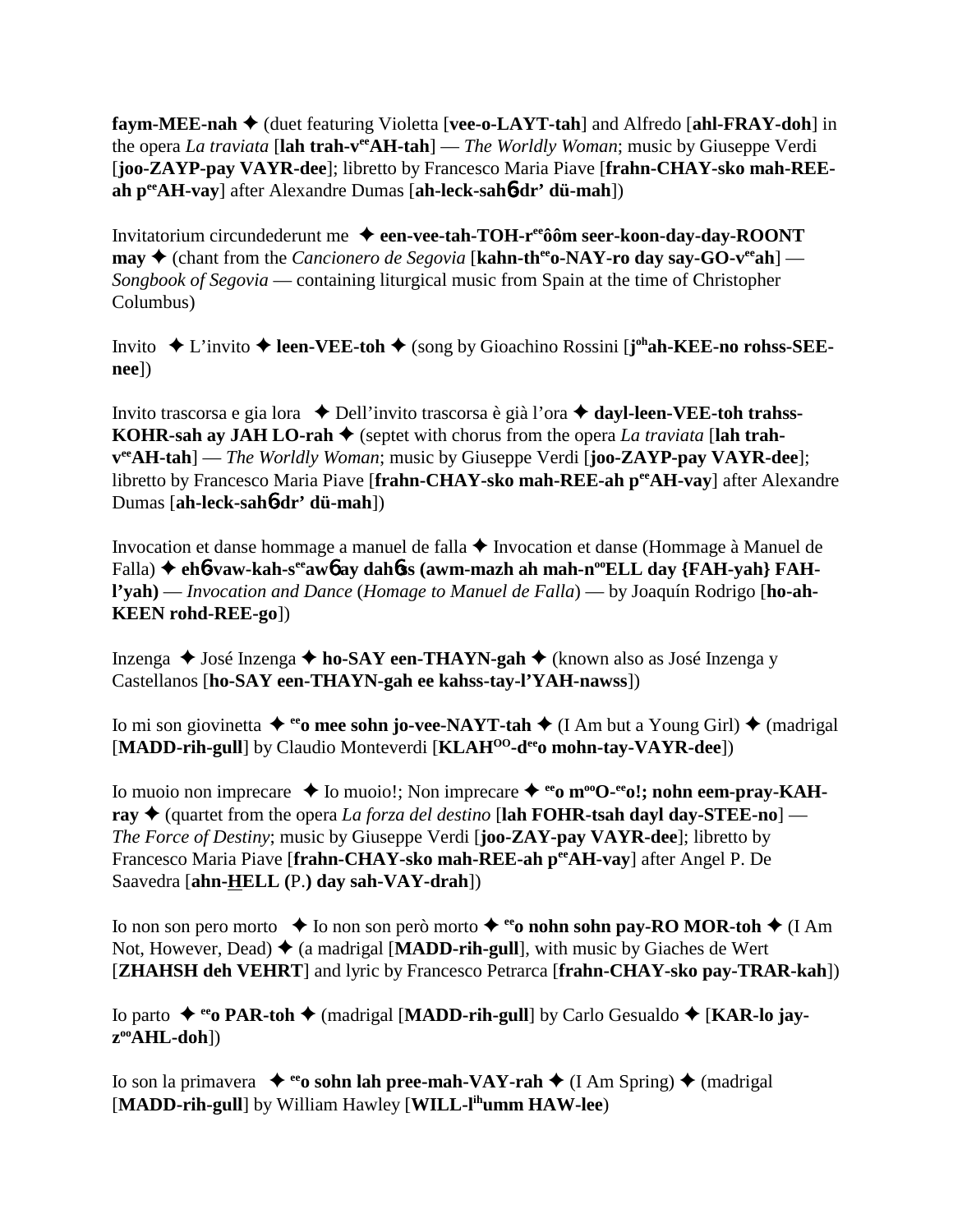**faym-MEE-nah** ✦ (duet featuring Violetta [**vee-o-LAYT-tah**] and Alfredo [**ahl-FRAY-doh**] in the opera *La traviata* [**lah trah-v**ee**AH-tah**] — *The Worldly Woman*; music by Giuseppe Verdi [**joo-ZAYP-pay VAYR-dee**]; libretto by Francesco Maria Piave [**frahn-CHAY-sko mah-REE-ah p**ee**AH-vay**] after Alexandre Dumas [**ah-leck-sah**6**-dr' dü-mah**])

Invitatorium circundederunt me ✦ **een-vee-tah-TOH-r**ee**ôôm seer-koon-day-day-ROONT may** ✦ (chant from the *Cancionero de Segovia* [**kahn-th**ee**o-NAY-ro day say-GO-v**ee**ah**] — *Songbook of Segovia* — containing liturgical music from Spain at the time of Christopher Columbus)

Invito ✦ L'invito ✦ **leen-VEE-toh** ✦ (song by Gioachino Rossini [**j**oh**ah-KEE-no rohss-SEE-nee**])

Invito trascorsa e gia lora ✦ Dell'invito trascorsa è già l'ora ✦ **dayl-leen-VEE-toh trahss-KOHR-sah ay JAH LO-rah** ✦ (septet with chorus from the opera *La traviata* [**lah trah-v**ee**AH-tah**] — *The Worldly Woman*; music by Giuseppe Verdi [**joo-ZAYP-pay VAYR-dee**]; libretto by Francesco Maria Piave [**frahn-CHAY-sko mah-REE-ah p**ee**AH-vay**] after Alexandre Dumas [**ah-leck-sah**6**-dr' dü-mah**])

Invocation et danse hommage a manuel de falla ✦ Invocation et danse (Hommage à Manuel de Falla) ✦ **eh**6**-vaw-kah-s**ee**aw**6 **ay dah**6**ss (awm-mazh ah mah-n**oo**ELL day {FAH-yah} FAH-l'yah)** — *Invocation and Dance* (*Homage to Manuel de Falla*) — by Joaquín Rodrigo [**ho-ah-KEEN rohd-REE-go**])

Inzenga ✦ José Inzenga ✦ **ho-SAY een-THAYN-gah** ✦ (known also as José Inzenga y Castellanos [**ho-SAY een-THAYN-gah ee kahss-tay-l'YAH-nawss**])

Io mi son giovinetta ✦ ee**o mee sohn jo-vee-NAYT-tah** ✦ (I Am but a Young Girl) ✦ (madrigal [**MADD-rih-gull**] by Claudio Monteverdi [**KLAH**OO**-d**ee**o mohn-tay-VAYR-dee**])

Io muoio non imprecare ✦ Io muoio!; Non imprecare ✦ ee**o m**oo**O-**ee**o!; nohn eem-pray-KAH-ray** ✦ (quartet from the opera *La forza del destino* [**lah FOHR-tsah dayl day-STEE-no**] — *The Force of Destiny*; music by Giuseppe Verdi [**joo-ZAY-pay VAYR-dee**]; libretto by Francesco Maria Piave [**frahn-CHAY-sko mah-REE-ah p**ee**AH-vay**] after Angel P. De Saavedra [**ahn-HELL (P.) day sah-VAY-drah**])

Io non son pero morto ✦ Io non son però morto ✦ ee**o nohn sohn pay-RO MOR-toh** ✦ (I Am Not, However, Dead) ✦ (a madrigal [**MADD-rih-gull**], with music by Giaches de Wert [**ZHAHSH deh VEHRT**] and lyric by Francesco Petrarca [**frahn-CHAY-sko pay-TRAR-kah**])

Io parto ✦ ee**o PAR-toh** ✦ (madrigal [**MADD-rih-gull**] by Carlo Gesualdo ✦ [**KAR-lo jay-z**oo**AHL-doh**])

Io son la primavera ✦ ee**o sohn lah pree-mah-VAY-rah** ✦ (I Am Spring) ✦ (madrigal [**MADD-rih-gull**] by William Hawley [**WILL-l**ih**umm HAW-lee**)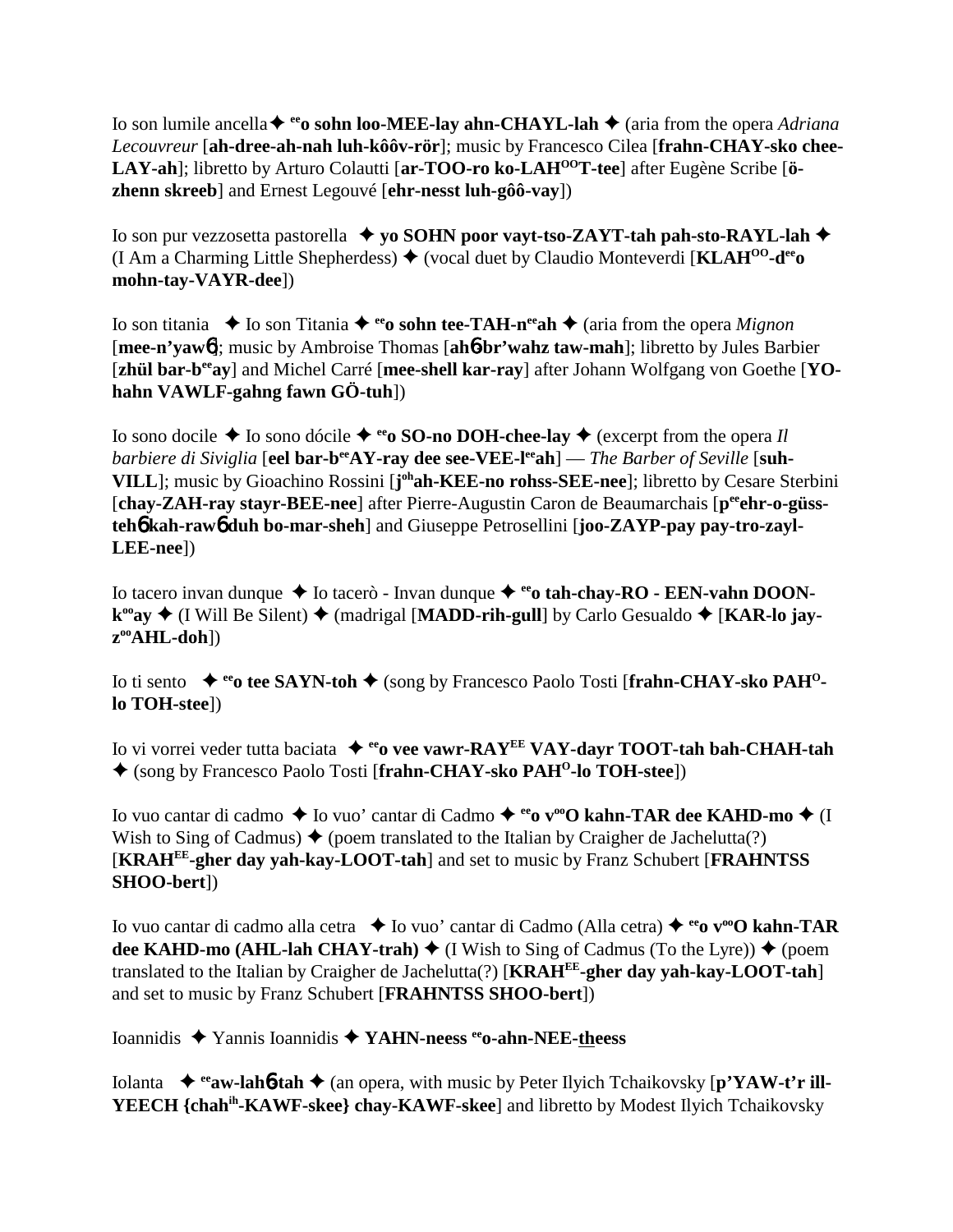Io son lumile ancella ✦ **$^{ee}$o sohn loo-MEE-lay ahn-CHAYL-lah** ✦ (aria from the opera *Adriana Lecouvreur* [**ah-dree-ah-nah luh-kôôv-rör**]; music by Francesco Cilea [**frahn-CHAY-sko chee-LAY-ah**]; libretto by Arturo Colautti [**ar-TOO-ro ko-LAH$^{OO}$T-tee**] after Eugène Scribe [**ö-zhenn skreeb**] and Ernest Legouvé [**ehr-nesst luh-gôô-vay**])

Io son pur vezzosetta pastorella ✦ **yo SOHN poor vayt-tso-ZAYT-tah pah-sto-RAYL-lah** ✦ (I Am a Charming Little Shepherdess) ✦ (vocal duet by Claudio Monteverdi [**KLAH$^{OO}$-d$^{ee}$o mohn-tay-VAYR-dee**])

Io son titania ✦ Io son Titania ✦ **$^{ee}$o sohn tee-TAH-n$^{ee}$ah** ✦ (aria from the opera *Mignon* [**mee-n'yawɓ**]; music by Ambroise Thomas [**ahɓ-br'wahz taw-mah**]; libretto by Jules Barbier [**zhül bar-b$^{ee}$ay**] and Michel Carré [**mee-shell kar-ray**] after Johann Wolfgang von Goethe [**YO-hahn VAWLF-gahng fawn GÖ-tuh**])

Io sono docile ✦ Io sono dócile ✦ **$^{ee}$o SO-no DOH-chee-lay** ✦ (excerpt from the opera *Il barbiere di Siviglia* [**eel bar-b$^{ee}$AY-ray dee see-VEE-l$^{ee}$ah**] — *The Barber of Seville* [**suh-VILL**]; music by Gioachino Rossini [**j$^{oh}$ah-KEE-no rohss-SEE-nee**]; libretto by Cesare Sterbini [**chay-ZAH-ray stayr-BEE-nee**] after Pierre-Augustin Caron de Beaumarchais [**p$^{ee}$ehr-o-güss-tehɓ kah-rawɓ duh bo-mar-sheh**] and Giuseppe Petrosellini [**joo-ZAYP-pay pay-tro-zayl-LEE-nee**])

Io tacero invan dunque ✦ Io tacerò - Invan dunque ✦ **$^{ee}$o tah-chay-RO - EEN-vahn DOON-k$^{oo}$ay** ✦ (I Will Be Silent) ✦ (madrigal [**MADD-rih-gull**] by Carlo Gesualdo ✦ [**KAR-lo jay-z$^{oo}$AHL-doh**])

Io ti sento ✦ **$^{ee}$o tee SAYN-toh** ✦ (song by Francesco Paolo Tosti [**frahn-CHAY-sko PAH$^{O}$-lo TOH-stee**])

Io vi vorrei veder tutta baciata ✦ **$^{ee}$o vee vawr-RAY$^{EE}$ VAY-dayr TOOT-tah bah-CHAH-tah** ✦ (song by Francesco Paolo Tosti [**frahn-CHAY-sko PAH$^{O}$-lo TOH-stee**])

Io vuo cantar di cadmo ✦ Io vuo' cantar di Cadmo ✦ **$^{ee}$o v$^{oo}$O kahn-TAR dee KAHD-mo** ✦ (I Wish to Sing of Cadmus) ✦ (poem translated to the Italian by Craigher de Jachelutta(?) [**KRAH$^{EE}$-gher day yah-kay-LOOT-tah**] and set to music by Franz Schubert [**FRAHNTSS SHOO-bert**])

Io vuo cantar di cadmo alla cetra ✦ Io vuo' cantar di Cadmo (Alla cetra) ✦ **$^{ee}$o v$^{oo}$O kahn-TAR dee KAHD-mo (AHL-lah CHAY-trah)** ✦ (I Wish to Sing of Cadmus (To the Lyre)) ✦ (poem translated to the Italian by Craigher de Jachelutta(?) [**KRAH$^{EE}$-gher day yah-kay-LOOT-tah**] and set to music by Franz Schubert [**FRAHNTSS SHOO-bert**])

Ioannidis ✦ Yannis Ioannidis ✦ **YAHN-neess $^{ee}$o-ahn-NEE-theess**

Iolanta ✦ **$^{ee}$aw-lahɓ-tah** ✦ (an opera, with music by Peter Ilyich Tchaikovsky [**p'YAW-t'r ill-YEECH {chah$^{ih}$-KAWF-skee} chay-KAWF-skee**] and libretto by Modest Ilyich Tchaikovsky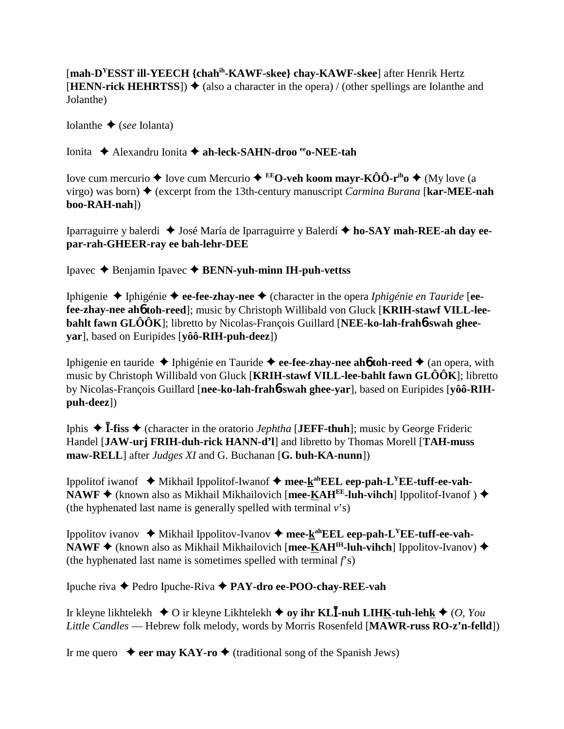[**mah-D**^Y^**ESST ill-YEECH {chah**^ih^**-KAWF-skee} chay-KAWF-skee**] after Henrik Hertz [**HENN-rick HEHRTSS**]) ✦ (also a character in the opera) / (other spellings are Iolanthe and Jolanthe)

Iolanthe ✦ (*see* Iolanta)

Ionita ✦ Alexandru Ionita ✦ **ah-leck-SAHN-droo** ^ee^**o-NEE-tah**

Iove cum mercurio ✦ Iove cum Mercurio ✦ ^EE^**O-veh koom mayr-KÔÔ-r**^ih^**o** ✦ (My love (a virgo) was born) ✦ (excerpt from the 13th-century manuscript *Carmina Burana* [**kar-MEE-nah boo-RAH-nah**])

Iparraguirre y balerdi ✦ José María de Iparraguirre y Balerdí ✦ **ho-SAY mah-REE-ah day ee-par-rah-GHEER-ray ee bah-lehr-DEE**

Ipavec ✦ Benjamin Ipavec ✦ **BENN-yuh-minn IH-puh-vettss**

Iphigenie ✦ Iphigénie ✦ **ee-fee-zhay-nee** ✦ (character in the opera *Iphigénie en Tauride* [**ee-fee-zhay-nee ah**ɓ **toh-reed**]; music by Christoph Willibald von Gluck [**KRIH-stawf VILL-lee-bahlt fawn GLÔÔK**]; libretto by Nicolas-François Guillard [**NEE-ko-lah-frah**ɓ**-swah ghee-yar**], based on Euripides [**yôô-RIH-puh-deez**])

Iphigenie en tauride ✦ Iphigénie en Tauride ✦ **ee-fee-zhay-nee ah**ɓ **toh-reed** ✦ (an opera, with music by Christoph Willibald von Gluck [**KRIH-stawf VILL-lee-bahlt fawn GLÔÔK**]; libretto by Nicolas-François Guillard [**nee-ko-lah-frah**ɓ**-swah ghee-yar**], based on Euripides [**yôô-RIH-puh-deez**])

Iphis ✦ **Ī-fiss** ✦ (character in the oratorio *Jephtha* [**JEFF-thuh**]; music by George Frideric Handel [**JAW-urj FRIH-duh-rick HANN-d'l**] and libretto by Thomas Morell [**TAH-muss maw-RELL**] after *Judges XI* and G. Buchanan [**G. buh-KA-nunn**])

Ippolitof iwanof ✦ Mikhail Ippolitof-Iwanof ✦ **mee-**<u>**k**</u>^ah^**EEL eep-pah-L**^Y^**EE-tuff-ee-vah-NAWF** ✦ (known also as Mikhail Mikhailovich [**mee-**<u>**K**</u>**AH**^EE^**-luh-vihch**] Ippolitof-Ivanof ) ✦ (the hyphenated last name is generally spelled with terminal *v*'s)

Ippolitov ivanov ✦ Mikhail Ippolitov-Ivanov ✦ **mee-**<u>**k**</u>^ah^**EEL eep-pah-L**^Y^**EE-tuff-ee-vah-NAWF** ✦ (known also as Mikhail Mikhailovich [**mee-**<u>**K**</u>**AH**^IH^**-luh-vihch**] Ippolitov-Ivanov) ✦ (the hyphenated last name is sometimes spelled with terminal *f*'s)

Ipuche riva ✦ Pedro Ipuche-Riva ✦ **PAY-dro ee-POO-chay-REE-vah**

Ir kleyne likhtelekh ✦ O ir kleyne Likhtelekh ✦ **oy ihr KLĪ-nuh LIH**<u>**K**</u>**-tuh-leh**<u>**k**</u> ✦ (*O, You Little Candles* — Hebrew folk melody, words by Morris Rosenfeld [**MAWR-russ RO-z'n-felld**])

Ir me quero ✦ **eer may KAY-ro** ✦ (traditional song of the Spanish Jews)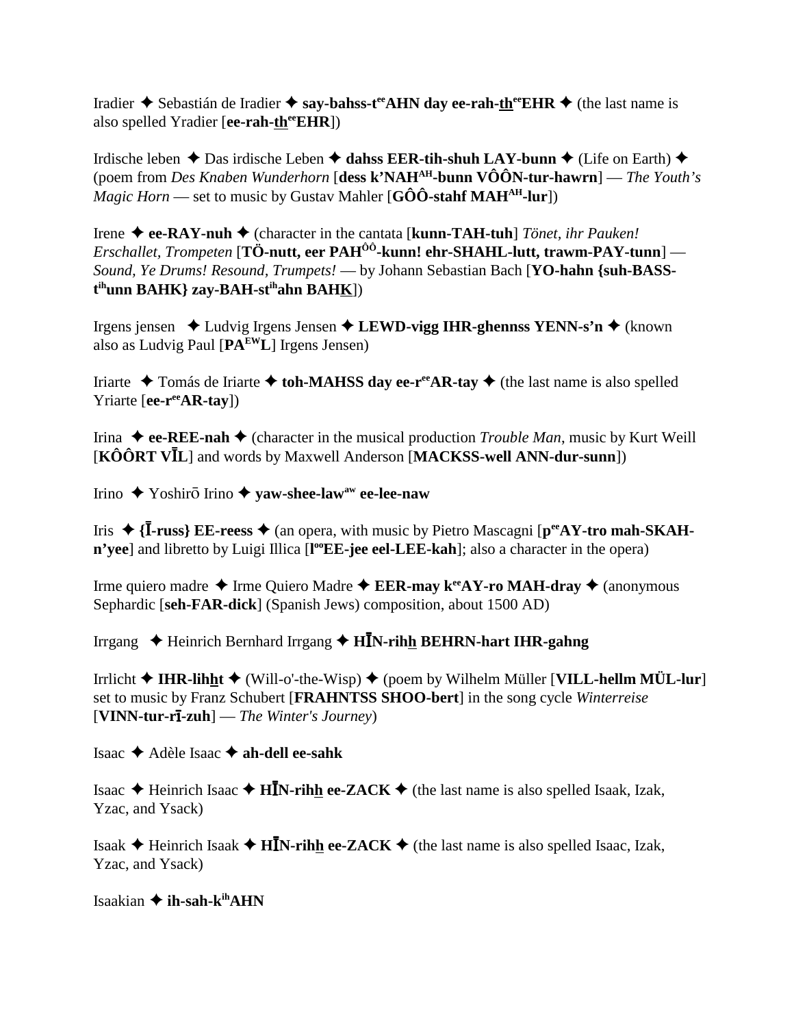Iradier ✦ Sebastián de Iradier ✦ **say-bahss-t^ee^AHN day ee-rah-th^ee^EHR** ✦ (the last name is also spelled Yradier [**ee-rah-th^ee^EHR**])

Irdische leben ✦ Das irdische Leben ✦ **dahss EER-tih-shuh LAY-bunn** ✦ (Life on Earth) ✦ (poem from *Des Knaben Wunderhorn* [**dess k'NAH^AH^-bunn VÔÔN-tur-hawrn**] — *The Youth's Magic Horn* — set to music by Gustav Mahler [**GÔÔ-stahf MAH^AH^-lur**])

Irene ✦ **ee-RAY-nuh** ✦ (character in the cantata [**kunn-TAH-tuh**] *Tönet, ihr Pauken! Erschallet, Trompeten* [**TÖ-nutt, eer PAH^ÔÔ^-kunn! ehr-SHAHL-lutt, trawm-PAY-tunn**] — *Sound, Ye Drums! Resound, Trumpets!* — by Johann Sebastian Bach [**YO-hahn {suh-BASS-t^ih^unn BAHK} zay-BAH-st^ih^ahn BAHK**])

Irgens jensen ✦ Ludvig Irgens Jensen ✦ **LEWD-vigg IHR-ghennss YENN-s'n** ✦ (known also as Ludvig Paul [**PA^EW^L**] Irgens Jensen)

Iriarte ✦ Tomás de Iriarte ✦ **toh-MAHSS day ee-r^ee^AR-tay** ✦ (the last name is also spelled Yriarte [**ee-r^ee^AR-tay**])

Irina ✦ **ee-REE-nah** ✦ (character in the musical production *Trouble Man*, music by Kurt Weill [**KÔÔRT VĪL**] and words by Maxwell Anderson [**MACKSS-well ANN-dur-sunn**])

Irino ✦ Yoshirō Irino ✦ **yaw-shee-law^aw^ ee-lee-naw**

Iris ✦ **{Ī-russ} EE-reess** ✦ (an opera, with music by Pietro Mascagni [**p^ee^AY-tro mah-SKAH-n'yee**] and libretto by Luigi Illica [**l^oo^EE-jee eel-LEE-kah**]; also a character in the opera)

Irme quiero madre ✦ Irme Quiero Madre ✦ **EER-may k^ee^AY-ro MAH-dray** ✦ (anonymous Sephardic [**seh-FAR-dick**] (Spanish Jews) composition, about 1500 AD)

Irrgang ✦ Heinrich Bernhard Irrgang ✦ **HĪN-rihh BEHRN-hart IHR-gahng**

Irrlicht ✦ **IHR-lihht** ✦ (Will-o'-the-Wisp) ✦ (poem by Wilhelm Müller [**VILL-hellm MÜL-lur**] set to music by Franz Schubert [**FRAHNTSS SHOO-bert**] in the song cycle *Winterreise* [**VINN-tur-rī-zuh**] — *The Winter's Journey*)

Isaac ✦ Adèle Isaac ✦ **ah-dell ee-sahk**

Isaac ✦ Heinrich Isaac ✦ **HĪN-rihh ee-ZACK** ✦ (the last name is also spelled Isaak, Izak, Yzac, and Ysack)

Isaak ✦ Heinrich Isaak ✦ **HĪN-rihh ee-ZACK** ✦ (the last name is also spelled Isaac, Izak, Yzac, and Ysack)

Isaakian ✦ **ih-sah-k^ih^AHN**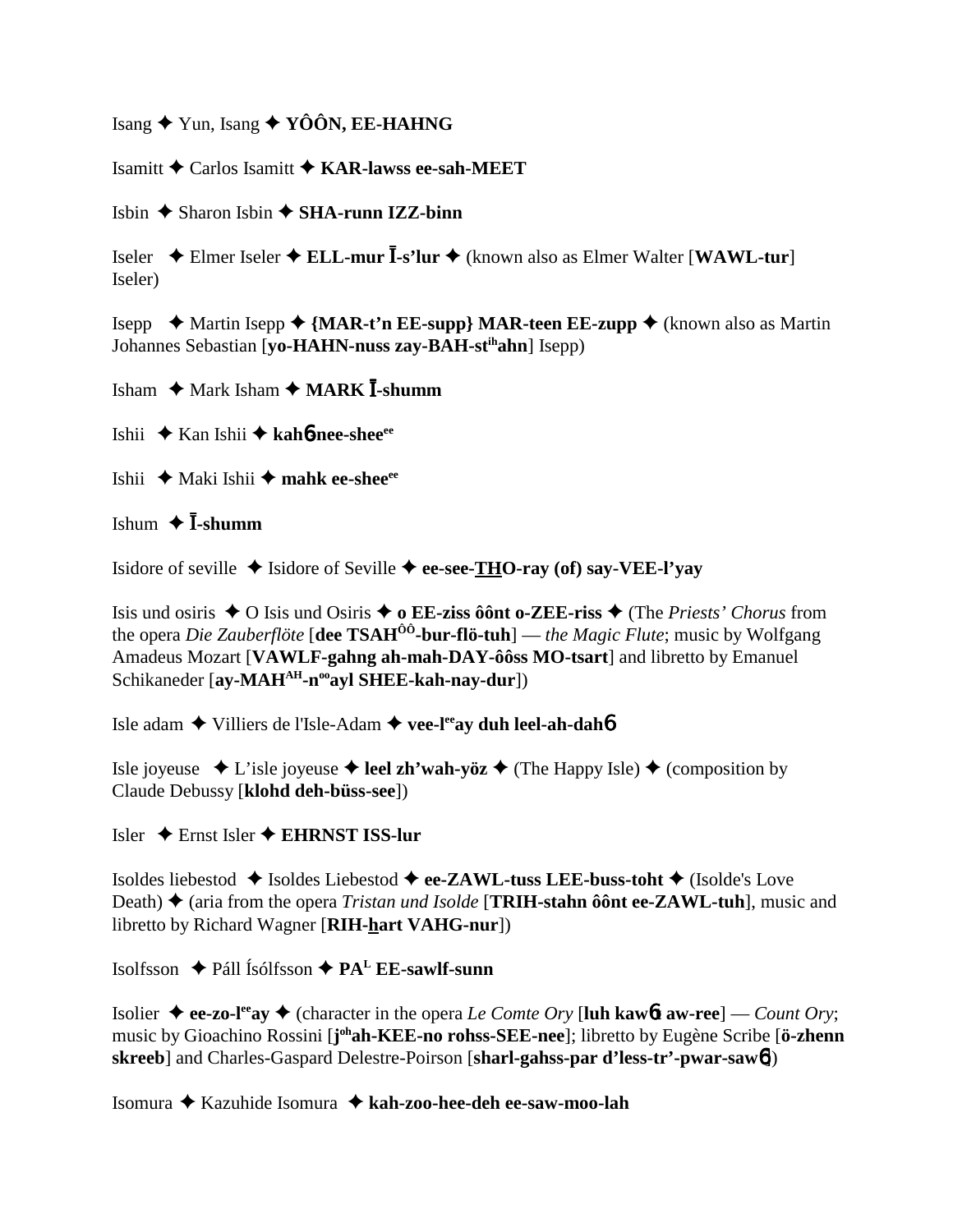Isang ✦ Yun, Isang ✦ **YÔÔN, EE-HAHNG**

Isamitt ✦ Carlos Isamitt ✦ **KAR-lawss ee-sah-MEET**

Isbin ✦ Sharon Isbin ✦ **SHA-runn IZZ-binn**

Iseler ✦ Elmer Iseler ✦ **ELL-mur Ī-s'lur** ✦ (known also as Elmer Walter [**WAWL-tur**] Iseler)

Isepp ✦ Martin Isepp ✦ **{MAR-t'n EE-supp} MAR-teen EE-zupp** ✦ (known also as Martin Johannes Sebastian [**yo-HAHN-nuss zay-BAH-st$^{ih}$ahn**] Isepp)

Isham ✦ Mark Isham ✦ **MARK Ī-shumm**

Ishii ✦ Kan Ishii ✦ **kah6 nee-shee$^{ee}$**

Ishii ✦ Maki Ishii ✦ **mahk ee-shee$^{ee}$**

Ishum ✦ **Ī-shumm**

Isidore of seville ✦ Isidore of Seville ✦ **ee-see-THO-ray (of) say-VEE-l'yay**

Isis und osiris ✦ O Isis und Osiris ✦ **o EE-ziss ôônt o-ZEE-riss** ✦ (The *Priests' Chorus* from the opera *Die Zauberflöte* [**dee TSAH$^{ÔÔ}$-bur-flö-tuh**] — *the Magic Flute*; music by Wolfgang Amadeus Mozart [**VAWLF-gahng ah-mah-DAY-ôôss MO-tsart**] and libretto by Emanuel Schikaneder [**ay-MAH$^{AH}$-n$^{oo}$ayl SHEE-kah-nay-dur**])

Isle adam ✦ Villiers de l'Isle-Adam ✦ **vee-l$^{ee}$ay duh leel-ah-dah6**

Isle joyeuse ✦ L'isle joyeuse ✦ **leel zh'wah-yöz** ✦ (The Happy Isle) ✦ (composition by Claude Debussy [**klohd deh-büss-see**])

Isler ✦ Ernst Isler ✦ **EHRNST ISS-lur**

Isoldes liebestod ✦ Isoldes Liebestod ✦ **ee-ZAWL-tuss LEE-buss-toht** ✦ (Isolde's Love Death) ✦ (aria from the opera *Tristan und Isolde* [**TRIH-stahn ôônt ee-ZAWL-tuh**], music and libretto by Richard Wagner [**RIH-hart VAHG-nur**])

Isolfsson ✦ Páll Ísólfsson ✦ **PA$^{L}$ EE-sawlf-sunn**

Isolier ✦ **ee-zo-l$^{ee}$ay** ✦ (character in the opera *Le Comte Ory* [**luh kaw6t aw-ree**] — *Count Ory*; music by Gioachino Rossini [**j$^{oh}$ah-KEE-no rohss-SEE-nee**]; libretto by Eugène Scribe [**ö-zhenn skreeb**] and Charles-Gaspard Delestre-Poirson [**sharl-gahss-par d'less-tr'-pwar-saw6**])

Isomura ✦ Kazuhide Isomura ✦ **kah-zoo-hee-deh ee-saw-moo-lah**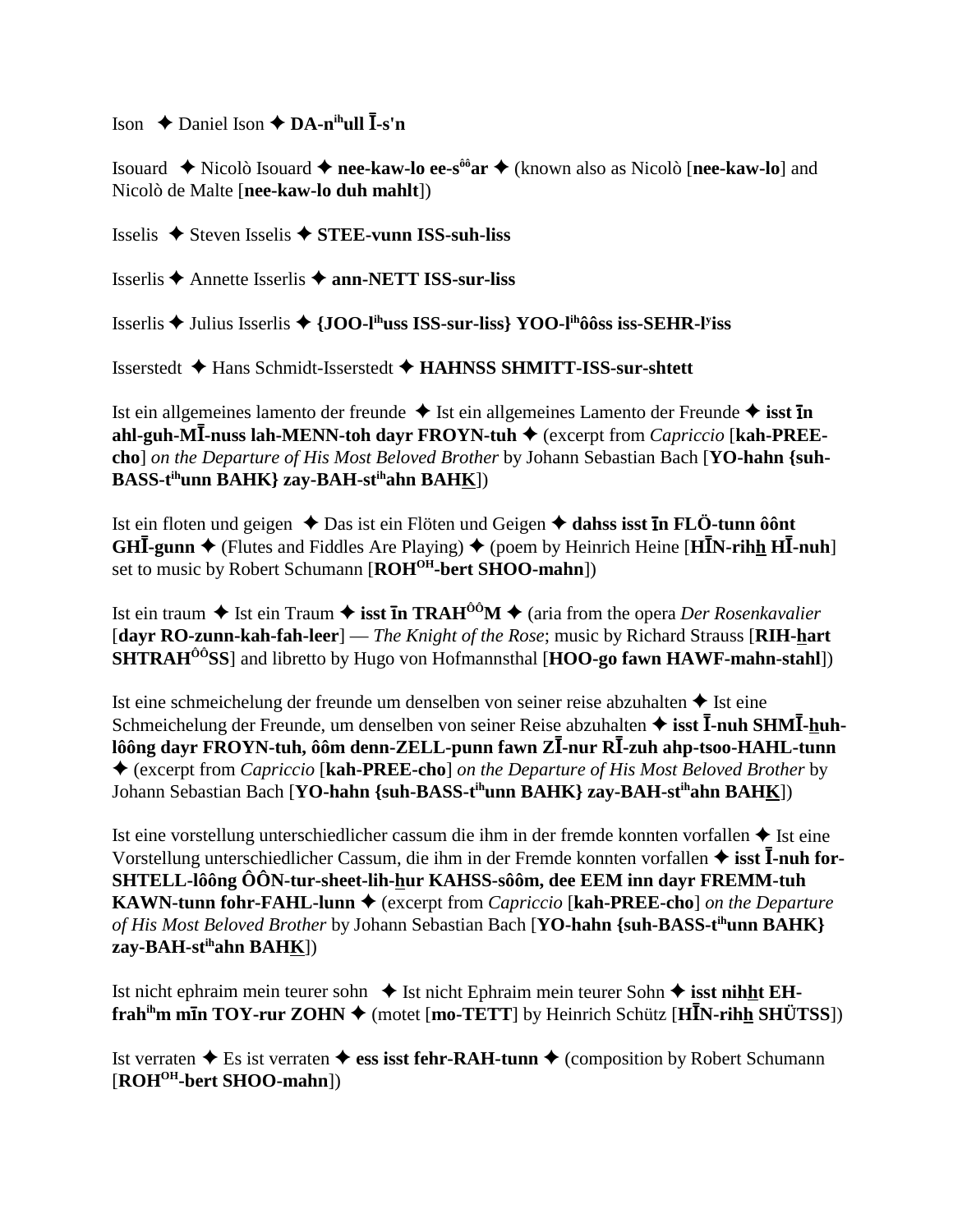Ison ✦ Daniel Ison ✦ **DA-n[ih]ull Ī-s'n**

Isouard ✦ Nicolò Isouard ✦ **nee-kaw-lo ee-s[ôô]ar** ✦ (known also as Nicolò [**nee-kaw-lo**] and Nicolò de Malte [**nee-kaw-lo duh mahlt**])

Isselis ✦ Steven Isselis ✦ **STEE-vunn ISS-suh-liss**

Isserlis ✦ Annette Isserlis ✦ **ann-NETT ISS-sur-liss**

Isserlis ✦ Julius Isserlis ✦ **{JOO-l[ih]uss ISS-sur-liss} YOO-l[ih]ôôss iss-SEHR-l[y]iss**

Isserstedt ✦ Hans Schmidt-Isserstedt ✦ **HAHNSS SHMITT-ISS-sur-shtett**

Ist ein allgemeines lamento der freunde ✦ Ist ein allgemeines Lamento der Freunde ✦ **isst īn ahl-guh-MĪ-nuss lah-MENN-toh dayr FROYN-tuh** ✦ (excerpt from *Capriccio* [**kah-PREE-cho**] *on the Departure of His Most Beloved Brother* by Johann Sebastian Bach [**YO-hahn {suh-BASS-t[ih]unn BAHK} zay-BAH-st[ih]ahn BAH<u>K</u>**])

Ist ein floten und geigen ✦ Das ist ein Flöten und Geigen ✦ **dahss isst īn FLÖ-tunn ôônt GHĪ-gunn** ✦ (Flutes and Fiddles Are Playing) ✦ (poem by Heinrich Heine [**HĪN-rih<u>h</u> HĪ-nuh**] set to music by Robert Schumann [**ROH[OH]-bert SHOO-mahn**])

Ist ein traum ✦ Ist ein Traum ✦ **isst īn TRAH[ÔÔ]M** ✦ (aria from the opera *Der Rosenkavalier* [**dayr RO-zunn-kah-fah-leer**] — *The Knight of the Rose*; music by Richard Strauss [**RIH-<u>h</u>art SHTRAH[ÔÔ]SS**] and libretto by Hugo von Hofmannsthal [**HOO-go fawn HAWF-mahn-stahl**])

Ist eine schmeichelung der freunde um denselben von seiner reise abzuhalten ✦ Ist eine Schmeichelung der Freunde, um denselben von seiner Reise abzuhalten ✦ **isst Ī-nuh SHMĪ-<u>h</u>uh-lôông dayr FROYN-tuh, ôôm denn-ZELL-punn fawn ZĪ-nur RĪ-zuh ahp-tsoo-HAHL-tunn** ✦ (excerpt from *Capriccio* [**kah-PREE-cho**] *on the Departure of His Most Beloved Brother* by Johann Sebastian Bach [**YO-hahn {suh-BASS-t[ih]unn BAHK} zay-BAH-st[ih]ahn BAH<u>K</u>**])

Ist eine vorstellung unterschiedlicher cassum die ihm in der fremde konnten vorfallen ✦ Ist eine Vorstellung unterschiedlicher Cassum, die ihm in der Fremde konnten vorfallen ✦ **isst Ī-nuh for-SHTELL-lôông ÔÔN-tur-sheet-lih-<u>h</u>ur KAHSS-sôôm, dee EEM inn dayr FREMM-tuh KAWN-tunn fohr-FAHL-lunn** ✦ (excerpt from *Capriccio* [**kah-PREE-cho**] *on the Departure of His Most Beloved Brother* by Johann Sebastian Bach [**YO-hahn {suh-BASS-t[ih]unn BAHK} zay-BAH-st[ih]ahn BAH<u>K</u>**])

Ist nicht ephraim mein teurer sohn ✦ Ist nicht Ephraim mein teurer Sohn ✦ **isst nih<u>h</u>t EH-frah[ih]m mīn TOY-rur ZOHN** ✦ (motet [**mo-TETT**] by Heinrich Schütz [**HĪN-rih<u>h</u> SHÜTSS**])

Ist verraten ✦ Es ist verraten ✦ **ess isst fehr-RAH-tunn** ✦ (composition by Robert Schumann [**ROH[OH]-bert SHOO-mahn**])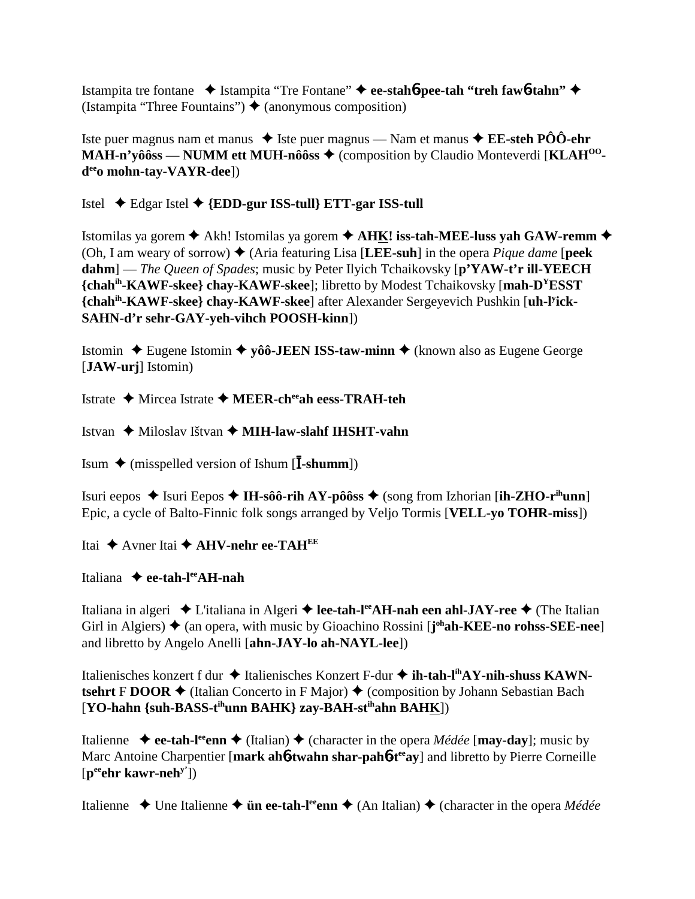Istampita tre fontane ✦ Istampita "Tre Fontane" ✦ **ee-stahɓ-pee-tah "treh fawɓ-tahn"** ✦ (Istampita "Three Fountains") ✦ (anonymous composition)

Iste puer magnus nam et manus ✦ Iste puer magnus — Nam et manus ✦ **EE-steh PÔÔ-ehr MAH-n'yôôss — NUMM ett MUH-nôôss** ✦ (composition by Claudio Monteverdi [**KLAH^OO^-d^ee^o mohn-tay-VAYR-dee**])

Istel ✦ Edgar Istel ✦ **{EDD-gur ISS-tull} ETT-gar ISS-tull**

Istomilas ya gorem ✦ Akh! Istomilas ya gorem ✦ **AHK! iss-tah-MEE-luss yah GAW-remm** ✦ (Oh, I am weary of sorrow) ✦ (Aria featuring Lisa [**LEE-suh**] in the opera *Pique dame* [**peek dahm**] — *The Queen of Spades*; music by Peter Ilyich Tchaikovsky [**p'YAW-t'r ill-YEECH {chah^ih^-KAWF-skee} chay-KAWF-skee**]; libretto by Modest Tchaikovsky [**mah-D^Y^ESST {chah^ih^-KAWF-skee} chay-KAWF-skee**] after Alexander Sergeyevich Pushkin [**uh-l^y^ick-SAHN-d'r sehr-GAY-yeh-vihch POOSH-kinn**])

Istomin ✦ Eugene Istomin ✦ **yôô-JEEN ISS-taw-minn** ✦ (known also as Eugene George [**JAW-urj**] Istomin)

Istrate ✦ Mircea Istrate ✦ **MEER-ch^ee^ah eess-TRAH-teh**

Istvan ✦ Miloslav Ištvan ✦ **MIH-law-slahf IHSHT-vahn**

Isum ✦ (misspelled version of Ishum [**Ī-shumm**])

Isuri eepos ✦ Isuri Eepos ✦ **IH-sôô-rih AY-pôôss** ✦ (song from Izhorian [**ih-ZHO-r^ih^unn**] Epic, a cycle of Balto-Finnic folk songs arranged by Veljo Tormis [**VELL-yo TOHR-miss**])

Itai ✦ Avner Itai ✦ **AHV-nehr ee-TAH^EE^**

Italiana ✦ **ee-tah-l^ee^AH-nah**

Italiana in algeri ✦ L'italiana in Algeri ✦ **lee-tah-l^ee^AH-nah een ahl-JAY-ree** ✦ (The Italian Girl in Algiers) ✦ (an opera, with music by Gioachino Rossini [**j^oh^ah-KEE-no rohss-SEE-nee**] and libretto by Angelo Anelli [**ahn-JAY-lo ah-NAYL-lee**])

Italienisches konzert f dur ✦ Italienisches Konzert F-dur ✦ **ih-tah-l^ih^AY-nih-shuss KAWN-tsehrt** F **DOOR** ✦ (Italian Concerto in F Major) ✦ (composition by Johann Sebastian Bach [**YO-hahn {suh-BASS-t^ih^unn BAHK} zay-BAH-st^ih^ahn BAHK**])

Italienne ✦ **ee-tah-l^ee^enn** ✦ (Italian) ✦ (character in the opera *Médée* [**may-day**]; music by Marc Antoine Charpentier [**mark ahɓ-twahn shar-pahɓ-t^ee^ay**] and libretto by Pierre Corneille [**p^ee^ehr kawr-neh^y'^**])

Italienne ✦ Une Italienne ✦ **ün ee-tah-l^ee^enn** ✦ (An Italian) ✦ (character in the opera *Médée*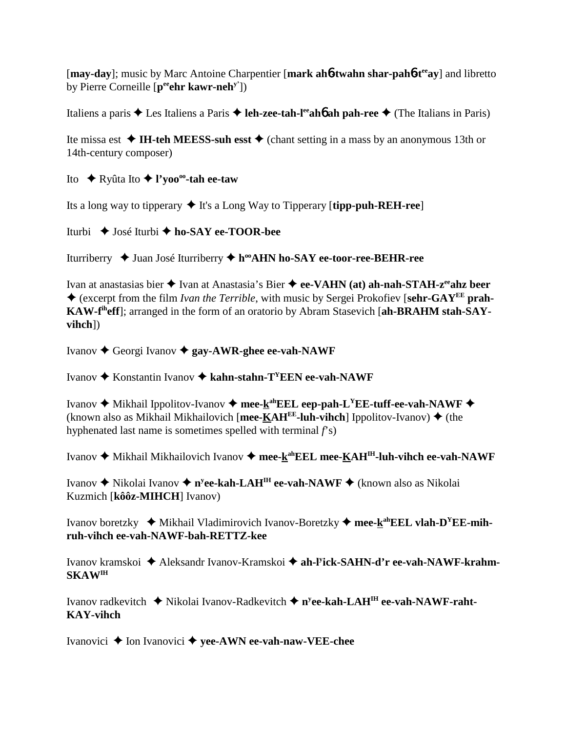[**may-day**]; music by Marc Antoine Charpentier [**mark ahɓ-twahn shar-pahɓ-t[ee]ay**] and libretto by Pierre Corneille [**p[ee]ehr kawr-neh[y']**])

Italiens a paris ✦ Les Italiens a Paris ✦ **leh-zee-tah-l[ee]ahɓ ah pah-ree** ✦ (The Italians in Paris)

Ite missa est ✦ **IH-teh MEESS-suh esst** ✦ (chant setting in a mass by an anonymous 13th or 14th-century composer)

Ito ✦ Ryûta Ito ✦ **l'yoo[oo]-tah ee-taw**

Its a long way to tipperary ✦ It's a Long Way to Tipperary [**tipp-puh-REH-ree**]

Iturbi ✦ José Iturbi ✦ **ho-SAY ee-TOOR-bee**

Iturriberry ✦ Juan José Iturriberry ✦ **h[oo]AHN ho-SAY ee-toor-ree-BEHR-ree**

Ivan at anastasias bier ✦ Ivan at Anastasia's Bier ✦ **ee-VAHN (at) ah-nah-STAH-z[ee]ahz beer** ✦ (excerpt from the film *Ivan the Terrible*, with music by Sergei Prokofiev [**sehr-GAY[EE] prah-KAW-f[ih]eff**]; arranged in the form of an oratorio by Abram Stasevich [**ah-BRAHM stah-SAY-vihch**])

Ivanov ✦ Georgi Ivanov ✦ **gay-AWR-ghee ee-vah-NAWF**

Ivanov ✦ Konstantin Ivanov ✦ **kahn-stahn-T[Y]EEN ee-vah-NAWF**

Ivanov ✦ Mikhail Ippolitov-Ivanov ✦ **mee-k[ah]EEL eep-pah-L[Y]EE-tuff-ee-vah-NAWF** ✦ (known also as Mikhail Mikhailovich [**mee-KAH[EE]-luh-vihch**] Ippolitov-Ivanov) ✦ (the hyphenated last name is sometimes spelled with terminal *f*'s)

Ivanov ✦ Mikhail Mikhailovich Ivanov ✦ **mee-k[ah]EEL mee-KAH[IH]-luh-vihch ee-vah-NAWF**

Ivanov ✦ Nikolai Ivanov ✦ **n[y]ee-kah-LAH[IH] ee-vah-NAWF** ✦ (known also as Nikolai Kuzmich [**kôôz-MIHCH**] Ivanov)

Ivanov boretzky ✦ Mikhail Vladimirovich Ivanov-Boretzky ✦ **mee-k[ah]EEL vlah-D[Y]EE-mih-ruh-vihch ee-vah-NAWF-bah-RETTZ-kee**

Ivanov kramskoi ✦ Aleksandr Ivanov-Kramskoi ✦ **ah-l[y]ick-SAHN-d'r ee-vah-NAWF-krahm-SKAW[IH]**

Ivanov radkevitch ✦ Nikolai Ivanov-Radkevitch ✦ **n[y]ee-kah-LAH[IH] ee-vah-NAWF-raht-KAY-vihch**

Ivanovici ✦ Ion Ivanovici ✦ **yee-AWN ee-vah-naw-VEE-chee**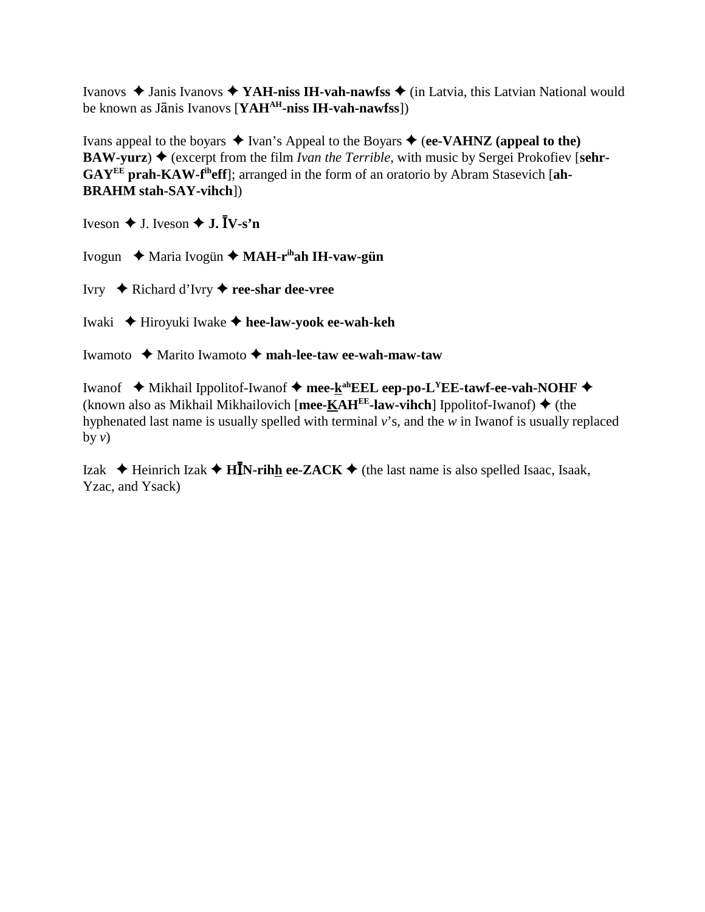Ivanovs ✦ Janis Ivanovs ✦ **YAH-niss IH-vah-nawfss** ✦ (in Latvia, this Latvian National would be known as Jānis Ivanovs [**YAH[AH]-niss IH-vah-nawfss**])

Ivans appeal to the boyars ✦ Ivan's Appeal to the Boyars ✦ (**ee-VAHNZ (appeal to the) BAW-yurz**) ✦ (excerpt from the film *Ivan the Terrible*, with music by Sergei Prokofiev [**sehr-GAY[EE] prah-KAW-f[ih]eff**]; arranged in the form of an oratorio by Abram Stasevich [**ah-BRAHM stah-SAY-vihch**])

Iveson ✦ J. Iveson ✦ **J. ĪV-s'n**

Ivogun ✦ Maria Ivogün ✦ **MAH-r[ih]ah IH-vaw-gün**

Ivry ✦ Richard d'Ivry ✦ **ree-shar dee-vree**

Iwaki ✦ Hiroyuki Iwake ✦ **hee-law-yook ee-wah-keh**

Iwamoto ✦ Marito Iwamoto ✦ **mah-lee-taw ee-wah-maw-taw**

Iwanof ✦ Mikhail Ippolitof-Iwanof ✦ **mee-k[ah]EEL eep-po-L[Y]EE-tawf-ee-vah-NOHF** ✦ (known also as Mikhail Mikhailovich [**mee-KAH[EE]-law-vihch**] Ippolitof-Iwanof) ✦ (the hyphenated last name is usually spelled with terminal *v*'s, and the *w* in Iwanof is usually replaced by *v*)

Izak ✦ Heinrich Izak ✦ **HĪN-rihh ee-ZACK** ✦ (the last name is also spelled Isaac, Isaak, Yzac, and Ysack)